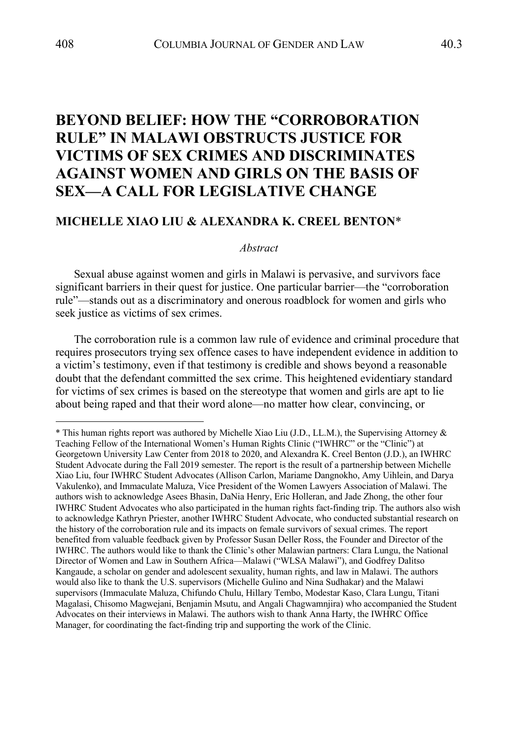# BEYOND BELIEF: HOW THE "CORROBORATION RULE" IN MALAWI OBSTRUCTS JUSTICE FOR VICTIMS OF SEX CRIMES AND DISCRIMINATES AGAINST WOMEN AND GIRLS ON THE BASIS OF SEX—A CALL FOR LEGISLATIVE CHANGE

## MICHELLE XIAO LIU & ALEXANDRA K. CREEL BENTON*

*Abstract*

Sexual abuse against women and girls in Malawi is pervasive, and survivors face significant barriers in their quest for justice. One particular barrier—the "corroboration rule"—stands out as a discriminatory and onerous roadblock for women and girls who seek justice as victims of sex crimes.

The corroboration rule is a common law rule of evidence and criminal procedure that requires prosecutors trying sex offence cases to have independent evidence in addition to a victim's testimony, even if that testimony is credible and shows beyond a reasonable doubt that the defendant committed the sex crime. This heightened evidentiary standard for victims of sex crimes is based on the stereotype that women and girls are apt to lie about being raped and that their word alone—no matter how clear, convincing, or

---

* This human rights report was authored by Michelle Xiao Liu (J.D., LL.M.), the Supervising Attorney & Teaching Fellow of the International Women's Human Rights Clinic ("IWHRC" or the "Clinic") at Georgetown University Law Center from 2018 to 2020, and Alexandra K. Creel Benton (J.D.), an IWHRC Student Advocate during the Fall 2019 semester. The report is the result of a partnership between Michelle Xiao Liu, four IWHRC Student Advocates (Allison Carlon, Mariame Dangnokho, Amy Uihlein, and Darya Vakulenko), and Immaculate Maluza, Vice President of the Women Lawyers Association of Malawi. The authors wish to acknowledge Asees Bhasin, DaNia Henry, Eric Holleran, and Jade Zhong, the other four IWHRC Student Advocates who also participated in the human rights fact-finding trip. The authors also wish to acknowledge Kathryn Priester, another IWHRC Student Advocate, who conducted substantial research on the history of the corroboration rule and its impacts on female survivors of sexual crimes. The report benefited from valuable feedback given by Professor Susan Deller Ross, the Founder and Director of the IWHRC. The authors would like to thank the Clinic's other Malawian partners: Clara Lungu, the National Director of Women and Law in Southern Africa—Malawi ("WLSA Malawi"), and Godfrey Dalitso Kangaude, a scholar on gender and adolescent sexuality, human rights, and law in Malawi. The authors would also like to thank the U.S. supervisors (Michelle Gulino and Nina Sudhakar) and the Malawi supervisors (Immaculate Maluza, Chifundo Chulu, Hillary Tembo, Modestar Kaso, Clara Lungu, Titani Magalasi, Chisomo Magwejani, Benjamin Msutu, and Angali Chagwamnjira) who accompanied the Student Advocates on their interviews in Malawi. The authors wish to thank Anna Harty, the IWHRC Office Manager, for coordinating the fact-finding trip and supporting the work of the Clinic.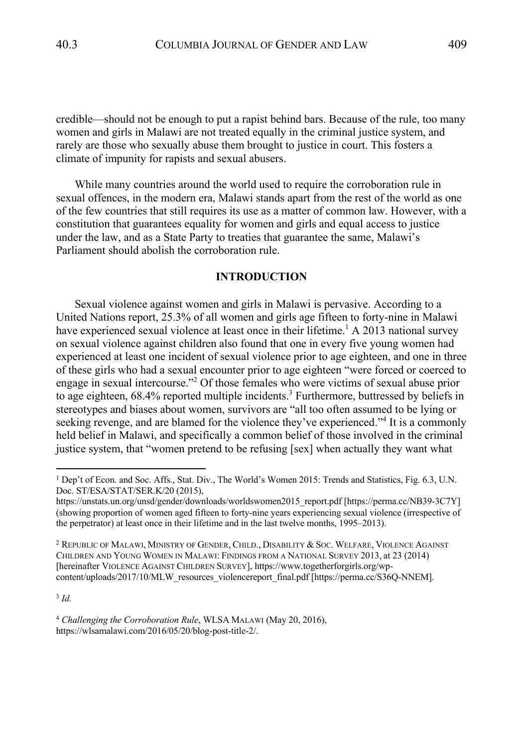credible—should not be enough to put a rapist behind bars. Because of the rule, too many women and girls in Malawi are not treated equally in the criminal justice system, and rarely are those who sexually abuse them brought to justice in court. This fosters a climate of impunity for rapists and sexual abusers.

While many countries around the world used to require the corroboration rule in sexual offences, in the modern era, Malawi stands apart from the rest of the world as one of the few countries that still requires its use as a matter of common law. However, with a constitution that guarantees equality for women and girls and equal access to justice under the law, and as a State Party to treaties that guarantee the same, Malawi's Parliament should abolish the corroboration rule.

## INTRODUCTION

Sexual violence against women and girls in Malawi is pervasive. According to a United Nations report, 25.3% of all women and girls age fifteen to forty-nine in Malawi have experienced sexual violence at least once in their lifetime.[1] A 2013 national survey on sexual violence against children also found that one in every five young women had experienced at least one incident of sexual violence prior to age eighteen, and one in three of these girls who had a sexual encounter prior to age eighteen "were forced or coerced to engage in sexual intercourse."[2] Of those females who were victims of sexual abuse prior to age eighteen, 68.4% reported multiple incidents.[3] Furthermore, buttressed by beliefs in stereotypes and biases about women, survivors are "all too often assumed to be lying or seeking revenge, and are blamed for the violence they've experienced."[4] It is a commonly held belief in Malawi, and specifically a common belief of those involved in the criminal justice system, that "women pretend to be refusing [sex] when actually they want what

---

[1] Dep't of Econ. and Soc. Affs., Stat. Div., The World's Women 2015: Trends and Statistics, Fig. 6.3, U.N. Doc. ST/ESA/STAT/SER.K/20 (2015), https://unstats.un.org/unsd/gender/downloads/worldswomen2015_report.pdf [https://perma.cc/NB39-3C7Y] (showing proportion of women aged fifteen to forty-nine years experiencing sexual violence (irrespective of the perpetrator) at least once in their lifetime and in the last twelve months, 1995–2013).

[2] REPUBLIC OF MALAWI, MINISTRY OF GENDER, CHILD., DISABILITY & SOC. WELFARE, VIOLENCE AGAINST CHILDREN AND YOUNG WOMEN IN MALAWI: FINDINGS FROM A NATIONAL SURVEY 2013, at 23 (2014) [hereinafter VIOLENCE AGAINST CHILDREN SURVEY], https://www.togetherforgirls.org/wp-content/uploads/2017/10/MLW_resources_violencereport_final.pdf [https://perma.cc/S36Q-NNEM].

[3] *Id.*

[4] *Challenging the Corroboration Rule*, WLSA MALAWI (May 20, 2016), https://wlsamalawi.com/2016/05/20/blog-post-title-2/.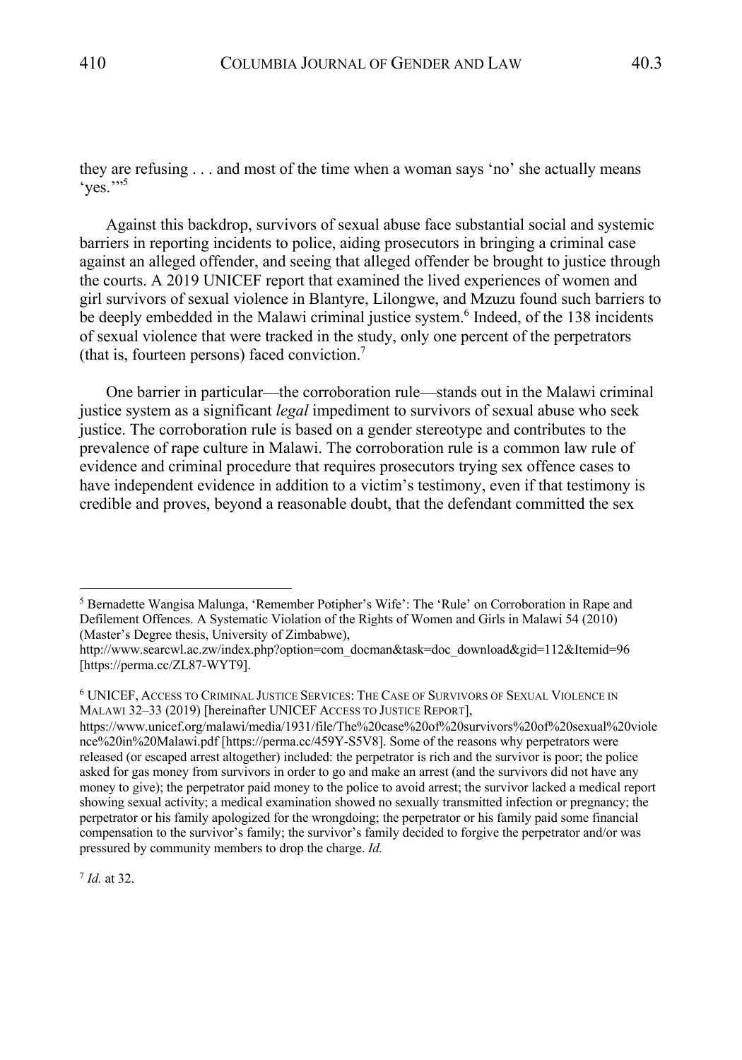they are refusing . . . and most of the time when a woman says 'no' she actually means 'yes.'"[5]

Against this backdrop, survivors of sexual abuse face substantial social and systemic barriers in reporting incidents to police, aiding prosecutors in bringing a criminal case against an alleged offender, and seeing that alleged offender be brought to justice through the courts. A 2019 UNICEF report that examined the lived experiences of women and girl survivors of sexual violence in Blantyre, Lilongwe, and Mzuzu found such barriers to be deeply embedded in the Malawi criminal justice system.[6] Indeed, of the 138 incidents of sexual violence that were tracked in the study, only one percent of the perpetrators (that is, fourteen persons) faced conviction.[7]

One barrier in particular—the corroboration rule—stands out in the Malawi criminal justice system as a significant *legal* impediment to survivors of sexual abuse who seek justice. The corroboration rule is based on a gender stereotype and contributes to the prevalence of rape culture in Malawi. The corroboration rule is a common law rule of evidence and criminal procedure that requires prosecutors trying sex offence cases to have independent evidence in addition to a victim's testimony, even if that testimony is credible and proves, beyond a reasonable doubt, that the defendant committed the sex

---

[5] Bernadette Wangisa Malunga, 'Remember Potipher's Wife': The 'Rule' on Corroboration in Rape and Defilement Offences. A Systematic Violation of the Rights of Women and Girls in Malawi 54 (2010) (Master's Degree thesis, University of Zimbabwe), http://www.searcwl.ac.zw/index.php?option=com_docman&task=doc_download&gid=112&Itemid=96 [https://perma.cc/ZL87-WYT9].

[6] UNICEF, ACCESS TO CRIMINAL JUSTICE SERVICES: THE CASE OF SURVIVORS OF SEXUAL VIOLENCE IN MALAWI 32–33 (2019) [hereinafter UNICEF ACCESS TO JUSTICE REPORT], https://www.unicef.org/malawi/media/1931/file/The%20case%20of%20survivors%20of%20sexual%20violence%20in%20Malawi.pdf [https://perma.cc/459Y-S5V8]. Some of the reasons why perpetrators were released (or escaped arrest altogether) included: the perpetrator is rich and the survivor is poor; the police asked for gas money from survivors in order to go and make an arrest (and the survivors did not have any money to give); the perpetrator paid money to the police to avoid arrest; the survivor lacked a medical report showing sexual activity; a medical examination showed no sexually transmitted infection or pregnancy; the perpetrator or his family apologized for the wrongdoing; the perpetrator or his family paid some financial compensation to the survivor's family; the survivor's family decided to forgive the perpetrator and/or was pressured by community members to drop the charge. *Id.*

[7] *Id.* at 32.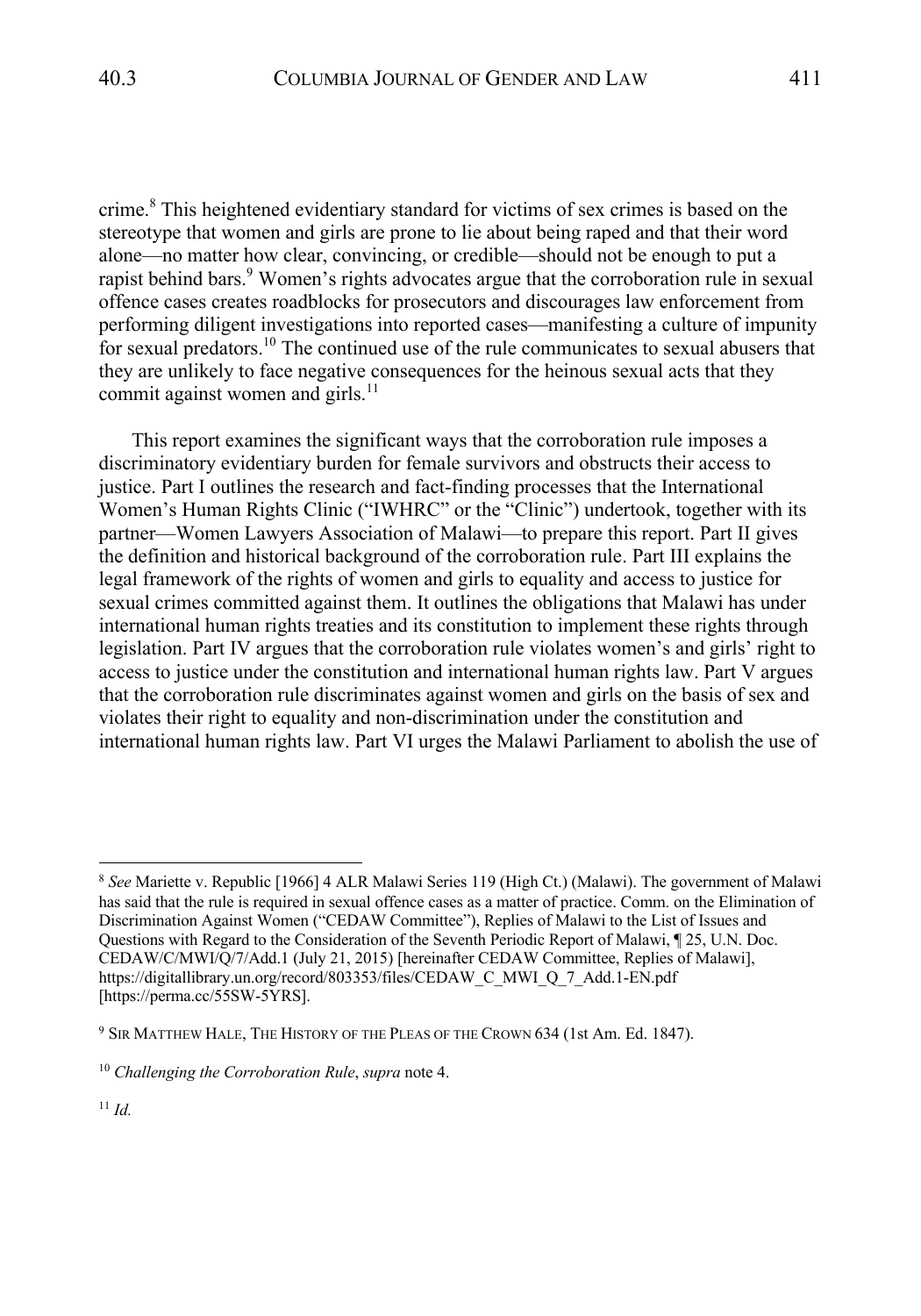crime.[8] This heightened evidentiary standard for victims of sex crimes is based on the stereotype that women and girls are prone to lie about being raped and that their word alone—no matter how clear, convincing, or credible—should not be enough to put a rapist behind bars.[9] Women's rights advocates argue that the corroboration rule in sexual offence cases creates roadblocks for prosecutors and discourages law enforcement from performing diligent investigations into reported cases—manifesting a culture of impunity for sexual predators.[10] The continued use of the rule communicates to sexual abusers that they are unlikely to face negative consequences for the heinous sexual acts that they commit against women and girls.[11]

This report examines the significant ways that the corroboration rule imposes a discriminatory evidentiary burden for female survivors and obstructs their access to justice. Part I outlines the research and fact-finding processes that the International Women's Human Rights Clinic ("IWHRC" or the "Clinic") undertook, together with its partner—Women Lawyers Association of Malawi—to prepare this report. Part II gives the definition and historical background of the corroboration rule. Part III explains the legal framework of the rights of women and girls to equality and access to justice for sexual crimes committed against them. It outlines the obligations that Malawi has under international human rights treaties and its constitution to implement these rights through legislation. Part IV argues that the corroboration rule violates women's and girls' right to access to justice under the constitution and international human rights law. Part V argues that the corroboration rule discriminates against women and girls on the basis of sex and violates their right to equality and non-discrimination under the constitution and international human rights law. Part VI urges the Malawi Parliament to abolish the use of

---

[8] *See* Mariette v. Republic [1966] 4 ALR Malawi Series 119 (High Ct.) (Malawi). The government of Malawi has said that the rule is required in sexual offence cases as a matter of practice. Comm. on the Elimination of Discrimination Against Women ("CEDAW Committee"), Replies of Malawi to the List of Issues and Questions with Regard to the Consideration of the Seventh Periodic Report of Malawi, ¶ 25, U.N. Doc. CEDAW/C/MWI/Q/7/Add.1 (July 21, 2015) [hereinafter CEDAW Committee, Replies of Malawi], https://digitallibrary.un.org/record/803353/files/CEDAW_C_MWI_Q_7_Add.1-EN.pdf [https://perma.cc/55SW-5YRS].

[9] SIR MATTHEW HALE, THE HISTORY OF THE PLEAS OF THE CROWN 634 (1st Am. Ed. 1847).

[10] *Challenging the Corroboration Rule*, *supra* note 4.

[11] *Id.*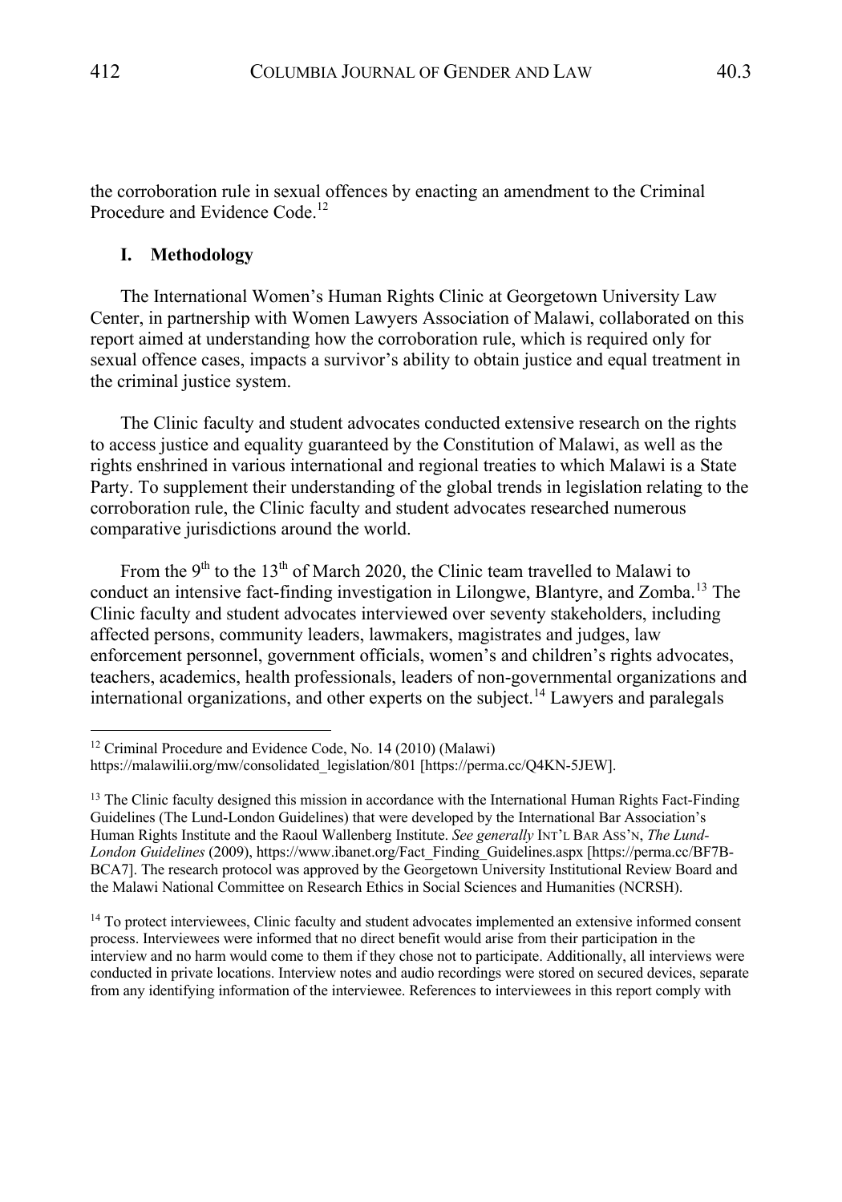the corroboration rule in sexual offences by enacting an amendment to the Criminal Procedure and Evidence Code.[12]

## I. Methodology

The International Women's Human Rights Clinic at Georgetown University Law Center, in partnership with Women Lawyers Association of Malawi, collaborated on this report aimed at understanding how the corroboration rule, which is required only for sexual offence cases, impacts a survivor's ability to obtain justice and equal treatment in the criminal justice system.

The Clinic faculty and student advocates conducted extensive research on the rights to access justice and equality guaranteed by the Constitution of Malawi, as well as the rights enshrined in various international and regional treaties to which Malawi is a State Party. To supplement their understanding of the global trends in legislation relating to the corroboration rule, the Clinic faculty and student advocates researched numerous comparative jurisdictions around the world.

From the 9th to the 13th of March 2020, the Clinic team travelled to Malawi to conduct an intensive fact-finding investigation in Lilongwe, Blantyre, and Zomba.[13] The Clinic faculty and student advocates interviewed over seventy stakeholders, including affected persons, community leaders, lawmakers, magistrates and judges, law enforcement personnel, government officials, women's and children's rights advocates, teachers, academics, health professionals, leaders of non-governmental organizations and international organizations, and other experts on the subject.[14] Lawyers and paralegals

---

[12] Criminal Procedure and Evidence Code, No. 14 (2010) (Malawi) https://malawilii.org/mw/consolidated_legislation/801 [https://perma.cc/Q4KN-5JEW].

[13] The Clinic faculty designed this mission in accordance with the International Human Rights Fact-Finding Guidelines (The Lund-London Guidelines) that were developed by the International Bar Association's Human Rights Institute and the Raoul Wallenberg Institute. *See generally* INT'L BAR ASS'N, *The Lund-London Guidelines* (2009), https://www.ibanet.org/Fact_Finding_Guidelines.aspx [https://perma.cc/BF7B-BCA7]. The research protocol was approved by the Georgetown University Institutional Review Board and the Malawi National Committee on Research Ethics in Social Sciences and Humanities (NCRSH).

[14] To protect interviewees, Clinic faculty and student advocates implemented an extensive informed consent process. Interviewees were informed that no direct benefit would arise from their participation in the interview and no harm would come to them if they chose not to participate. Additionally, all interviews were conducted in private locations. Interview notes and audio recordings were stored on secured devices, separate from any identifying information of the interviewee. References to interviewees in this report comply with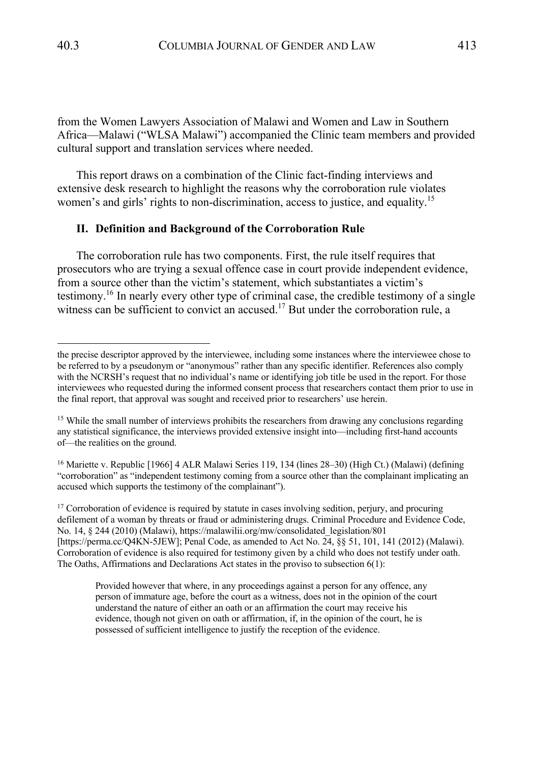from the Women Lawyers Association of Malawi and Women and Law in Southern Africa—Malawi ("WLSA Malawi") accompanied the Clinic team members and provided cultural support and translation services where needed.

This report draws on a combination of the Clinic fact-finding interviews and extensive desk research to highlight the reasons why the corroboration rule violates women's and girls' rights to non-discrimination, access to justice, and equality.[15]

## II. Definition and Background of the Corroboration Rule

The corroboration rule has two components. First, the rule itself requires that prosecutors who are trying a sexual offence case in court provide independent evidence, from a source other than the victim's statement, which substantiates a victim's testimony.[16] In nearly every other type of criminal case, the credible testimony of a single witness can be sufficient to convict an accused.[17] But under the corroboration rule, a

---

the precise descriptor approved by the interviewee, including some instances where the interviewee chose to be referred to by a pseudonym or "anonymous" rather than any specific identifier. References also comply with the NCRSH's request that no individual's name or identifying job title be used in the report. For those interviewees who requested during the informed consent process that researchers contact them prior to use in the final report, that approval was sought and received prior to researchers' use herein.

[15] While the small number of interviews prohibits the researchers from drawing any conclusions regarding any statistical significance, the interviews provided extensive insight into—including first-hand accounts of—the realities on the ground.

[16] Mariette v. Republic [1966] 4 ALR Malawi Series 119, 134 (lines 28–30) (High Ct.) (Malawi) (defining "corroboration" as "independent testimony coming from a source other than the complainant implicating an accused which supports the testimony of the complainant").

[17] Corroboration of evidence is required by statute in cases involving sedition, perjury, and procuring defilement of a woman by threats or fraud or administering drugs. Criminal Procedure and Evidence Code, No. 14, § 244 (2010) (Malawi), https://malawilii.org/mw/consolidated_legislation/801 [https://perma.cc/Q4KN-5JEW]; Penal Code, as amended to Act No. 24, §§ 51, 101, 141 (2012) (Malawi). Corroboration of evidence is also required for testimony given by a child who does not testify under oath. The Oaths, Affirmations and Declarations Act states in the proviso to subsection 6(1):

> Provided however that where, in any proceedings against a person for any offence, any person of immature age, before the court as a witness, does not in the opinion of the court understand the nature of either an oath or an affirmation the court may receive his evidence, though not given on oath or affirmation, if, in the opinion of the court, he is possessed of sufficient intelligence to justify the reception of the evidence.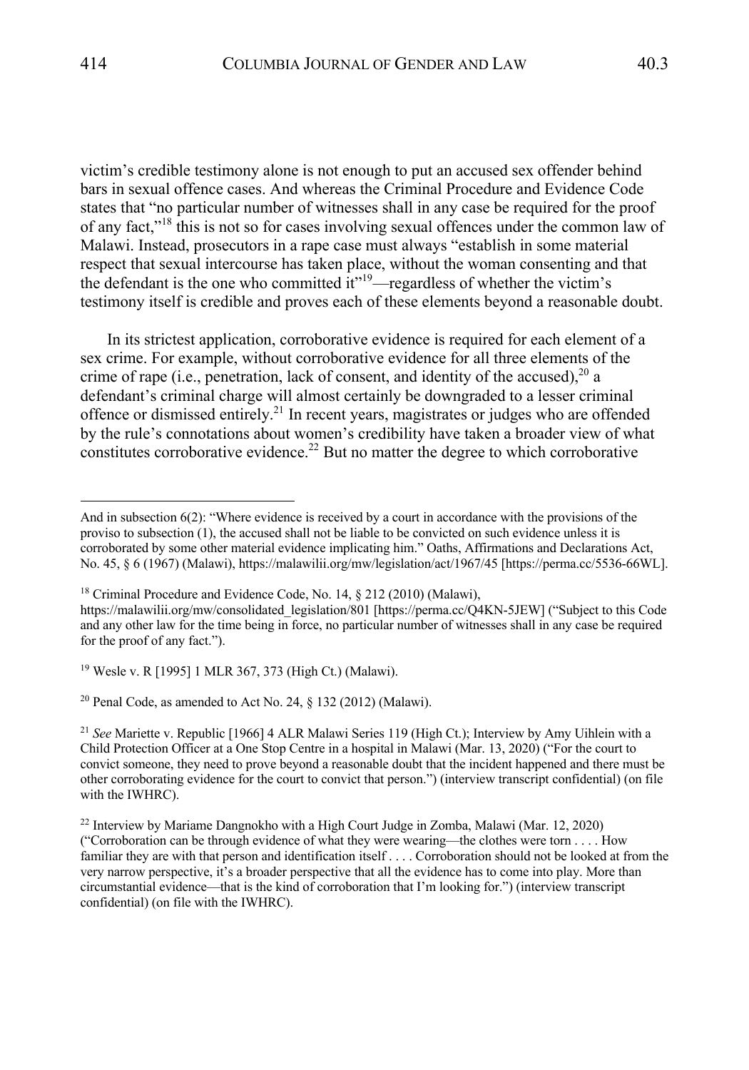victim's credible testimony alone is not enough to put an accused sex offender behind bars in sexual offence cases. And whereas the Criminal Procedure and Evidence Code states that "no particular number of witnesses shall in any case be required for the proof of any fact,"[18] this is not so for cases involving sexual offences under the common law of Malawi. Instead, prosecutors in a rape case must always "establish in some material respect that sexual intercourse has taken place, without the woman consenting and that the defendant is the one who committed it"[19]—regardless of whether the victim's testimony itself is credible and proves each of these elements beyond a reasonable doubt.

In its strictest application, corroborative evidence is required for each element of a sex crime. For example, without corroborative evidence for all three elements of the crime of rape (i.e., penetration, lack of consent, and identity of the accused),[20] a defendant's criminal charge will almost certainly be downgraded to a lesser criminal offence or dismissed entirely.[21] In recent years, magistrates or judges who are offended by the rule's connotations about women's credibility have taken a broader view of what constitutes corroborative evidence.[22] But no matter the degree to which corroborative

---

And in subsection 6(2): "Where evidence is received by a court in accordance with the provisions of the proviso to subsection (1), the accused shall not be liable to be convicted on such evidence unless it is corroborated by some other material evidence implicating him." Oaths, Affirmations and Declarations Act, No. 45, § 6 (1967) (Malawi), https://malawilii.org/mw/legislation/act/1967/45 [https://perma.cc/5536-66WL].

[18] Criminal Procedure and Evidence Code, No. 14, § 212 (2010) (Malawi), https://malawilii.org/mw/consolidated_legislation/801 [https://perma.cc/Q4KN-5JEW] ("Subject to this Code and any other law for the time being in force, no particular number of witnesses shall in any case be required for the proof of any fact.").

[19] Wesle v. R [1995] 1 MLR 367, 373 (High Ct.) (Malawi).

[20] Penal Code, as amended to Act No. 24, § 132 (2012) (Malawi).

[21] *See* Mariette v. Republic [1966] 4 ALR Malawi Series 119 (High Ct.); Interview by Amy Uihlein with a Child Protection Officer at a One Stop Centre in a hospital in Malawi (Mar. 13, 2020) ("For the court to convict someone, they need to prove beyond a reasonable doubt that the incident happened and there must be other corroborating evidence for the court to convict that person.") (interview transcript confidential) (on file with the IWHRC).

[22] Interview by Mariame Dangnokho with a High Court Judge in Zomba, Malawi (Mar. 12, 2020) ("Corroboration can be through evidence of what they were wearing—the clothes were torn . . . . How familiar they are with that person and identification itself . . . . Corroboration should not be looked at from the very narrow perspective, it's a broader perspective that all the evidence has to come into play. More than circumstantial evidence—that is the kind of corroboration that I'm looking for.") (interview transcript confidential) (on file with the IWHRC).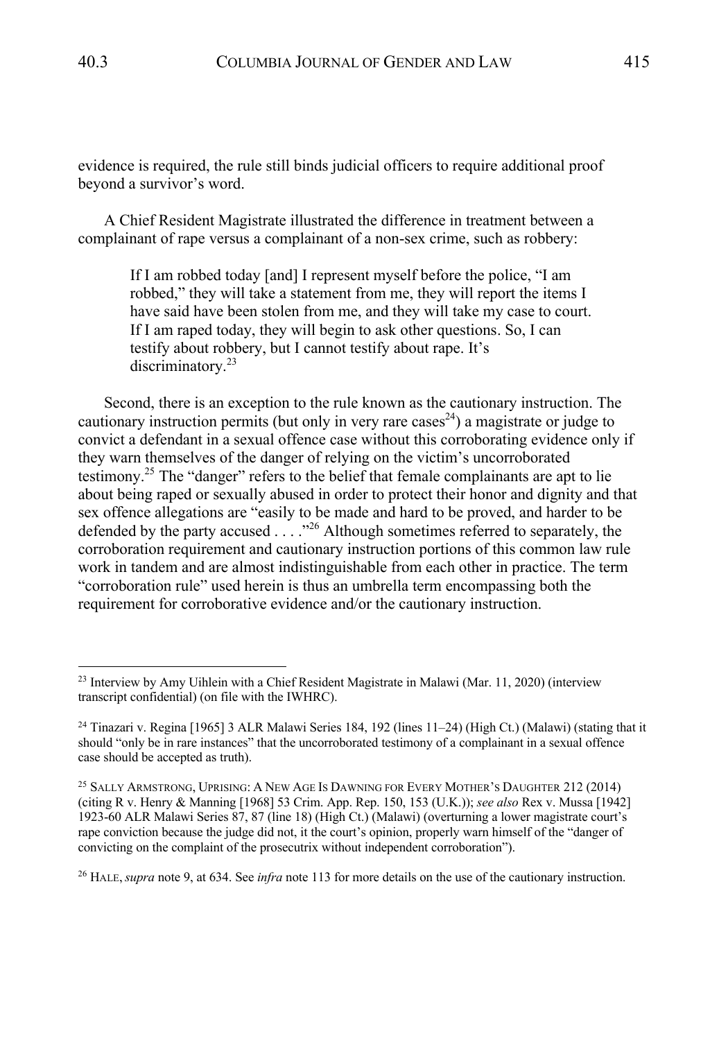evidence is required, the rule still binds judicial officers to require additional proof beyond a survivor's word.

A Chief Resident Magistrate illustrated the difference in treatment between a complainant of rape versus a complainant of a non-sex crime, such as robbery:

> If I am robbed today [and] I represent myself before the police, "I am robbed," they will take a statement from me, they will report the items I have said have been stolen from me, and they will take my case to court. If I am raped today, they will begin to ask other questions. So, I can testify about robbery, but I cannot testify about rape. It's discriminatory.[23]

Second, there is an exception to the rule known as the cautionary instruction. The cautionary instruction permits (but only in very rare cases[24]) a magistrate or judge to convict a defendant in a sexual offence case without this corroborating evidence only if they warn themselves of the danger of relying on the victim's uncorroborated testimony.[25] The "danger" refers to the belief that female complainants are apt to lie about being raped or sexually abused in order to protect their honor and dignity and that sex offence allegations are "easily to be made and hard to be proved, and harder to be defended by the party accused . . . ."[26] Although sometimes referred to separately, the corroboration requirement and cautionary instruction portions of this common law rule work in tandem and are almost indistinguishable from each other in practice. The term "corroboration rule" used herein is thus an umbrella term encompassing both the requirement for corroborative evidence and/or the cautionary instruction.

---

[23] Interview by Amy Uihlein with a Chief Resident Magistrate in Malawi (Mar. 11, 2020) (interview transcript confidential) (on file with the IWHRC).

[24] Tinazari v. Regina [1965] 3 ALR Malawi Series 184, 192 (lines 11–24) (High Ct.) (Malawi) (stating that it should "only be in rare instances" that the uncorroborated testimony of a complainant in a sexual offence case should be accepted as truth).

[25] SALLY ARMSTRONG, UPRISING: A NEW AGE IS DAWNING FOR EVERY MOTHER'S DAUGHTER 212 (2014) (citing R v. Henry & Manning [1968] 53 Crim. App. Rep. 150, 153 (U.K.)); *see also* Rex v. Mussa [1942] 1923-60 ALR Malawi Series 87, 87 (line 18) (High Ct.) (Malawi) (overturning a lower magistrate court's rape conviction because the judge did not, it the court's opinion, properly warn himself of the "danger of convicting on the complaint of the prosecutrix without independent corroboration").

[26] HALE, *supra* note 9, at 634. See *infra* note 113 for more details on the use of the cautionary instruction.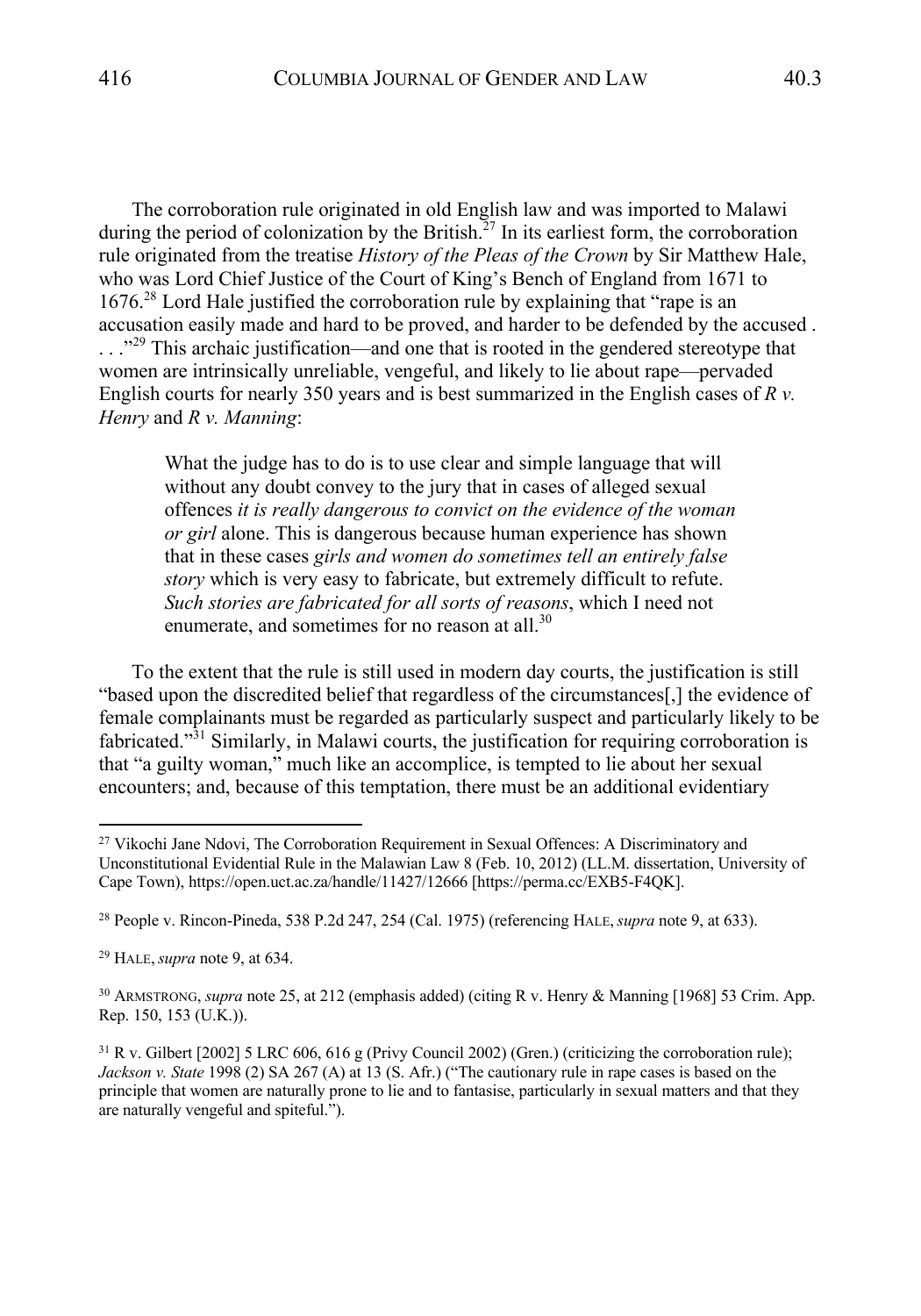The corroboration rule originated in old English law and was imported to Malawi during the period of colonization by the British.[27] In its earliest form, the corroboration rule originated from the treatise *History of the Pleas of the Crown* by Sir Matthew Hale, who was Lord Chief Justice of the Court of King's Bench of England from 1671 to 1676.[28] Lord Hale justified the corroboration rule by explaining that "rape is an accusation easily made and hard to be proved, and harder to be defended by the accused . . . ."[29] This archaic justification—and one that is rooted in the gendered stereotype that women are intrinsically unreliable, vengeful, and likely to lie about rape—pervaded English courts for nearly 350 years and is best summarized in the English cases of *R v. Henry* and *R v. Manning*:

> What the judge has to do is to use clear and simple language that will without any doubt convey to the jury that in cases of alleged sexual offences *it is really dangerous to convict on the evidence of the woman or girl* alone. This is dangerous because human experience has shown that in these cases *girls and women do sometimes tell an entirely false story* which is very easy to fabricate, but extremely difficult to refute. *Such stories are fabricated for all sorts of reasons*, which I need not enumerate, and sometimes for no reason at all.[30]

To the extent that the rule is still used in modern day courts, the justification is still "based upon the discredited belief that regardless of the circumstances[,] the evidence of female complainants must be regarded as particularly suspect and particularly likely to be fabricated."[31] Similarly, in Malawi courts, the justification for requiring corroboration is that "a guilty woman," much like an accomplice, is tempted to lie about her sexual encounters; and, because of this temptation, there must be an additional evidentiary

---

[27] Vikochi Jane Ndovi, The Corroboration Requirement in Sexual Offences: A Discriminatory and Unconstitutional Evidential Rule in the Malawian Law 8 (Feb. 10, 2012) (LL.M. dissertation, University of Cape Town), https://open.uct.ac.za/handle/11427/12666 [https://perma.cc/EXB5-F4QK].

[28] People v. Rincon-Pineda, 538 P.2d 247, 254 (Cal. 1975) (referencing HALE, *supra* note 9, at 633).

[29] HALE, *supra* note 9, at 634.

[30] ARMSTRONG, *supra* note 25, at 212 (emphasis added) (citing R v. Henry & Manning [1968] 53 Crim. App. Rep. 150, 153 (U.K.)).

[31] R v. Gilbert [2002] 5 LRC 606, 616 g (Privy Council 2002) (Gren.) (criticizing the corroboration rule); *Jackson v. State* 1998 (2) SA 267 (A) at 13 (S. Afr.) ("The cautionary rule in rape cases is based on the principle that women are naturally prone to lie and to fantasise, particularly in sexual matters and that they are naturally vengeful and spiteful.").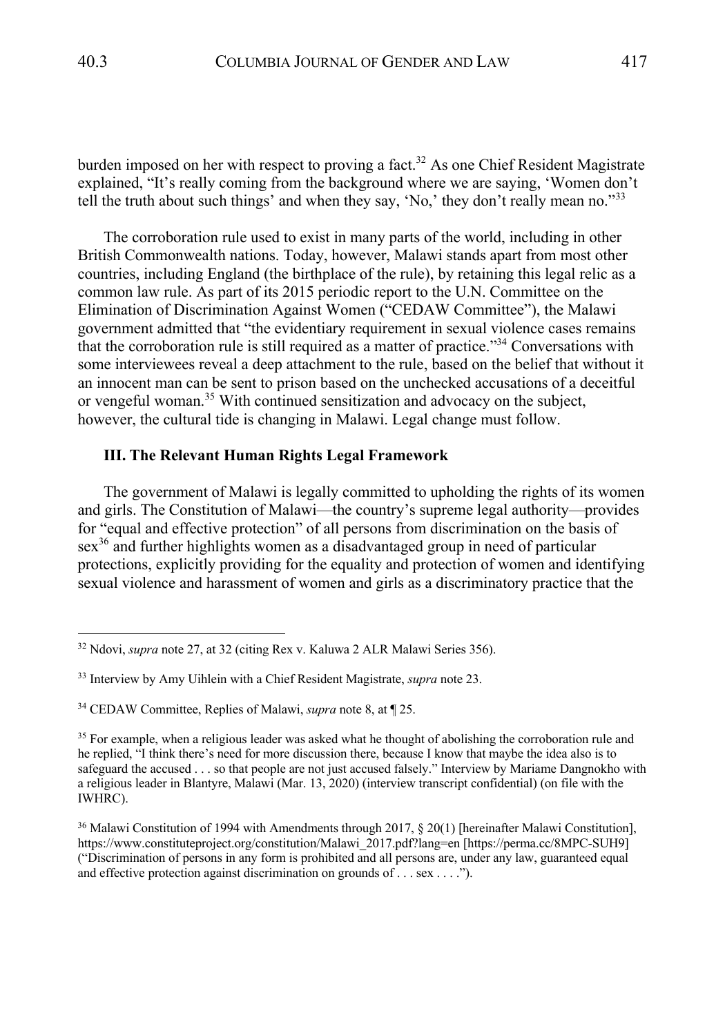burden imposed on her with respect to proving a fact.[32] As one Chief Resident Magistrate explained, "It's really coming from the background where we are saying, 'Women don't tell the truth about such things' and when they say, 'No,' they don't really mean no."[33]

The corroboration rule used to exist in many parts of the world, including in other British Commonwealth nations. Today, however, Malawi stands apart from most other countries, including England (the birthplace of the rule), by retaining this legal relic as a common law rule. As part of its 2015 periodic report to the U.N. Committee on the Elimination of Discrimination Against Women ("CEDAW Committee"), the Malawi government admitted that "the evidentiary requirement in sexual violence cases remains that the corroboration rule is still required as a matter of practice."[34] Conversations with some interviewees reveal a deep attachment to the rule, based on the belief that without it an innocent man can be sent to prison based on the unchecked accusations of a deceitful or vengeful woman.[35] With continued sensitization and advocacy on the subject, however, the cultural tide is changing in Malawi. Legal change must follow.

### III. The Relevant Human Rights Legal Framework

The government of Malawi is legally committed to upholding the rights of its women and girls. The Constitution of Malawi—the country's supreme legal authority—provides for "equal and effective protection" of all persons from discrimination on the basis of sex[36] and further highlights women as a disadvantaged group in need of particular protections, explicitly providing for the equality and protection of women and identifying sexual violence and harassment of women and girls as a discriminatory practice that the

---

[32] Ndovi, *supra* note 27, at 32 (citing Rex v. Kaluwa 2 ALR Malawi Series 356).

[33] Interview by Amy Uihlein with a Chief Resident Magistrate, *supra* note 23.

[34] CEDAW Committee, Replies of Malawi, *supra* note 8, at ¶ 25.

[35] For example, when a religious leader was asked what he thought of abolishing the corroboration rule and he replied, "I think there's need for more discussion there, because I know that maybe the idea also is to safeguard the accused . . . so that people are not just accused falsely." Interview by Mariame Dangnokho with a religious leader in Blantyre, Malawi (Mar. 13, 2020) (interview transcript confidential) (on file with the IWHRC).

[36] Malawi Constitution of 1994 with Amendments through 2017, § 20(1) [hereinafter Malawi Constitution], https://www.constituteproject.org/constitution/Malawi_2017.pdf?lang=en [https://perma.cc/8MPC-SUH9] ("Discrimination of persons in any form is prohibited and all persons are, under any law, guaranteed equal and effective protection against discrimination on grounds of . . . sex . . . .").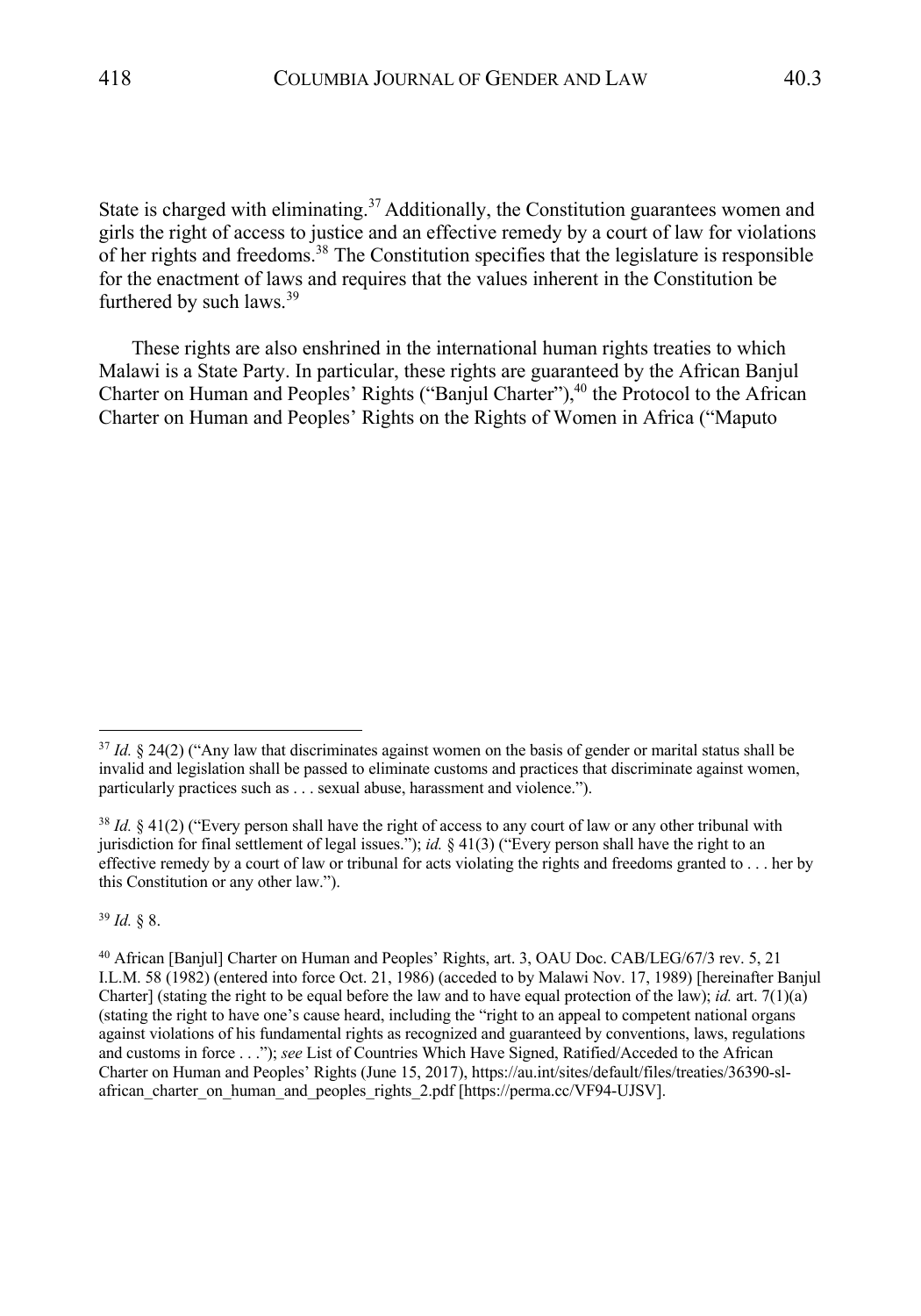State is charged with eliminating.[37] Additionally, the Constitution guarantees women and girls the right of access to justice and an effective remedy by a court of law for violations of her rights and freedoms.[38] The Constitution specifies that the legislature is responsible for the enactment of laws and requires that the values inherent in the Constitution be furthered by such laws.[39]

These rights are also enshrined in the international human rights treaties to which Malawi is a State Party. In particular, these rights are guaranteed by the African Banjul Charter on Human and Peoples' Rights ("Banjul Charter"),[40] the Protocol to the African Charter on Human and Peoples' Rights on the Rights of Women in Africa ("Maputo

---

[37] *Id.* § 24(2) ("Any law that discriminates against women on the basis of gender or marital status shall be invalid and legislation shall be passed to eliminate customs and practices that discriminate against women, particularly practices such as . . . sexual abuse, harassment and violence.").

[38] *Id.* § 41(2) ("Every person shall have the right of access to any court of law or any other tribunal with jurisdiction for final settlement of legal issues."); *id.* § 41(3) ("Every person shall have the right to an effective remedy by a court of law or tribunal for acts violating the rights and freedoms granted to . . . her by this Constitution or any other law.").

[39] *Id.* § 8.

[40] African [Banjul] Charter on Human and Peoples' Rights, art. 3, OAU Doc. CAB/LEG/67/3 rev. 5, 21 I.L.M. 58 (1982) (entered into force Oct. 21, 1986) (acceded to by Malawi Nov. 17, 1989) [hereinafter Banjul Charter] (stating the right to be equal before the law and to have equal protection of the law); *id.* art. 7(1)(a) (stating the right to have one's cause heard, including the "right to an appeal to competent national organs against violations of his fundamental rights as recognized and guaranteed by conventions, laws, regulations and customs in force . . ."); *see* List of Countries Which Have Signed, Ratified/Acceded to the African Charter on Human and Peoples' Rights (June 15, 2017), https://au.int/sites/default/files/treaties/36390-sl-african_charter_on_human_and_peoples_rights_2.pdf [https://perma.cc/VF94-UJSV].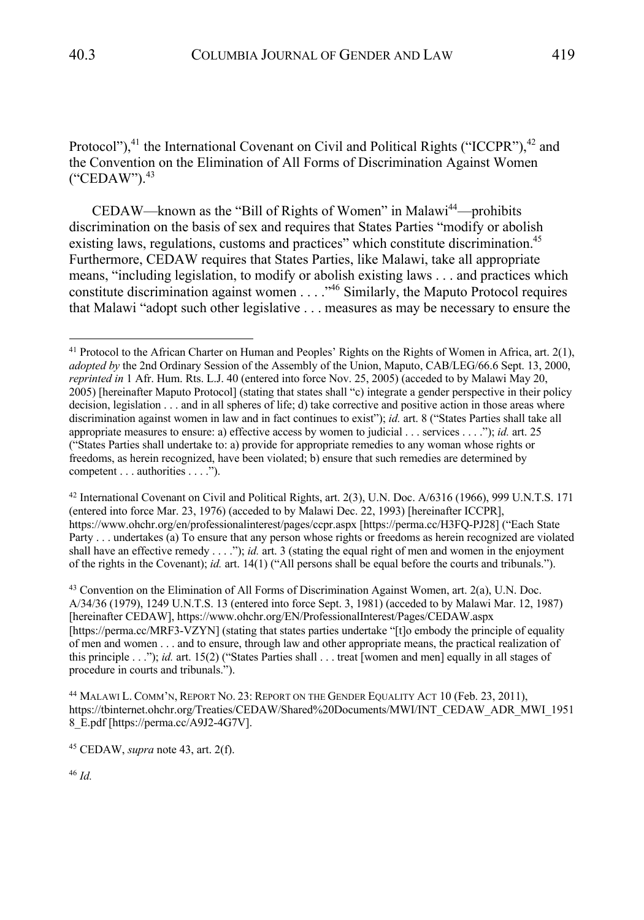Protocol"),[41] the International Covenant on Civil and Political Rights ("ICCPR"),[42] and the Convention on the Elimination of All Forms of Discrimination Against Women ("CEDAW").[43]

CEDAW—known as the "Bill of Rights of Women" in Malawi[44]—prohibits discrimination on the basis of sex and requires that States Parties "modify or abolish existing laws, regulations, customs and practices" which constitute discrimination.[45] Furthermore, CEDAW requires that States Parties, like Malawi, take all appropriate means, "including legislation, to modify or abolish existing laws . . . and practices which constitute discrimination against women . . . ."[46] Similarly, the Maputo Protocol requires that Malawi "adopt such other legislative . . . measures as may be necessary to ensure the

---

[41] Protocol to the African Charter on Human and Peoples' Rights on the Rights of Women in Africa, art. 2(1), *adopted by* the 2nd Ordinary Session of the Assembly of the Union, Maputo, CAB/LEG/66.6 Sept. 13, 2000, *reprinted in* 1 Afr. Hum. Rts. L.J. 40 (entered into force Nov. 25, 2005) (acceded to by Malawi May 20, 2005) [hereinafter Maputo Protocol] (stating that states shall "c) integrate a gender perspective in their policy decision, legislation . . . and in all spheres of life; d) take corrective and positive action in those areas where discrimination against women in law and in fact continues to exist"); *id.* art. 8 ("States Parties shall take all appropriate measures to ensure: a) effective access by women to judicial . . . services . . . ."); *id.* art. 25 ("States Parties shall undertake to: a) provide for appropriate remedies to any woman whose rights or freedoms, as herein recognized, have been violated; b) ensure that such remedies are determined by competent . . . authorities . . . .").

[42] International Covenant on Civil and Political Rights, art. 2(3), U.N. Doc. A/6316 (1966), 999 U.N.T.S. 171 (entered into force Mar. 23, 1976) (acceded to by Malawi Dec. 22, 1993) [hereinafter ICCPR], https://www.ohchr.org/en/professionalinterest/pages/ccpr.aspx [https://perma.cc/H3FQ-PJ28] ("Each State Party . . . undertakes (a) To ensure that any person whose rights or freedoms as herein recognized are violated shall have an effective remedy . . . ."); *id.* art. 3 (stating the equal right of men and women in the enjoyment of the rights in the Covenant); *id.* art. 14(1) ("All persons shall be equal before the courts and tribunals.").

[43] Convention on the Elimination of All Forms of Discrimination Against Women, art. 2(a), U.N. Doc. A/34/36 (1979), 1249 U.N.T.S. 13 (entered into force Sept. 3, 1981) (acceded to by Malawi Mar. 12, 1987) [hereinafter CEDAW], https://www.ohchr.org/EN/ProfessionalInterest/Pages/CEDAW.aspx [https://perma.cc/MRF3-VZYN] (stating that states parties undertake "[t]o embody the principle of equality of men and women . . . and to ensure, through law and other appropriate means, the practical realization of this principle . . ."); *id.* art. 15(2) ("States Parties shall . . . treat [women and men] equally in all stages of procedure in courts and tribunals.").

[44] MALAWI L. COMM'N, REPORT NO. 23: REPORT ON THE GENDER EQUALITY ACT 10 (Feb. 23, 2011), https://tbinternet.ohchr.org/Treaties/CEDAW/Shared%20Documents/MWI/INT_CEDAW_ADR_MWI_19518_E.pdf [https://perma.cc/A9J2-4G7V].

[45] CEDAW, *supra* note 43, art. 2(f).

[46] *Id.*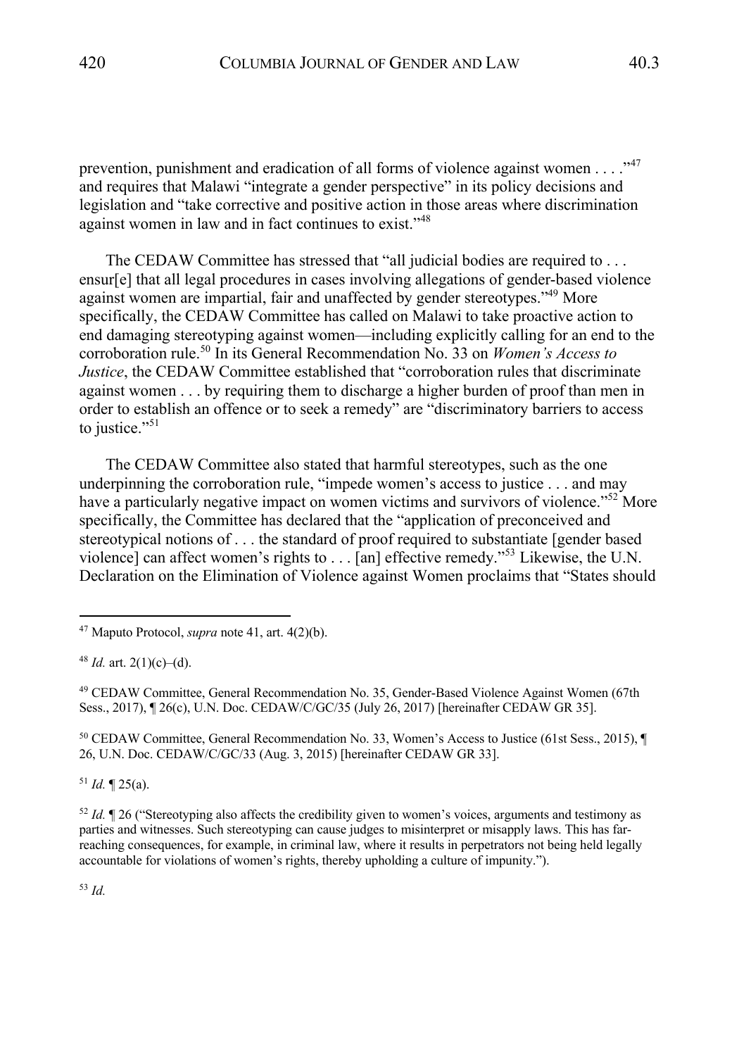prevention, punishment and eradication of all forms of violence against women . . . ."[47] and requires that Malawi "integrate a gender perspective" in its policy decisions and legislation and "take corrective and positive action in those areas where discrimination against women in law and in fact continues to exist."[48]

The CEDAW Committee has stressed that "all judicial bodies are required to . . . ensur[e] that all legal procedures in cases involving allegations of gender-based violence against women are impartial, fair and unaffected by gender stereotypes."[49] More specifically, the CEDAW Committee has called on Malawi to take proactive action to end damaging stereotyping against women—including explicitly calling for an end to the corroboration rule.[50] In its General Recommendation No. 33 on *Women's Access to Justice*, the CEDAW Committee established that "corroboration rules that discriminate against women . . . by requiring them to discharge a higher burden of proof than men in order to establish an offence or to seek a remedy" are "discriminatory barriers to access to justice."[51]

The CEDAW Committee also stated that harmful stereotypes, such as the one underpinning the corroboration rule, "impede women's access to justice . . . and may have a particularly negative impact on women victims and survivors of violence."[52] More specifically, the Committee has declared that the "application of preconceived and stereotypical notions of . . . the standard of proof required to substantiate [gender based violence] can affect women's rights to . . . [an] effective remedy."[53] Likewise, the U.N. Declaration on the Elimination of Violence against Women proclaims that "States should

---

[47] Maputo Protocol, *supra* note 41, art. 4(2)(b).

[48] *Id.* art. 2(1)(c)–(d).

[49] CEDAW Committee, General Recommendation No. 35, Gender-Based Violence Against Women (67th Sess., 2017), ¶ 26(c), U.N. Doc. CEDAW/C/GC/35 (July 26, 2017) [hereinafter CEDAW GR 35].

[50] CEDAW Committee, General Recommendation No. 33, Women's Access to Justice (61st Sess., 2015), ¶ 26, U.N. Doc. CEDAW/C/GC/33 (Aug. 3, 2015) [hereinafter CEDAW GR 33].

[51] *Id.* ¶ 25(a).

[52] *Id.* ¶ 26 ("Stereotyping also affects the credibility given to women's voices, arguments and testimony as parties and witnesses. Such stereotyping can cause judges to misinterpret or misapply laws. This has far-reaching consequences, for example, in criminal law, where it results in perpetrators not being held legally accountable for violations of women's rights, thereby upholding a culture of impunity.").

[53] *Id.*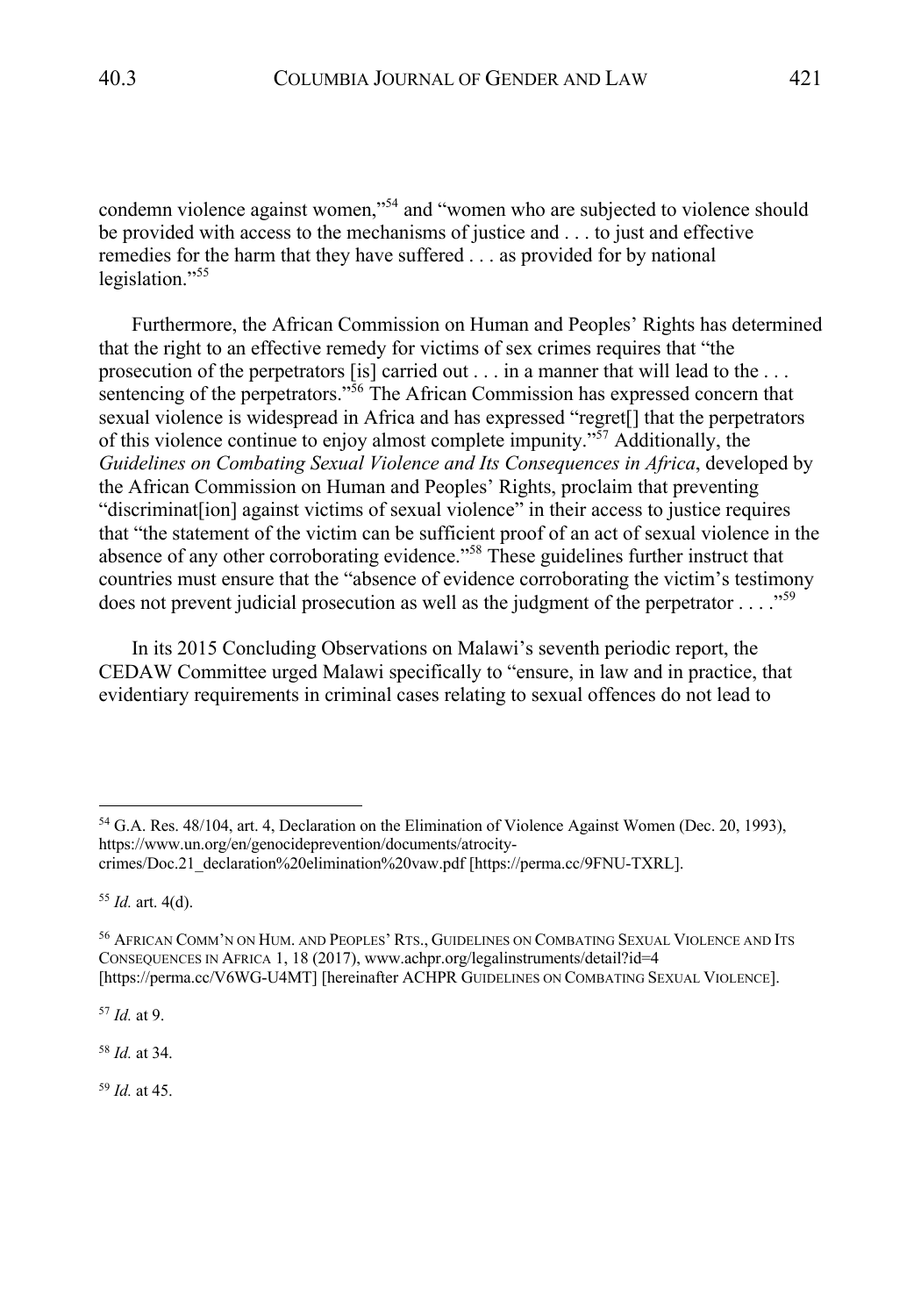condemn violence against women,"[54] and "women who are subjected to violence should be provided with access to the mechanisms of justice and . . . to just and effective remedies for the harm that they have suffered . . . as provided for by national legislation."[55]

Furthermore, the African Commission on Human and Peoples' Rights has determined that the right to an effective remedy for victims of sex crimes requires that "the prosecution of the perpetrators [is] carried out . . . in a manner that will lead to the . . . sentencing of the perpetrators."[56] The African Commission has expressed concern that sexual violence is widespread in Africa and has expressed "regret[] that the perpetrators of this violence continue to enjoy almost complete impunity."[57] Additionally, the *Guidelines on Combating Sexual Violence and Its Consequences in Africa*, developed by the African Commission on Human and Peoples' Rights, proclaim that preventing "discriminat[ion] against victims of sexual violence" in their access to justice requires that "the statement of the victim can be sufficient proof of an act of sexual violence in the absence of any other corroborating evidence."[58] These guidelines further instruct that countries must ensure that the "absence of evidence corroborating the victim's testimony does not prevent judicial prosecution as well as the judgment of the perpetrator . . . ."[59]

In its 2015 Concluding Observations on Malawi's seventh periodic report, the CEDAW Committee urged Malawi specifically to "ensure, in law and in practice, that evidentiary requirements in criminal cases relating to sexual offences do not lead to

---

[54] G.A. Res. 48/104, art. 4, Declaration on the Elimination of Violence Against Women (Dec. 20, 1993), https://www.un.org/en/genocideprevention/documents/atrocity-crimes/Doc.21_declaration%20elimination%20vaw.pdf [https://perma.cc/9FNU-TXRL].

[55] *Id.* art. 4(d).

[56] African Comm'n on Hum. and Peoples' Rts., Guidelines on Combating Sexual Violence and Its Consequences in Africa 1, 18 (2017), www.achpr.org/legalinstruments/detail?id=4 [https://perma.cc/V6WG-U4MT] [hereinafter ACHPR Guidelines on Combating Sexual Violence].

[57] *Id.* at 9.

[58] *Id.* at 34.

[59] *Id.* at 45.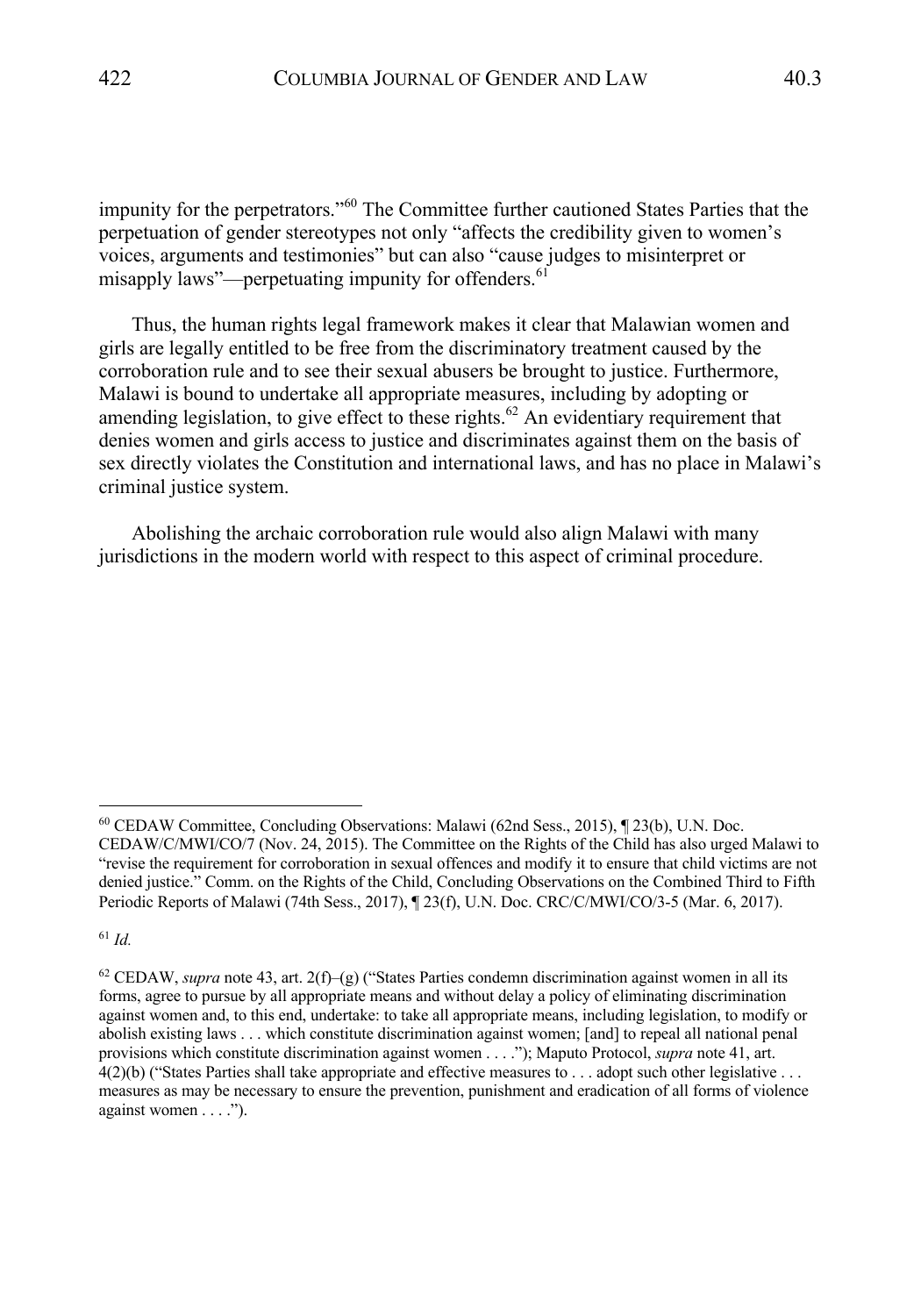impunity for the perpetrators."[60] The Committee further cautioned States Parties that the perpetuation of gender stereotypes not only "affects the credibility given to women's voices, arguments and testimonies" but can also "cause judges to misinterpret or misapply laws"—perpetuating impunity for offenders.[61]

Thus, the human rights legal framework makes it clear that Malawian women and girls are legally entitled to be free from the discriminatory treatment caused by the corroboration rule and to see their sexual abusers be brought to justice. Furthermore, Malawi is bound to undertake all appropriate measures, including by adopting or amending legislation, to give effect to these rights.[62] An evidentiary requirement that denies women and girls access to justice and discriminates against them on the basis of sex directly violates the Constitution and international laws, and has no place in Malawi's criminal justice system.

Abolishing the archaic corroboration rule would also align Malawi with many jurisdictions in the modern world with respect to this aspect of criminal procedure.

---

[60] CEDAW Committee, Concluding Observations: Malawi (62nd Sess., 2015), ¶ 23(b), U.N. Doc. CEDAW/C/MWI/CO/7 (Nov. 24, 2015). The Committee on the Rights of the Child has also urged Malawi to "revise the requirement for corroboration in sexual offences and modify it to ensure that child victims are not denied justice." Comm. on the Rights of the Child, Concluding Observations on the Combined Third to Fifth Periodic Reports of Malawi (74th Sess., 2017), ¶ 23(f), U.N. Doc. CRC/C/MWI/CO/3-5 (Mar. 6, 2017).

[61] *Id.*

[62] CEDAW, *supra* note 43, art. 2(f)–(g) ("States Parties condemn discrimination against women in all its forms, agree to pursue by all appropriate means and without delay a policy of eliminating discrimination against women and, to this end, undertake: to take all appropriate means, including legislation, to modify or abolish existing laws . . . which constitute discrimination against women; [and] to repeal all national penal provisions which constitute discrimination against women . . . ."); Maputo Protocol, *supra* note 41, art. 4(2)(b) ("States Parties shall take appropriate and effective measures to . . . adopt such other legislative . . . measures as may be necessary to ensure the prevention, punishment and eradication of all forms of violence against women . . . .").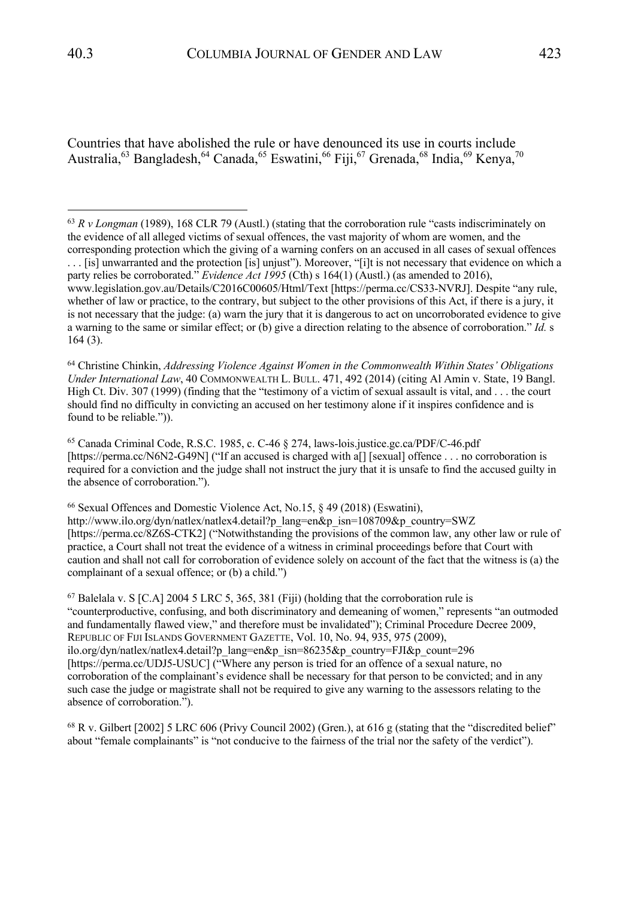Countries that have abolished the rule or have denounced its use in courts include Australia,[63] Bangladesh,[64] Canada,[65] Eswatini,[66] Fiji,[67] Grenada,[68] India,[69] Kenya,[70]

---

[63] *R v Longman* (1989), 168 CLR 79 (Austl.) (stating that the corroboration rule "casts indiscriminately on the evidence of all alleged victims of sexual offences, the vast majority of whom are women, and the corresponding protection which the giving of a warning confers on an accused in all cases of sexual offences . . . [is] unwarranted and the protection [is] unjust"). Moreover, "[i]t is not necessary that evidence on which a party relies be corroborated." *Evidence Act 1995* (Cth) s 164(1) (Austl.) (as amended to 2016), www.legislation.gov.au/Details/C2016C00605/Html/Text [https://perma.cc/CS33-NVRJ]. Despite "any rule, whether of law or practice, to the contrary, but subject to the other provisions of this Act, if there is a jury, it is not necessary that the judge: (a) warn the jury that it is dangerous to act on uncorroborated evidence to give a warning to the same or similar effect; or (b) give a direction relating to the absence of corroboration." *Id.* s 164 (3).

[64] Christine Chinkin, *Addressing Violence Against Women in the Commonwealth Within States' Obligations Under International Law*, 40 COMMONWEALTH L. BULL. 471, 492 (2014) (citing Al Amin v. State, 19 Bangl. High Ct. Div. 307 (1999) (finding that the "testimony of a victim of sexual assault is vital, and . . . the court should find no difficulty in convicting an accused on her testimony alone if it inspires confidence and is found to be reliable.")).

[65] Canada Criminal Code, R.S.C. 1985, c. C-46 § 274, laws-lois.justice.gc.ca/PDF/C-46.pdf [https://perma.cc/N6N2-G49N] ("If an accused is charged with a[] [sexual] offence . . . no corroboration is required for a conviction and the judge shall not instruct the jury that it is unsafe to find the accused guilty in the absence of corroboration.").

[66] Sexual Offences and Domestic Violence Act, No.15, § 49 (2018) (Eswatini), http://www.ilo.org/dyn/natlex/natlex4.detail?p_lang=en&p_isn=108709&p_country=SWZ [https://perma.cc/8Z6S-CTK2] ("Notwithstanding the provisions of the common law, any other law or rule of practice, a Court shall not treat the evidence of a witness in criminal proceedings before that Court with caution and shall not call for corroboration of evidence solely on account of the fact that the witness is (a) the complainant of a sexual offence; or (b) a child.")

[67] Balelala v. S [C.A] 2004 5 LRC 5, 365, 381 (Fiji) (holding that the corroboration rule is "counterproductive, confusing, and both discriminatory and demeaning of women," represents "an outmoded and fundamentally flawed view," and therefore must be invalidated"); Criminal Procedure Decree 2009, REPUBLIC OF FIJI ISLANDS GOVERNMENT GAZETTE, Vol. 10, No. 94, 935, 975 (2009), ilo.org/dyn/natlex/natlex4.detail?p_lang=en&p_isn=86235&p_country=FJI&p_count=296 [https://perma.cc/UDJ5-USUC] ("Where any person is tried for an offence of a sexual nature, no corroboration of the complainant's evidence shall be necessary for that person to be convicted; and in any such case the judge or magistrate shall not be required to give any warning to the assessors relating to the absence of corroboration.").

[68] R v. Gilbert [2002] 5 LRC 606 (Privy Council 2002) (Gren.), at 616 g (stating that the "discredited belief" about "female complainants" is "not conducive to the fairness of the trial nor the safety of the verdict").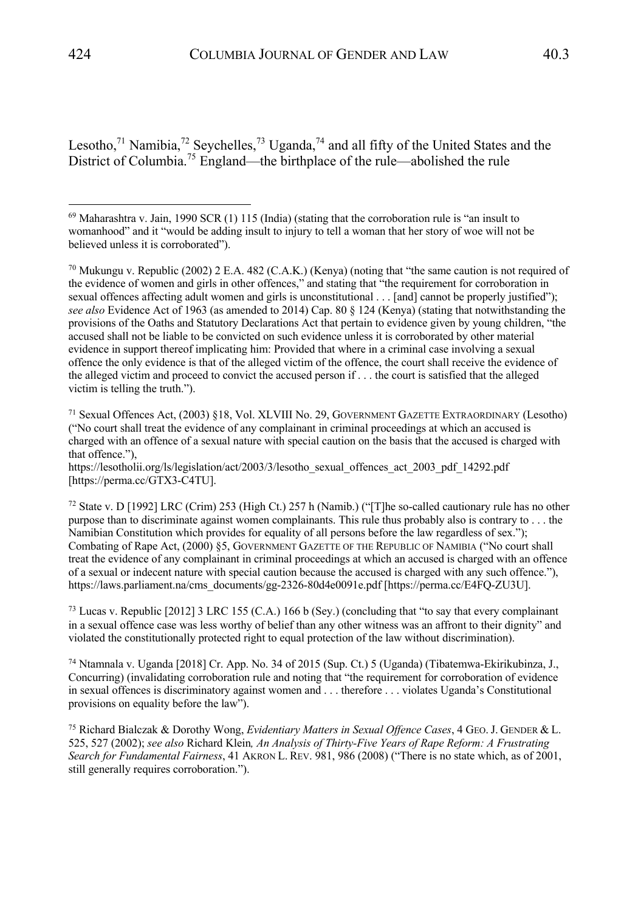Lesotho,[71] Namibia,[72] Seychelles,[73] Uganda,[74] and all fifty of the United States and the District of Columbia.[75] England—the birthplace of the rule—abolished the rule

---

[69] Maharashtra v. Jain, 1990 SCR (1) 115 (India) (stating that the corroboration rule is "an insult to womanhood" and it "would be adding insult to injury to tell a woman that her story of woe will not be believed unless it is corroborated").

[70] Mukungu v. Republic (2002) 2 E.A. 482 (C.A.K.) (Kenya) (noting that "the same caution is not required of the evidence of women and girls in other offences," and stating that "the requirement for corroboration in sexual offences affecting adult women and girls is unconstitutional . . . [and] cannot be properly justified"); *see also* Evidence Act of 1963 (as amended to 2014) Cap. 80 § 124 (Kenya) (stating that notwithstanding the provisions of the Oaths and Statutory Declarations Act that pertain to evidence given by young children, "the accused shall not be liable to be convicted on such evidence unless it is corroborated by other material evidence in support thereof implicating him: Provided that where in a criminal case involving a sexual offence the only evidence is that of the alleged victim of the offence, the court shall receive the evidence of the alleged victim and proceed to convict the accused person if . . . the court is satisfied that the alleged victim is telling the truth.").

[71] Sexual Offences Act, (2003) §18, Vol. XLVIII No. 29, GOVERNMENT GAZETTE EXTRAORDINARY (Lesotho) ("No court shall treat the evidence of any complainant in criminal proceedings at which an accused is charged with an offence of a sexual nature with special caution on the basis that the accused is charged with that offence."), https://lesotholii.org/ls/legislation/act/2003/3/lesotho_sexual_offences_act_2003_pdf_14292.pdf [https://perma.cc/GTX3-C4TU].

[72] State v. D [1992] LRC (Crim) 253 (High Ct.) 257 h (Namib.) ("[T]he so-called cautionary rule has no other purpose than to discriminate against women complainants. This rule thus probably also is contrary to . . . the Namibian Constitution which provides for equality of all persons before the law regardless of sex."); Combating of Rape Act, (2000) §5, GOVERNMENT GAZETTE OF THE REPUBLIC OF NAMIBIA ("No court shall treat the evidence of any complainant in criminal proceedings at which an accused is charged with an offence of a sexual or indecent nature with special caution because the accused is charged with any such offence."), https://laws.parliament.na/cms_documents/gg-2326-80d4e0091e.pdf [https://perma.cc/E4FQ-ZU3U].

[73] Lucas v. Republic [2012] 3 LRC 155 (C.A.) 166 b (Sey.) (concluding that "to say that every complainant in a sexual offence case was less worthy of belief than any other witness was an affront to their dignity" and violated the constitutionally protected right to equal protection of the law without discrimination).

[74] Ntamnala v. Uganda [2018] Cr. App. No. 34 of 2015 (Sup. Ct.) 5 (Uganda) (Tibatemwa-Ekirikubinza, J., Concurring) (invalidating corroboration rule and noting that "the requirement for corroboration of evidence in sexual offences is discriminatory against women and . . . therefore . . . violates Uganda's Constitutional provisions on equality before the law").

[75] Richard Bialczak & Dorothy Wong, *Evidentiary Matters in Sexual Offence Cases*, 4 GEO. J. GENDER & L. 525, 527 (2002); *see also* Richard Klein*, An Analysis of Thirty-Five Years of Rape Reform: A Frustrating Search for Fundamental Fairness*, 41 AKRON L. REV. 981, 986 (2008) ("There is no state which, as of 2001, still generally requires corroboration.").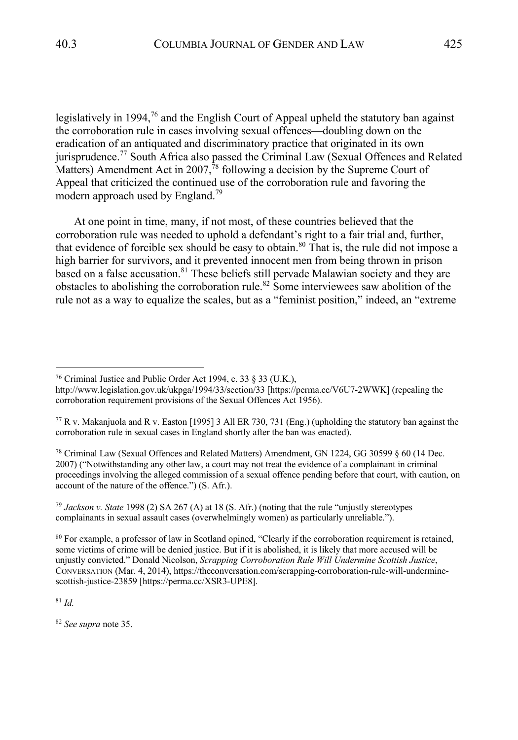legislatively in 1994,[76] and the English Court of Appeal upheld the statutory ban against the corroboration rule in cases involving sexual offences—doubling down on the eradication of an antiquated and discriminatory practice that originated in its own jurisprudence.[77] South Africa also passed the Criminal Law (Sexual Offences and Related Matters) Amendment Act in 2007,[78] following a decision by the Supreme Court of Appeal that criticized the continued use of the corroboration rule and favoring the modern approach used by England.[79]

At one point in time, many, if not most, of these countries believed that the corroboration rule was needed to uphold a defendant's right to a fair trial and, further, that evidence of forcible sex should be easy to obtain.[80] That is, the rule did not impose a high barrier for survivors, and it prevented innocent men from being thrown in prison based on a false accusation.[81] These beliefs still pervade Malawian society and they are obstacles to abolishing the corroboration rule.[82] Some interviewees saw abolition of the rule not as a way to equalize the scales, but as a "feminist position," indeed, an "extreme

---

[76] Criminal Justice and Public Order Act 1994, c. 33 § 33 (U.K.), http://www.legislation.gov.uk/ukpga/1994/33/section/33 [https://perma.cc/V6U7-2WWK] (repealing the corroboration requirement provisions of the Sexual Offences Act 1956).

[77] R v. Makanjuola and R v. Easton [1995] 3 All ER 730, 731 (Eng.) (upholding the statutory ban against the corroboration rule in sexual cases in England shortly after the ban was enacted).

[78] Criminal Law (Sexual Offences and Related Matters) Amendment, GN 1224, GG 30599 § 60 (14 Dec. 2007) ("Notwithstanding any other law, a court may not treat the evidence of a complainant in criminal proceedings involving the alleged commission of a sexual offence pending before that court, with caution, on account of the nature of the offence.") (S. Afr.).

[79] *Jackson v. State* 1998 (2) SA 267 (A) at 18 (S. Afr.) (noting that the rule "unjustly stereotypes complainants in sexual assault cases (overwhelmingly women) as particularly unreliable.").

[80] For example, a professor of law in Scotland opined, "Clearly if the corroboration requirement is retained, some victims of crime will be denied justice. But if it is abolished, it is likely that more accused will be unjustly convicted." Donald Nicolson, *Scrapping Corroboration Rule Will Undermine Scottish Justice*, CONVERSATION (Mar. 4, 2014), https://theconversation.com/scrapping-corroboration-rule-will-undermine-scottish-justice-23859 [https://perma.cc/XSR3-UPE8].

[81] *Id.*

[82] *See supra* note 35.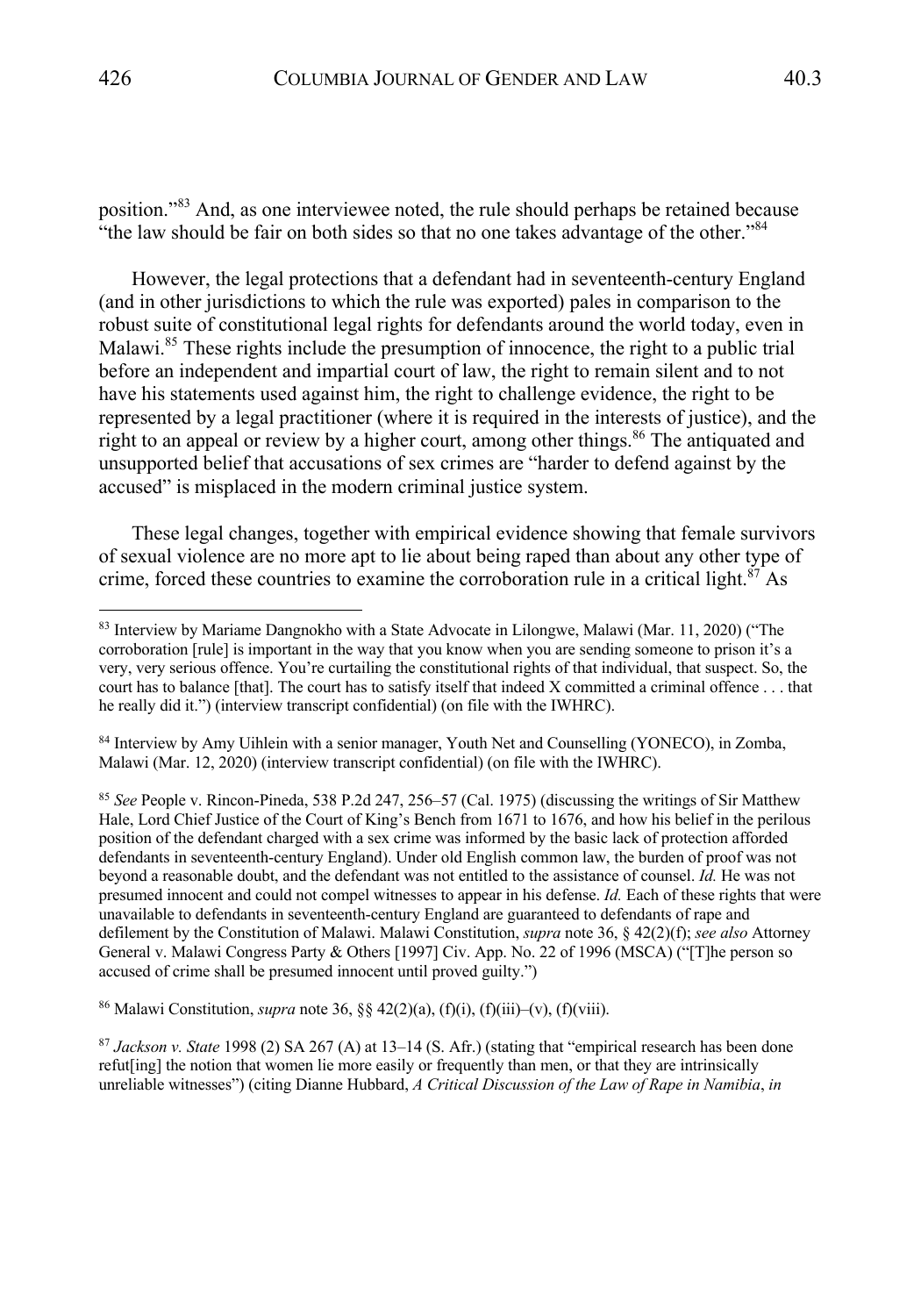position."[83] And, as one interviewee noted, the rule should perhaps be retained because "the law should be fair on both sides so that no one takes advantage of the other."[84]

However, the legal protections that a defendant had in seventeenth-century England (and in other jurisdictions to which the rule was exported) pales in comparison to the robust suite of constitutional legal rights for defendants around the world today, even in Malawi.[85] These rights include the presumption of innocence, the right to a public trial before an independent and impartial court of law, the right to remain silent and to not have his statements used against him, the right to challenge evidence, the right to be represented by a legal practitioner (where it is required in the interests of justice), and the right to an appeal or review by a higher court, among other things.[86] The antiquated and unsupported belief that accusations of sex crimes are "harder to defend against by the accused" is misplaced in the modern criminal justice system.

These legal changes, together with empirical evidence showing that female survivors of sexual violence are no more apt to lie about being raped than about any other type of crime, forced these countries to examine the corroboration rule in a critical light.[87] As

---

[83] Interview by Mariame Dangnokho with a State Advocate in Lilongwe, Malawi (Mar. 11, 2020) ("The corroboration [rule] is important in the way that you know when you are sending someone to prison it's a very, very serious offence. You're curtailing the constitutional rights of that individual, that suspect. So, the court has to balance [that]. The court has to satisfy itself that indeed X committed a criminal offence . . . that he really did it.") (interview transcript confidential) (on file with the IWHRC).

[84] Interview by Amy Uihlein with a senior manager, Youth Net and Counselling (YONECO), in Zomba, Malawi (Mar. 12, 2020) (interview transcript confidential) (on file with the IWHRC).

[85] *See* People v. Rincon-Pineda, 538 P.2d 247, 256–57 (Cal. 1975) (discussing the writings of Sir Matthew Hale, Lord Chief Justice of the Court of King's Bench from 1671 to 1676, and how his belief in the perilous position of the defendant charged with a sex crime was informed by the basic lack of protection afforded defendants in seventeenth-century England). Under old English common law, the burden of proof was not beyond a reasonable doubt, and the defendant was not entitled to the assistance of counsel. *Id.* He was not presumed innocent and could not compel witnesses to appear in his defense. *Id.* Each of these rights that were unavailable to defendants in seventeenth-century England are guaranteed to defendants of rape and defilement by the Constitution of Malawi. Malawi Constitution, *supra* note 36, § 42(2)(f); *see also* Attorney General v. Malawi Congress Party & Others [1997] Civ. App. No. 22 of 1996 (MSCA) ("[T]he person so accused of crime shall be presumed innocent until proved guilty.")

[86] Malawi Constitution, *supra* note 36, §§ 42(2)(a), (f)(i), (f)(iii)–(v), (f)(viii).

[87] *Jackson v. State* 1998 (2) SA 267 (A) at 13–14 (S. Afr.) (stating that "empirical research has been done refut[ing] the notion that women lie more easily or frequently than men, or that they are intrinsically unreliable witnesses") (citing Dianne Hubbard, *A Critical Discussion of the Law of Rape in Namibia*, *in*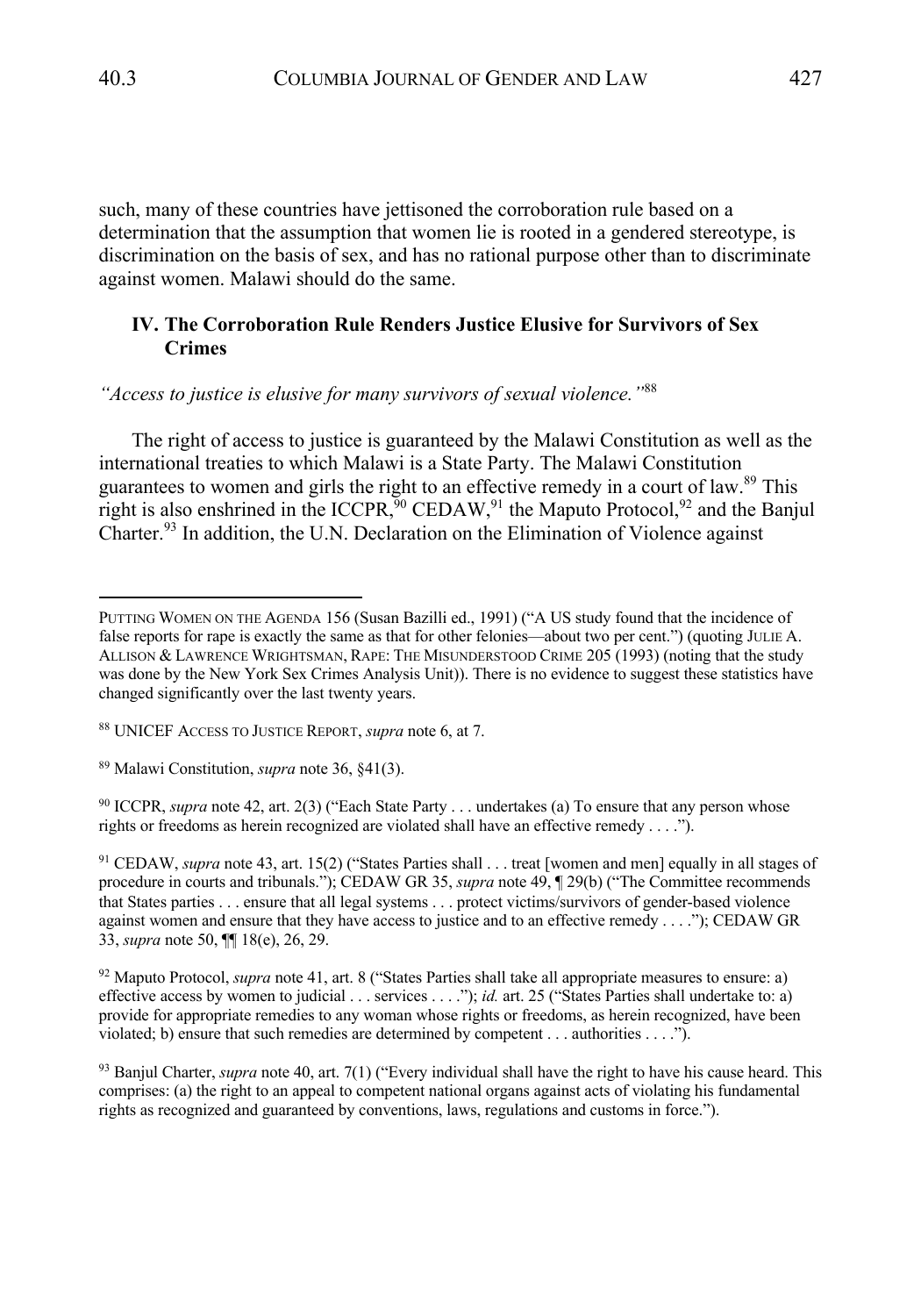such, many of these countries have jettisoned the corroboration rule based on a determination that the assumption that women lie is rooted in a gendered stereotype, is discrimination on the basis of sex, and has no rational purpose other than to discriminate against women. Malawi should do the same.

## IV. The Corroboration Rule Renders Justice Elusive for Survivors of Sex Crimes

*"Access to justice is elusive for many survivors of sexual violence."*[88]

The right of access to justice is guaranteed by the Malawi Constitution as well as the international treaties to which Malawi is a State Party. The Malawi Constitution guarantees to women and girls the right to an effective remedy in a court of law.[89] This right is also enshrined in the ICCPR,[90] CEDAW,[91] the Maputo Protocol,[92] and the Banjul Charter.[93] In addition, the U.N. Declaration on the Elimination of Violence against

---

PUTTING WOMEN ON THE AGENDA 156 (Susan Bazilli ed., 1991) ("A US study found that the incidence of false reports for rape is exactly the same as that for other felonies—about two per cent.") (quoting JULIE A. ALLISON & LAWRENCE WRIGHTSMAN, RAPE: THE MISUNDERSTOOD CRIME 205 (1993) (noting that the study was done by the New York Sex Crimes Analysis Unit)). There is no evidence to suggest these statistics have changed significantly over the last twenty years.

[88] UNICEF ACCESS TO JUSTICE REPORT, *supra* note 6, at 7.

[89] Malawi Constitution, *supra* note 36, §41(3).

[90] ICCPR, *supra* note 42, art. 2(3) ("Each State Party . . . undertakes (a) To ensure that any person whose rights or freedoms as herein recognized are violated shall have an effective remedy . . . .").

[91] CEDAW, *supra* note 43, art. 15(2) ("States Parties shall . . . treat [women and men] equally in all stages of procedure in courts and tribunals."); CEDAW GR 35, *supra* note 49, ¶ 29(b) ("The Committee recommends that States parties . . . ensure that all legal systems . . . protect victims/survivors of gender-based violence against women and ensure that they have access to justice and to an effective remedy . . . ."); CEDAW GR 33, *supra* note 50, ¶¶ 18(e), 26, 29.

[92] Maputo Protocol, *supra* note 41, art. 8 ("States Parties shall take all appropriate measures to ensure: a) effective access by women to judicial . . . services . . . ."); *id.* art. 25 ("States Parties shall undertake to: a) provide for appropriate remedies to any woman whose rights or freedoms, as herein recognized, have been violated; b) ensure that such remedies are determined by competent . . . authorities . . . .").

[93] Banjul Charter, *supra* note 40, art. 7(1) ("Every individual shall have the right to have his cause heard. This comprises: (a) the right to an appeal to competent national organs against acts of violating his fundamental rights as recognized and guaranteed by conventions, laws, regulations and customs in force.").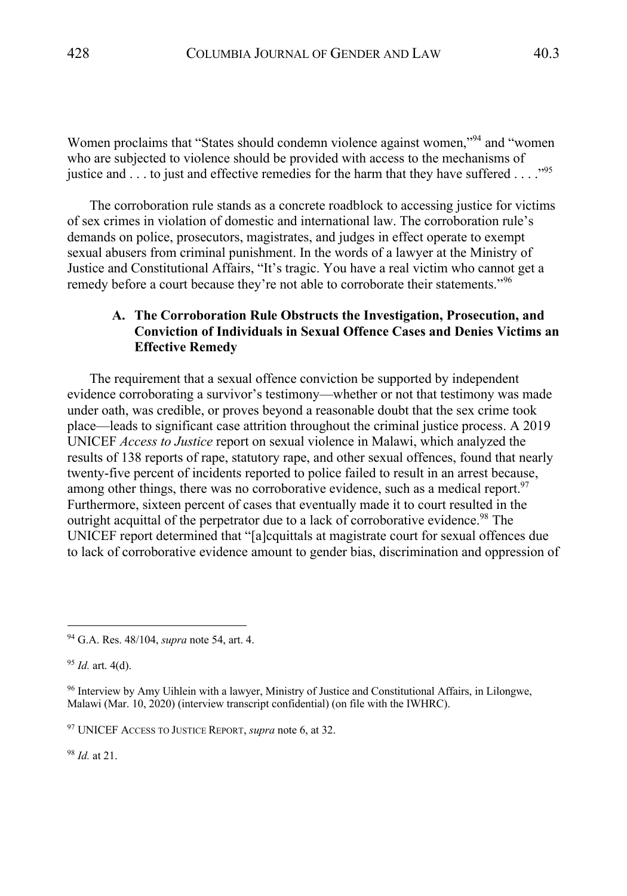Women proclaims that "States should condemn violence against women,"[94] and "women who are subjected to violence should be provided with access to the mechanisms of justice and . . . to just and effective remedies for the harm that they have suffered . . . ."[95]

The corroboration rule stands as a concrete roadblock to accessing justice for victims of sex crimes in violation of domestic and international law. The corroboration rule's demands on police, prosecutors, magistrates, and judges in effect operate to exempt sexual abusers from criminal punishment. In the words of a lawyer at the Ministry of Justice and Constitutional Affairs, "It's tragic. You have a real victim who cannot get a remedy before a court because they're not able to corroborate their statements."[96]

### A. The Corroboration Rule Obstructs the Investigation, Prosecution, and Conviction of Individuals in Sexual Offence Cases and Denies Victims an Effective Remedy

The requirement that a sexual offence conviction be supported by independent evidence corroborating a survivor's testimony—whether or not that testimony was made under oath, was credible, or proves beyond a reasonable doubt that the sex crime took place—leads to significant case attrition throughout the criminal justice process. A 2019 UNICEF *Access to Justice* report on sexual violence in Malawi, which analyzed the results of 138 reports of rape, statutory rape, and other sexual offences, found that nearly twenty-five percent of incidents reported to police failed to result in an arrest because, among other things, there was no corroborative evidence, such as a medical report.[97] Furthermore, sixteen percent of cases that eventually made it to court resulted in the outright acquittal of the perpetrator due to a lack of corroborative evidence.[98] The UNICEF report determined that "[a]cquittals at magistrate court for sexual offences due to lack of corroborative evidence amount to gender bias, discrimination and oppression of

---

[94] G.A. Res. 48/104, *supra* note 54, art. 4.

[95] *Id.* art. 4(d).

[96] Interview by Amy Uihlein with a lawyer, Ministry of Justice and Constitutional Affairs, in Lilongwe, Malawi (Mar. 10, 2020) (interview transcript confidential) (on file with the IWHRC).

[97] UNICEF ACCESS TO JUSTICE REPORT, *supra* note 6, at 32.

[98] *Id.* at 21.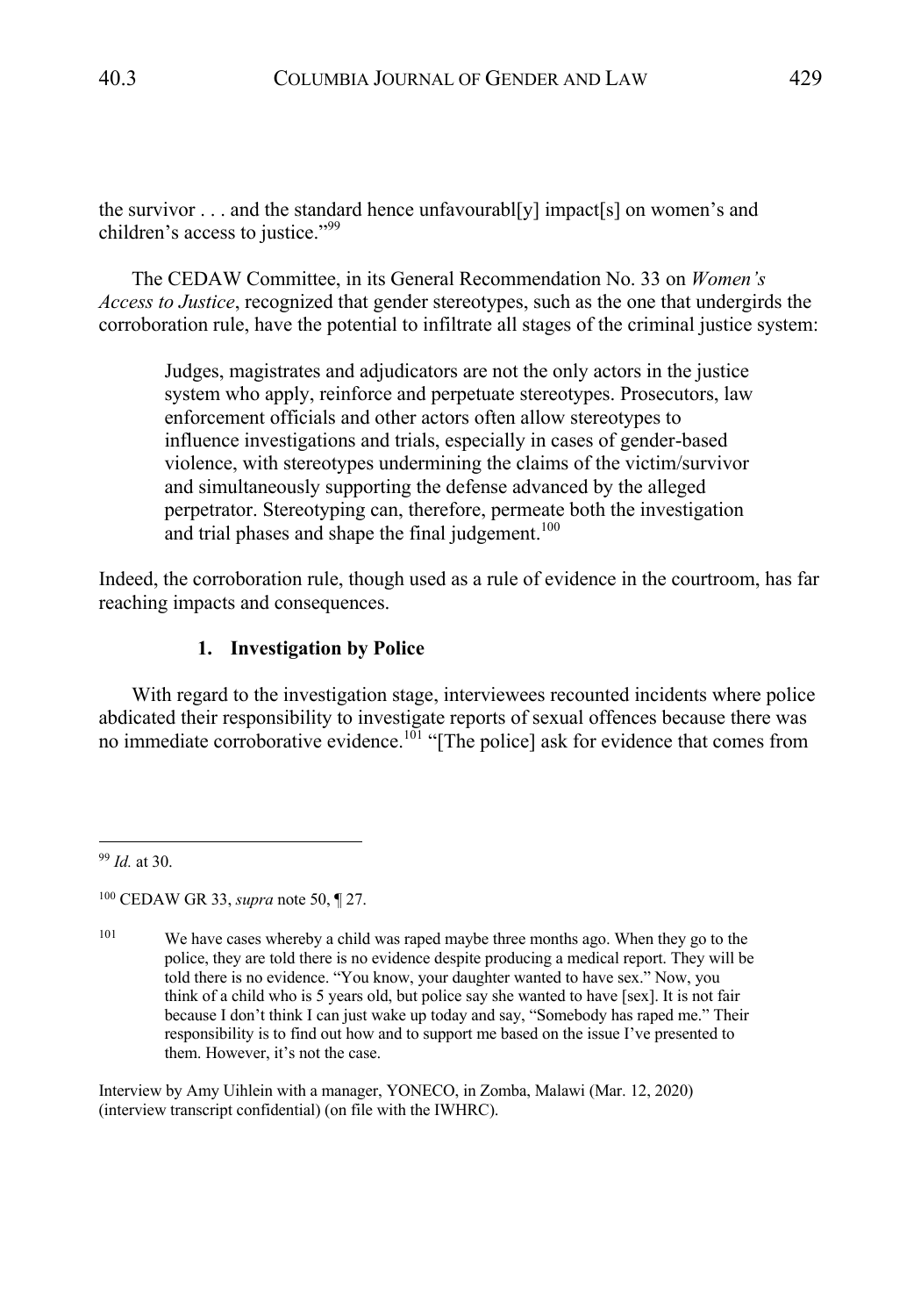the survivor . . . and the standard hence unfavourabl[y] impact[s] on women's and children's access to justice."[99]

The CEDAW Committee, in its General Recommendation No. 33 on *Women's Access to Justice*, recognized that gender stereotypes, such as the one that undergirds the corroboration rule, have the potential to infiltrate all stages of the criminal justice system:

> Judges, magistrates and adjudicators are not the only actors in the justice system who apply, reinforce and perpetuate stereotypes. Prosecutors, law enforcement officials and other actors often allow stereotypes to influence investigations and trials, especially in cases of gender-based violence, with stereotypes undermining the claims of the victim/survivor and simultaneously supporting the defense advanced by the alleged perpetrator. Stereotyping can, therefore, permeate both the investigation and trial phases and shape the final judgement.[100]

Indeed, the corroboration rule, though used as a rule of evidence in the courtroom, has far reaching impacts and consequences.

#### 1. Investigation by Police

With regard to the investigation stage, interviewees recounted incidents where police abdicated their responsibility to investigate reports of sexual offences because there was no immediate corroborative evidence.[101] "[The police] ask for evidence that comes from

---

[99] *Id.* at 30.

[100] CEDAW GR 33, *supra* note 50, ¶ 27.

[101] We have cases whereby a child was raped maybe three months ago. When they go to the police, they are told there is no evidence despite producing a medical report. They will be told there is no evidence. "You know, your daughter wanted to have sex." Now, you think of a child who is 5 years old, but police say she wanted to have [sex]. It is not fair because I don't think I can just wake up today and say, "Somebody has raped me." Their responsibility is to find out how and to support me based on the issue I've presented to them. However, it's not the case.

Interview by Amy Uihlein with a manager, YONECO, in Zomba, Malawi (Mar. 12, 2020) (interview transcript confidential) (on file with the IWHRC).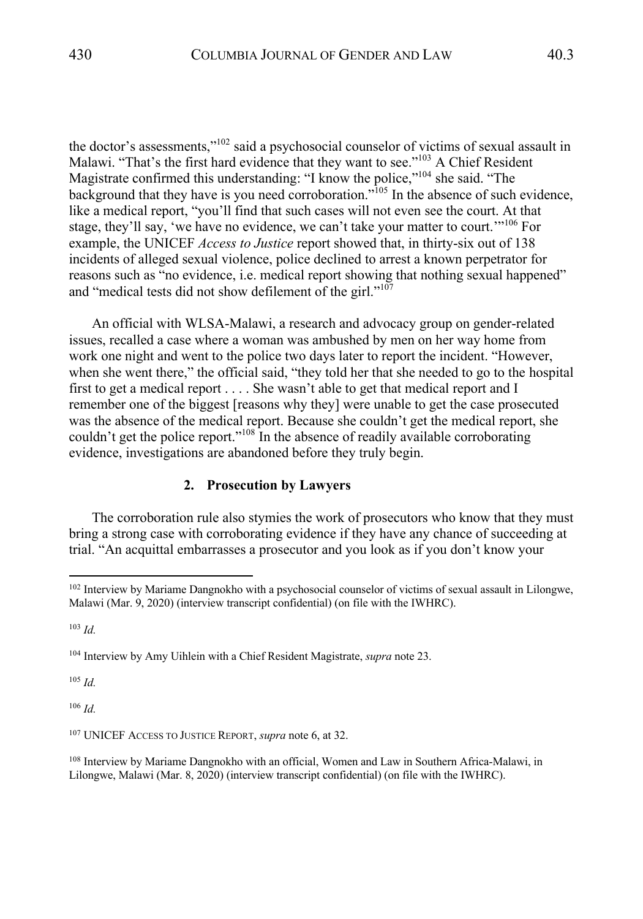the doctor's assessments,"[102] said a psychosocial counselor of victims of sexual assault in Malawi. "That's the first hard evidence that they want to see."[103] A Chief Resident Magistrate confirmed this understanding: "I know the police,"[104] she said. "The background that they have is you need corroboration."[105] In the absence of such evidence, like a medical report, "you'll find that such cases will not even see the court. At that stage, they'll say, 'we have no evidence, we can't take your matter to court.'"[106] For example, the UNICEF *Access to Justice* report showed that, in thirty-six out of 138 incidents of alleged sexual violence, police declined to arrest a known perpetrator for reasons such as "no evidence, i.e. medical report showing that nothing sexual happened" and "medical tests did not show defilement of the girl."[107]

An official with WLSA-Malawi, a research and advocacy group on gender-related issues, recalled a case where a woman was ambushed by men on her way home from work one night and went to the police two days later to report the incident. "However, when she went there," the official said, "they told her that she needed to go to the hospital first to get a medical report . . . . She wasn't able to get that medical report and I remember one of the biggest [reasons why they] were unable to get the case prosecuted was the absence of the medical report. Because she couldn't get the medical report, she couldn't get the police report."[108] In the absence of readily available corroborating evidence, investigations are abandoned before they truly begin.

### 2. Prosecution by Lawyers

The corroboration rule also stymies the work of prosecutors who know that they must bring a strong case with corroborating evidence if they have any chance of succeeding at trial. "An acquittal embarrasses a prosecutor and you look as if you don't know your

---

[102] Interview by Mariame Dangnokho with a psychosocial counselor of victims of sexual assault in Lilongwe, Malawi (Mar. 9, 2020) (interview transcript confidential) (on file with the IWHRC).

[103] *Id.*

[104] Interview by Amy Uihlein with a Chief Resident Magistrate, *supra* note 23.

[105] *Id.*

[106] *Id.*

[107] UNICEF ACCESS TO JUSTICE REPORT, *supra* note 6, at 32.

[108] Interview by Mariame Dangnokho with an official, Women and Law in Southern Africa-Malawi, in Lilongwe, Malawi (Mar. 8, 2020) (interview transcript confidential) (on file with the IWHRC).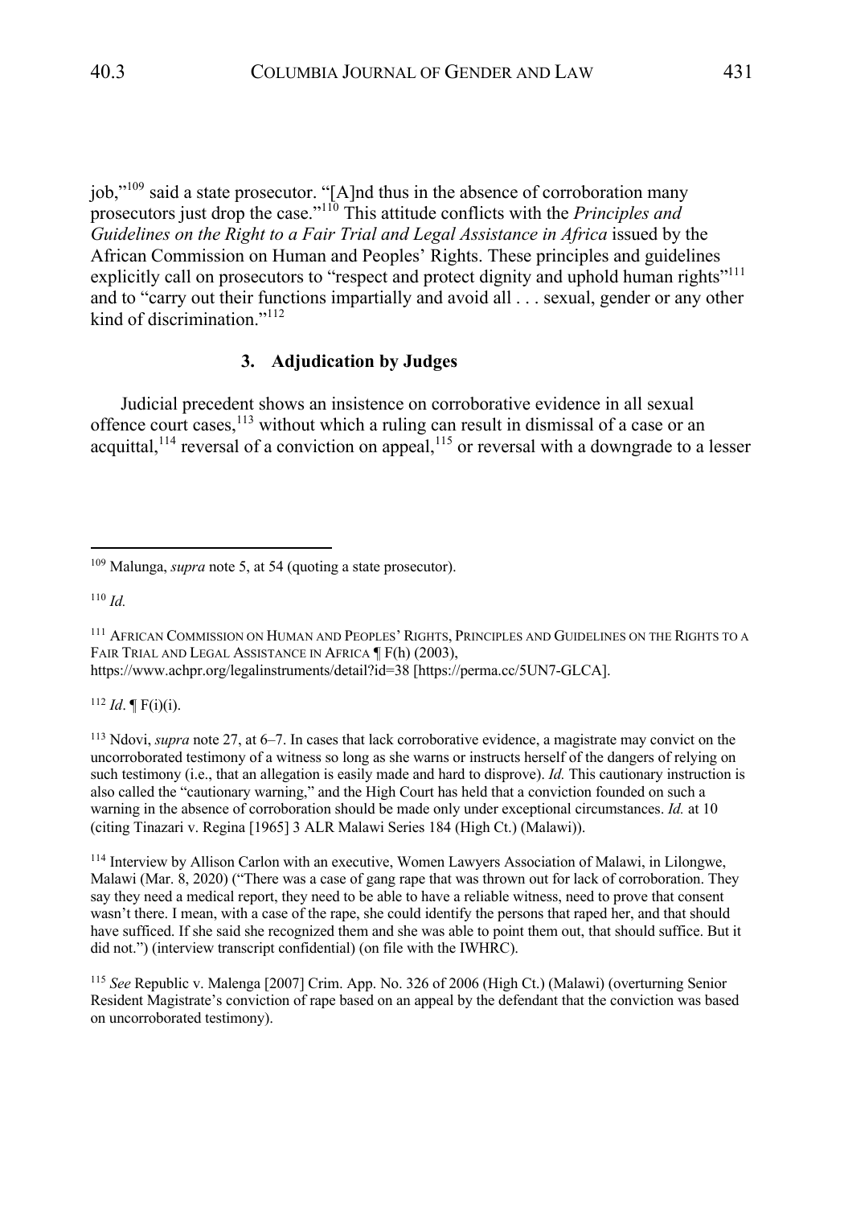job,"[109] said a state prosecutor. "[A]nd thus in the absence of corroboration many prosecutors just drop the case."[110] This attitude conflicts with the *Principles and Guidelines on the Right to a Fair Trial and Legal Assistance in Africa* issued by the African Commission on Human and Peoples' Rights. These principles and guidelines explicitly call on prosecutors to "respect and protect dignity and uphold human rights"[111] and to "carry out their functions impartially and avoid all . . . sexual, gender or any other kind of discrimination."[112]

### 3. Adjudication by Judges

Judicial precedent shows an insistence on corroborative evidence in all sexual offence court cases,[113] without which a ruling can result in dismissal of a case or an acquittal,[114] reversal of a conviction on appeal,[115] or reversal with a downgrade to a lesser

---

[109] Malunga, *supra* note 5, at 54 (quoting a state prosecutor).

[110] *Id.*

[111] African Commission on Human and Peoples' Rights, Principles and Guidelines on the Rights to a Fair Trial and Legal Assistance in Africa ¶ F(h) (2003), https://www.achpr.org/legalinstruments/detail?id=38 [https://perma.cc/5UN7-GLCA].

[112] *Id*. ¶ F(i)(i).

[113] Ndovi, *supra* note 27, at 6–7. In cases that lack corroborative evidence, a magistrate may convict on the uncorroborated testimony of a witness so long as she warns or instructs herself of the dangers of relying on such testimony (i.e., that an allegation is easily made and hard to disprove). *Id.* This cautionary instruction is also called the "cautionary warning," and the High Court has held that a conviction founded on such a warning in the absence of corroboration should be made only under exceptional circumstances. *Id.* at 10 (citing Tinazari v. Regina [1965] 3 ALR Malawi Series 184 (High Ct.) (Malawi)).

[114] Interview by Allison Carlon with an executive, Women Lawyers Association of Malawi, in Lilongwe, Malawi (Mar. 8, 2020) ("There was a case of gang rape that was thrown out for lack of corroboration. They say they need a medical report, they need to be able to have a reliable witness, need to prove that consent wasn't there. I mean, with a case of the rape, she could identify the persons that raped her, and that should have sufficed. If she said she recognized them and she was able to point them out, that should suffice. But it did not.") (interview transcript confidential) (on file with the IWHRC).

[115] *See* Republic v. Malenga [2007] Crim. App. No. 326 of 2006 (High Ct.) (Malawi) (overturning Senior Resident Magistrate's conviction of rape based on an appeal by the defendant that the conviction was based on uncorroborated testimony).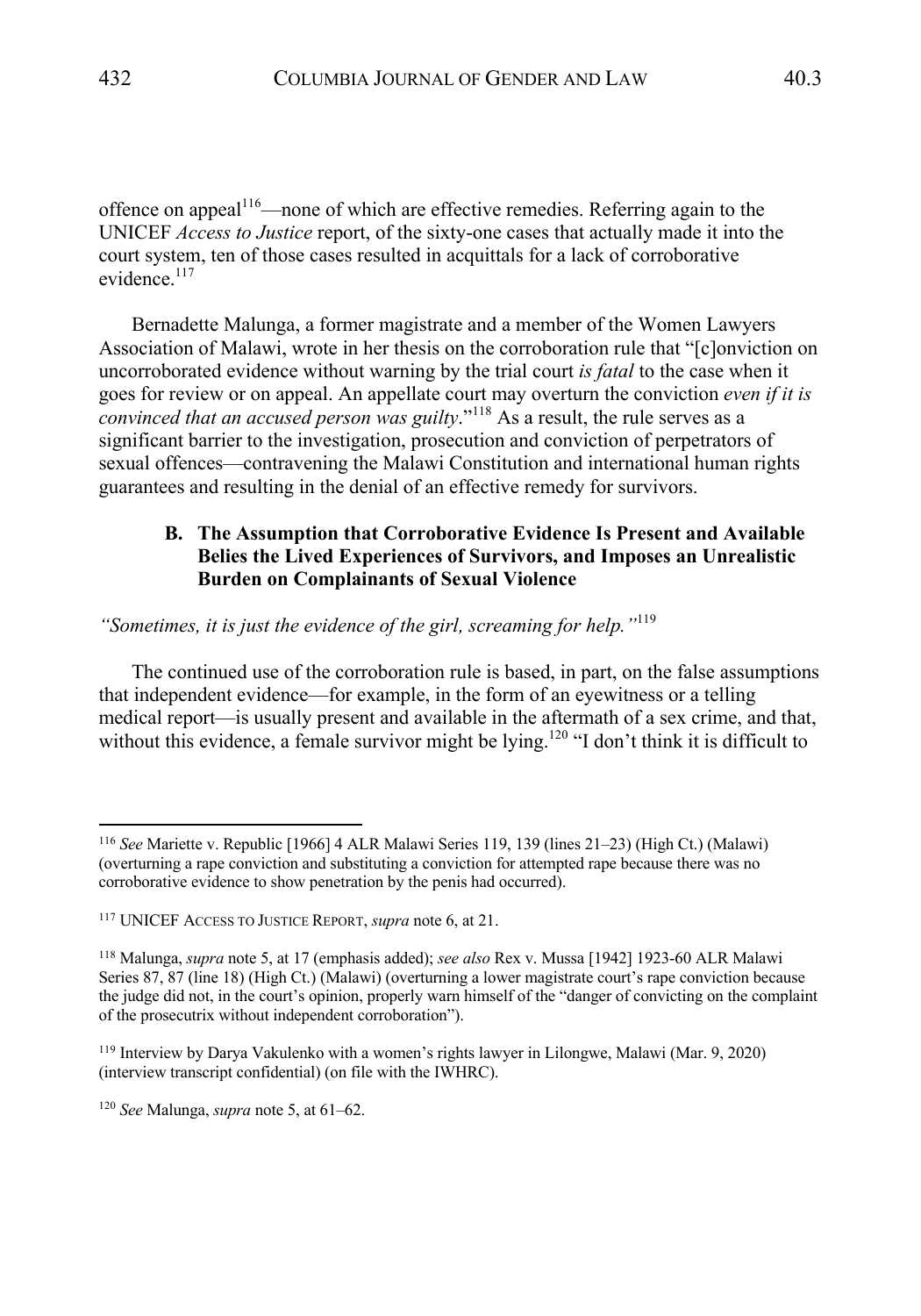offence on appeal[116]—none of which are effective remedies. Referring again to the UNICEF *Access to Justice* report, of the sixty-one cases that actually made it into the court system, ten of those cases resulted in acquittals for a lack of corroborative evidence.[117]

Bernadette Malunga, a former magistrate and a member of the Women Lawyers Association of Malawi, wrote in her thesis on the corroboration rule that "[c]onviction on uncorroborated evidence without warning by the trial court *is fatal* to the case when it goes for review or on appeal. An appellate court may overturn the conviction *even if it is convinced that an accused person was guilty*."[118] As a result, the rule serves as a significant barrier to the investigation, prosecution and conviction of perpetrators of sexual offences—contravening the Malawi Constitution and international human rights guarantees and resulting in the denial of an effective remedy for survivors.

### B. The Assumption that Corroborative Evidence Is Present and Available Belies the Lived Experiences of Survivors, and Imposes an Unrealistic Burden on Complainants of Sexual Violence

*"Sometimes, it is just the evidence of the girl, screaming for help."*[119]

The continued use of the corroboration rule is based, in part, on the false assumptions that independent evidence—for example, in the form of an eyewitness or a telling medical report—is usually present and available in the aftermath of a sex crime, and that, without this evidence, a female survivor might be lying.[120] "I don't think it is difficult to

---

[116] *See* Mariette v. Republic [1966] 4 ALR Malawi Series 119, 139 (lines 21–23) (High Ct.) (Malawi) (overturning a rape conviction and substituting a conviction for attempted rape because there was no corroborative evidence to show penetration by the penis had occurred).

[117] UNICEF ACCESS TO JUSTICE REPORT, *supra* note 6, at 21.

[118] Malunga, *supra* note 5, at 17 (emphasis added); *see also* Rex v. Mussa [1942] 1923-60 ALR Malawi Series 87, 87 (line 18) (High Ct.) (Malawi) (overturning a lower magistrate court's rape conviction because the judge did not, in the court's opinion, properly warn himself of the "danger of convicting on the complaint of the prosecutrix without independent corroboration").

[119] Interview by Darya Vakulenko with a women's rights lawyer in Lilongwe, Malawi (Mar. 9, 2020) (interview transcript confidential) (on file with the IWHRC).

[120] *See* Malunga, *supra* note 5, at 61–62.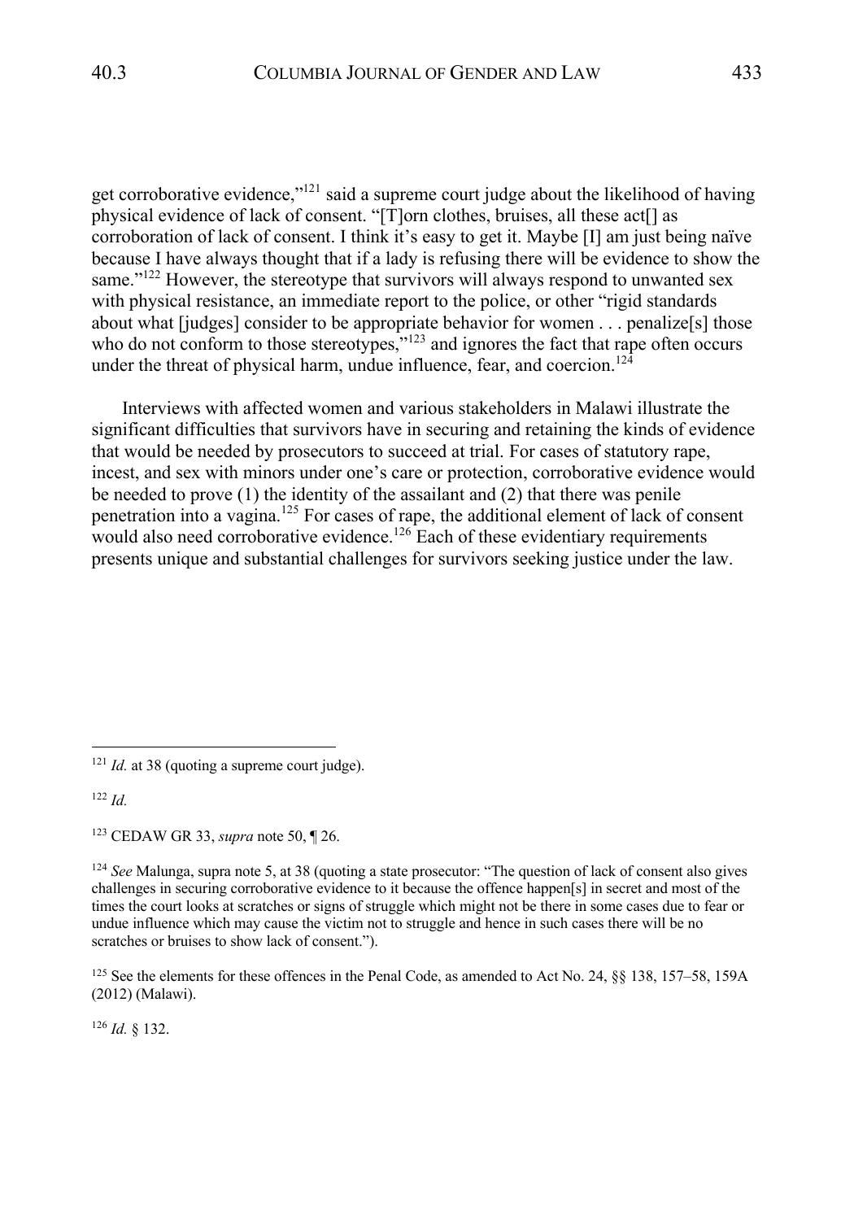get corroborative evidence,"[121] said a supreme court judge about the likelihood of having physical evidence of lack of consent. "[T]orn clothes, bruises, all these act[] as corroboration of lack of consent. I think it's easy to get it. Maybe [I] am just being naïve because I have always thought that if a lady is refusing there will be evidence to show the same."[122] However, the stereotype that survivors will always respond to unwanted sex with physical resistance, an immediate report to the police, or other "rigid standards about what [judges] consider to be appropriate behavior for women . . . penalize[s] those who do not conform to those stereotypes,"[123] and ignores the fact that rape often occurs under the threat of physical harm, undue influence, fear, and coercion.[124]

Interviews with affected women and various stakeholders in Malawi illustrate the significant difficulties that survivors have in securing and retaining the kinds of evidence that would be needed by prosecutors to succeed at trial. For cases of statutory rape, incest, and sex with minors under one's care or protection, corroborative evidence would be needed to prove (1) the identity of the assailant and (2) that there was penile penetration into a vagina.[125] For cases of rape, the additional element of lack of consent would also need corroborative evidence.[126] Each of these evidentiary requirements presents unique and substantial challenges for survivors seeking justice under the law.

---

[121] *Id.* at 38 (quoting a supreme court judge).

[122] *Id.*

[123] CEDAW GR 33, *supra* note 50, ¶ 26.

[124] *See* Malunga, supra note 5, at 38 (quoting a state prosecutor: "The question of lack of consent also gives challenges in securing corroborative evidence to it because the offence happen[s] in secret and most of the times the court looks at scratches or signs of struggle which might not be there in some cases due to fear or undue influence which may cause the victim not to struggle and hence in such cases there will be no scratches or bruises to show lack of consent.").

[125] See the elements for these offences in the Penal Code, as amended to Act No. 24, §§ 138, 157–58, 159A (2012) (Malawi).

[126] *Id.* § 132.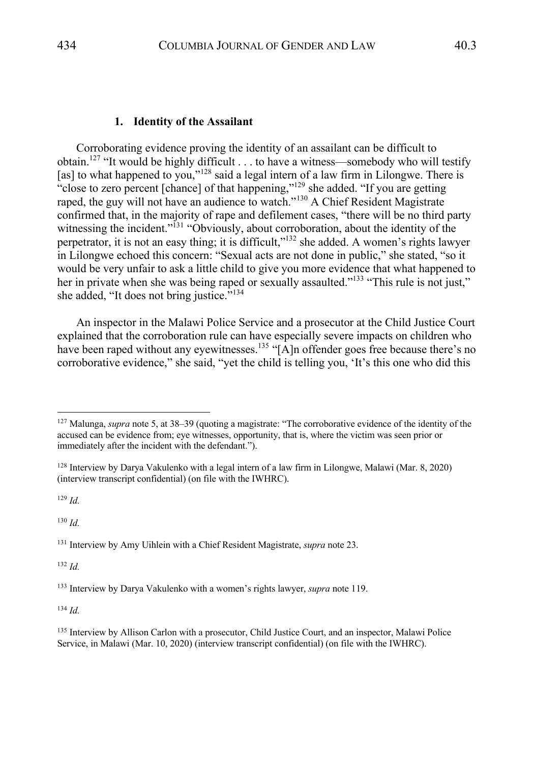### 1. Identity of the Assailant

Corroborating evidence proving the identity of an assailant can be difficult to obtain.[127] "It would be highly difficult . . . to have a witness—somebody who will testify [as] to what happened to you,"[128] said a legal intern of a law firm in Lilongwe. There is "close to zero percent [chance] of that happening,"[129] she added. "If you are getting raped, the guy will not have an audience to watch."[130] A Chief Resident Magistrate confirmed that, in the majority of rape and defilement cases, "there will be no third party witnessing the incident."[131] "Obviously, about corroboration, about the identity of the perpetrator, it is not an easy thing; it is difficult,"[132] she added. A women's rights lawyer in Lilongwe echoed this concern: "Sexual acts are not done in public," she stated, "so it would be very unfair to ask a little child to give you more evidence that what happened to her in private when she was being raped or sexually assaulted."[133] "This rule is not just," she added, "It does not bring justice."[134]

An inspector in the Malawi Police Service and a prosecutor at the Child Justice Court explained that the corroboration rule can have especially severe impacts on children who have been raped without any eyewitnesses.[135] "[A]n offender goes free because there's no corroborative evidence," she said, "yet the child is telling you, 'It's this one who did this

---

[127] Malunga, *supra* note 5, at 38–39 (quoting a magistrate: "The corroborative evidence of the identity of the accused can be evidence from; eye witnesses, opportunity, that is, where the victim was seen prior or immediately after the incident with the defendant.").

[128] Interview by Darya Vakulenko with a legal intern of a law firm in Lilongwe, Malawi (Mar. 8, 2020) (interview transcript confidential) (on file with the IWHRC).

[129] *Id.*

[130] *Id.*

[131] Interview by Amy Uihlein with a Chief Resident Magistrate, *supra* note 23.

[132] *Id.*

[133] Interview by Darya Vakulenko with a women's rights lawyer, *supra* note 119.

[134] *Id.*

[135] Interview by Allison Carlon with a prosecutor, Child Justice Court, and an inspector, Malawi Police Service, in Malawi (Mar. 10, 2020) (interview transcript confidential) (on file with the IWHRC).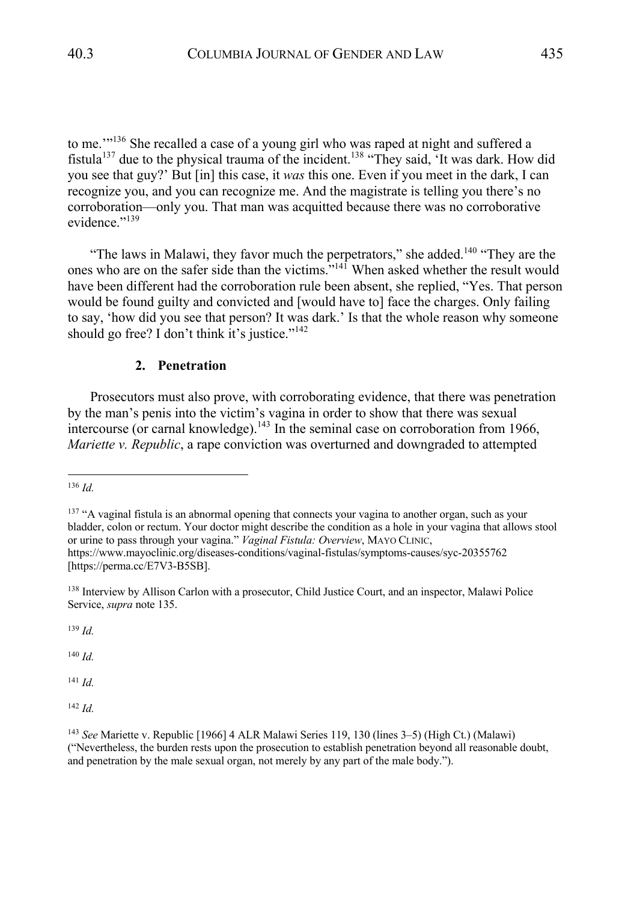to me.'"[136] She recalled a case of a young girl who was raped at night and suffered a fistula[137] due to the physical trauma of the incident.[138] "They said, 'It was dark. How did you see that guy?' But [in] this case, it *was* this one. Even if you meet in the dark, I can recognize you, and you can recognize me. And the magistrate is telling you there's no corroboration—only you. That man was acquitted because there was no corroborative evidence."[139]

"The laws in Malawi, they favor much the perpetrators," she added.[140] "They are the ones who are on the safer side than the victims."[141] When asked whether the result would have been different had the corroboration rule been absent, she replied, "Yes. That person would be found guilty and convicted and [would have to] face the charges. Only failing to say, 'how did you see that person? It was dark.' Is that the whole reason why someone should go free? I don't think it's justice."[142]

### 2. Penetration

Prosecutors must also prove, with corroborating evidence, that there was penetration by the man's penis into the victim's vagina in order to show that there was sexual intercourse (or carnal knowledge).[143] In the seminal case on corroboration from 1966, *Mariette v. Republic*, a rape conviction was overturned and downgraded to attempted

---

[136] *Id.*

[137] "A vaginal fistula is an abnormal opening that connects your vagina to another organ, such as your bladder, colon or rectum. Your doctor might describe the condition as a hole in your vagina that allows stool or urine to pass through your vagina." *Vaginal Fistula: Overview*, MAYO CLINIC, https://www.mayoclinic.org/diseases-conditions/vaginal-fistulas/symptoms-causes/syc-20355762 [https://perma.cc/E7V3-B5SB].

[138] Interview by Allison Carlon with a prosecutor, Child Justice Court, and an inspector, Malawi Police Service, *supra* note 135.

[139] *Id.*

[140] *Id.*

[141] *Id.*

[142] *Id.*

[143] *See* Mariette v. Republic [1966] 4 ALR Malawi Series 119, 130 (lines 3–5) (High Ct.) (Malawi) ("Nevertheless, the burden rests upon the prosecution to establish penetration beyond all reasonable doubt, and penetration by the male sexual organ, not merely by any part of the male body.").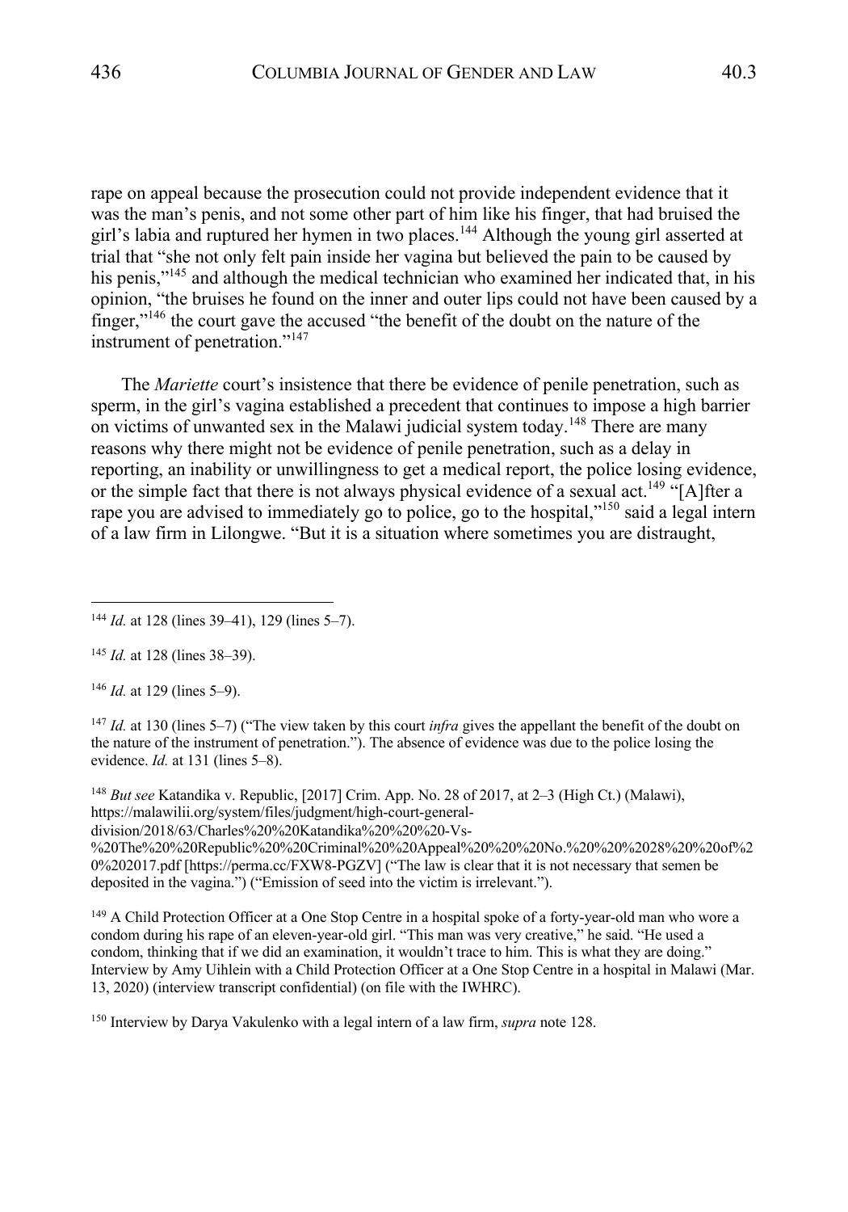rape on appeal because the prosecution could not provide independent evidence that it was the man's penis, and not some other part of him like his finger, that had bruised the girl's labia and ruptured her hymen in two places.[144] Although the young girl asserted at trial that "she not only felt pain inside her vagina but believed the pain to be caused by his penis,"[145] and although the medical technician who examined her indicated that, in his opinion, "the bruises he found on the inner and outer lips could not have been caused by a finger,"[146] the court gave the accused "the benefit of the doubt on the nature of the instrument of penetration."[147]

The *Mariette* court's insistence that there be evidence of penile penetration, such as sperm, in the girl's vagina established a precedent that continues to impose a high barrier on victims of unwanted sex in the Malawi judicial system today.[148] There are many reasons why there might not be evidence of penile penetration, such as a delay in reporting, an inability or unwillingness to get a medical report, the police losing evidence, or the simple fact that there is not always physical evidence of a sexual act.[149] "[A]fter a rape you are advised to immediately go to police, go to the hospital,"[150] said a legal intern of a law firm in Lilongwe. "But it is a situation where sometimes you are distraught,

---

[144] *Id.* at 128 (lines 39–41), 129 (lines 5–7).

[145] *Id.* at 128 (lines 38–39).

[146] *Id.* at 129 (lines 5–9).

[147] *Id.* at 130 (lines 5–7) ("The view taken by this court *infra* gives the appellant the benefit of the doubt on the nature of the instrument of penetration."). The absence of evidence was due to the police losing the evidence. *Id.* at 131 (lines 5–8).

[148] *But see* Katandika v. Republic, [2017] Crim. App. No. 28 of 2017, at 2–3 (High Ct.) (Malawi), https://malawilii.org/system/files/judgment/high-court-general-division/2018/63/Charles%20%20Katandika%20%20%20-Vs-%20The%20%20Republic%20%20Criminal%20%20Appeal%20%20%20No.%20%20%2028%20%20of%20%202017.pdf [https://perma.cc/FXW8-PGZV] ("The law is clear that it is not necessary that semen be deposited in the vagina.") ("Emission of seed into the victim is irrelevant.").

[149] A Child Protection Officer at a One Stop Centre in a hospital spoke of a forty-year-old man who wore a condom during his rape of an eleven-year-old girl. "This man was very creative," he said. "He used a condom, thinking that if we did an examination, it wouldn't trace to him. This is what they are doing." Interview by Amy Uihlein with a Child Protection Officer at a One Stop Centre in a hospital in Malawi (Mar. 13, 2020) (interview transcript confidential) (on file with the IWHRC).

[150] Interview by Darya Vakulenko with a legal intern of a law firm, *supra* note 128.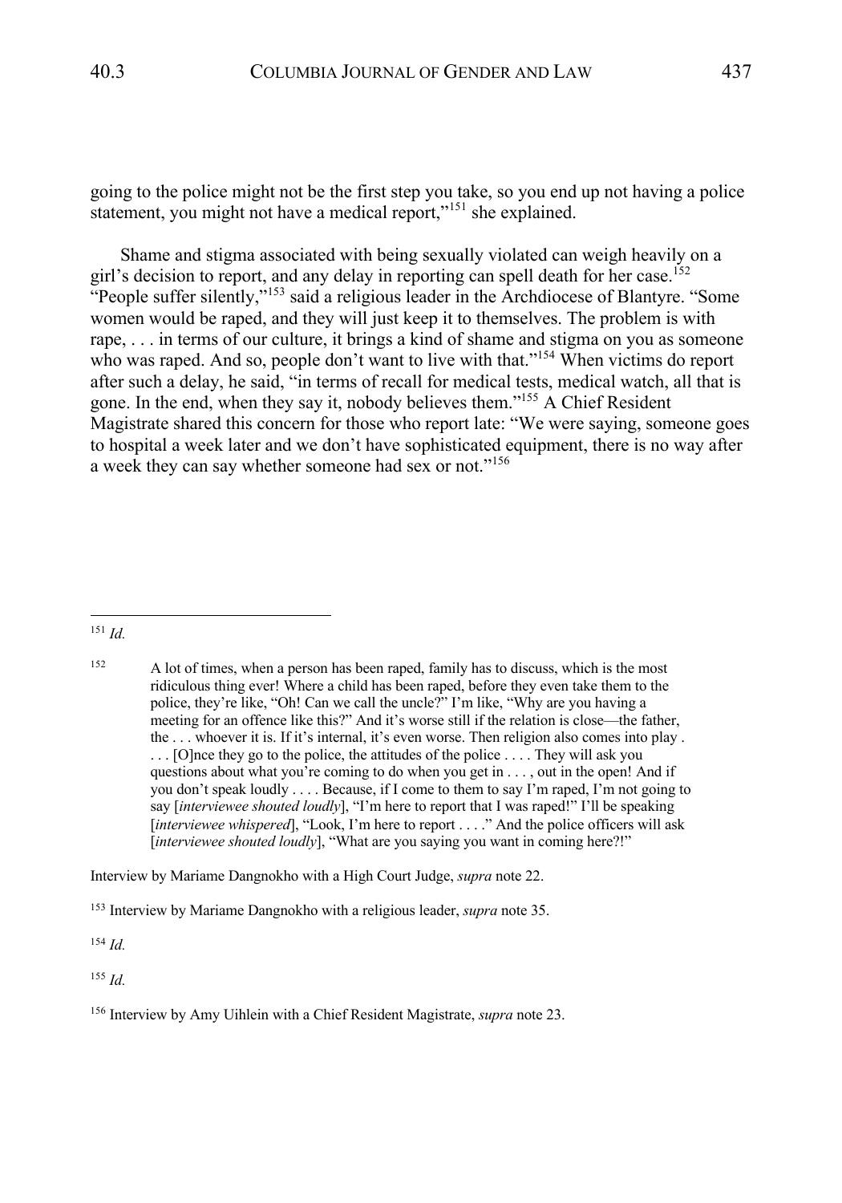going to the police might not be the first step you take, so you end up not having a police statement, you might not have a medical report,"[151] she explained.

Shame and stigma associated with being sexually violated can weigh heavily on a girl's decision to report, and any delay in reporting can spell death for her case.[152] "People suffer silently,"[153] said a religious leader in the Archdiocese of Blantyre. "Some women would be raped, and they will just keep it to themselves. The problem is with rape, . . . in terms of our culture, it brings a kind of shame and stigma on you as someone who was raped. And so, people don't want to live with that."[154] When victims do report after such a delay, he said, "in terms of recall for medical tests, medical watch, all that is gone. In the end, when they say it, nobody believes them."[155] A Chief Resident Magistrate shared this concern for those who report late: "We were saying, someone goes to hospital a week later and we don't have sophisticated equipment, there is no way after a week they can say whether someone had sex or not."[156]

---

[151] *Id.*

[152]

> A lot of times, when a person has been raped, family has to discuss, which is the most ridiculous thing ever! Where a child has been raped, before they even take them to the police, they're like, "Oh! Can we call the uncle?" I'm like, "Why are you having a meeting for an offence like this?" And it's worse still if the relation is close—the father, the . . . whoever it is. If it's internal, it's even worse. Then religion also comes into play . . . . [O]nce they go to the police, the attitudes of the police . . . . They will ask you questions about what you're coming to do when you get in . . . , out in the open! And if you don't speak loudly . . . . Because, if I come to them to say I'm raped, I'm not going to say [*interviewee shouted loudly*], "I'm here to report that I was raped!" I'll be speaking [*interviewee whispered*], "Look, I'm here to report . . . ." And the police officers will ask [*interviewee shouted loudly*], "What are you saying you want in coming here?!"

Interview by Mariame Dangnokho with a High Court Judge, *supra* note 22.

[153] Interview by Mariame Dangnokho with a religious leader, *supra* note 35.

[154] *Id.*

[155] *Id.*

[156] Interview by Amy Uihlein with a Chief Resident Magistrate, *supra* note 23.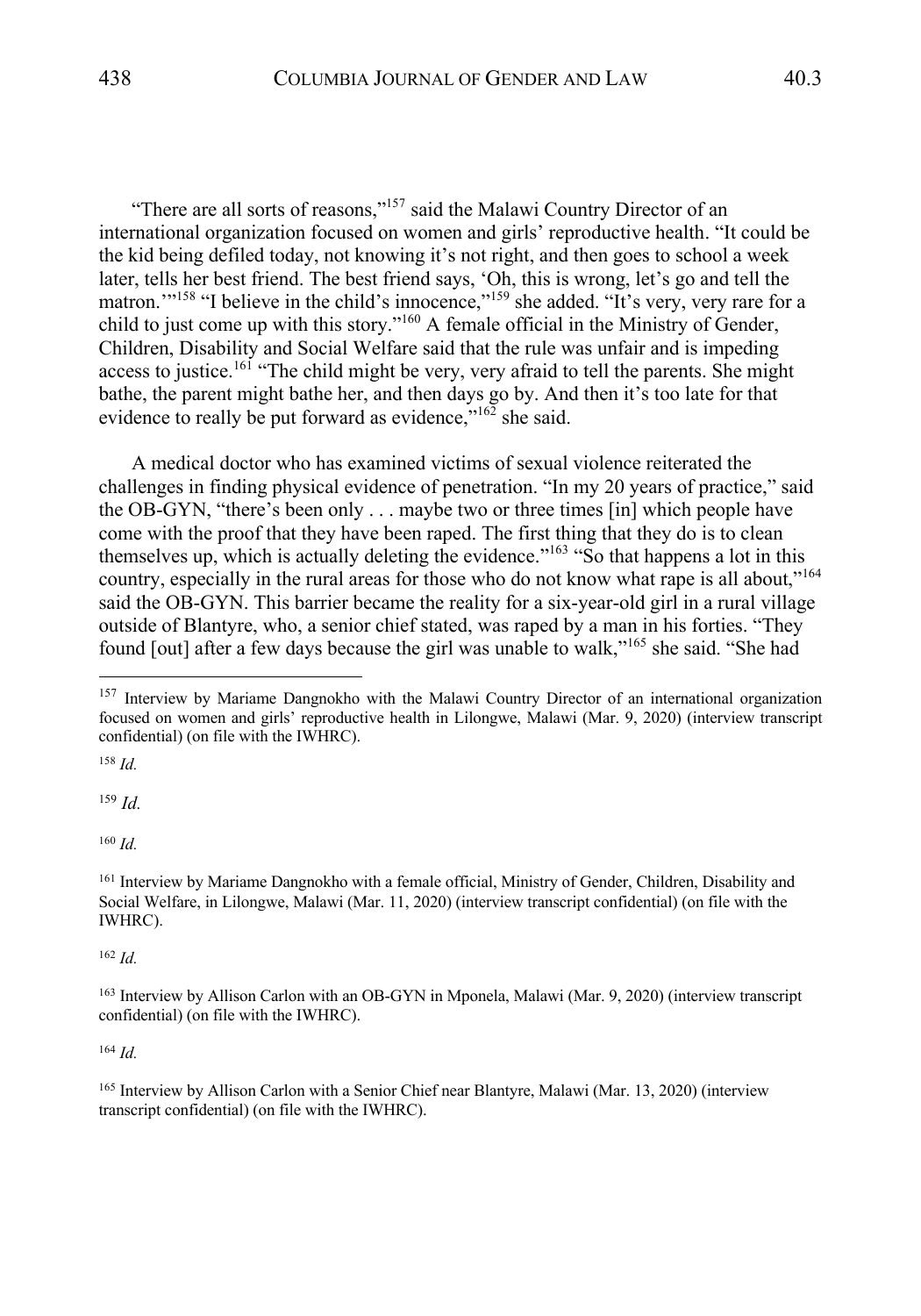"There are all sorts of reasons,"[157] said the Malawi Country Director of an international organization focused on women and girls' reproductive health. "It could be the kid being defiled today, not knowing it's not right, and then goes to school a week later, tells her best friend. The best friend says, 'Oh, this is wrong, let's go and tell the matron.'"[158] "I believe in the child's innocence,"[159] she added. "It's very, very rare for a child to just come up with this story."[160] A female official in the Ministry of Gender, Children, Disability and Social Welfare said that the rule was unfair and is impeding access to justice.[161] "The child might be very, very afraid to tell the parents. She might bathe, the parent might bathe her, and then days go by. And then it's too late for that evidence to really be put forward as evidence,"[162] she said.

A medical doctor who has examined victims of sexual violence reiterated the challenges in finding physical evidence of penetration. "In my 20 years of practice," said the OB-GYN, "there's been only . . . maybe two or three times [in] which people have come with the proof that they have been raped. The first thing that they do is to clean themselves up, which is actually deleting the evidence."[163] "So that happens a lot in this country, especially in the rural areas for those who do not know what rape is all about,"[164] said the OB-GYN. This barrier became the reality for a six-year-old girl in a rural village outside of Blantyre, who, a senior chief stated, was raped by a man in his forties. "They found [out] after a few days because the girl was unable to walk,"[165] she said. "She had

---

[157] Interview by Mariame Dangnokho with the Malawi Country Director of an international organization focused on women and girls' reproductive health in Lilongwe, Malawi (Mar. 9, 2020) (interview transcript confidential) (on file with the IWHRC).

[158] *Id.*

[159] *Id.*

[160] *Id.*

[161] Interview by Mariame Dangnokho with a female official, Ministry of Gender, Children, Disability and Social Welfare, in Lilongwe, Malawi (Mar. 11, 2020) (interview transcript confidential) (on file with the IWHRC).

[162] *Id.*

[163] Interview by Allison Carlon with an OB-GYN in Mponela, Malawi (Mar. 9, 2020) (interview transcript confidential) (on file with the IWHRC).

[164] *Id.*

[165] Interview by Allison Carlon with a Senior Chief near Blantyre, Malawi (Mar. 13, 2020) (interview transcript confidential) (on file with the IWHRC).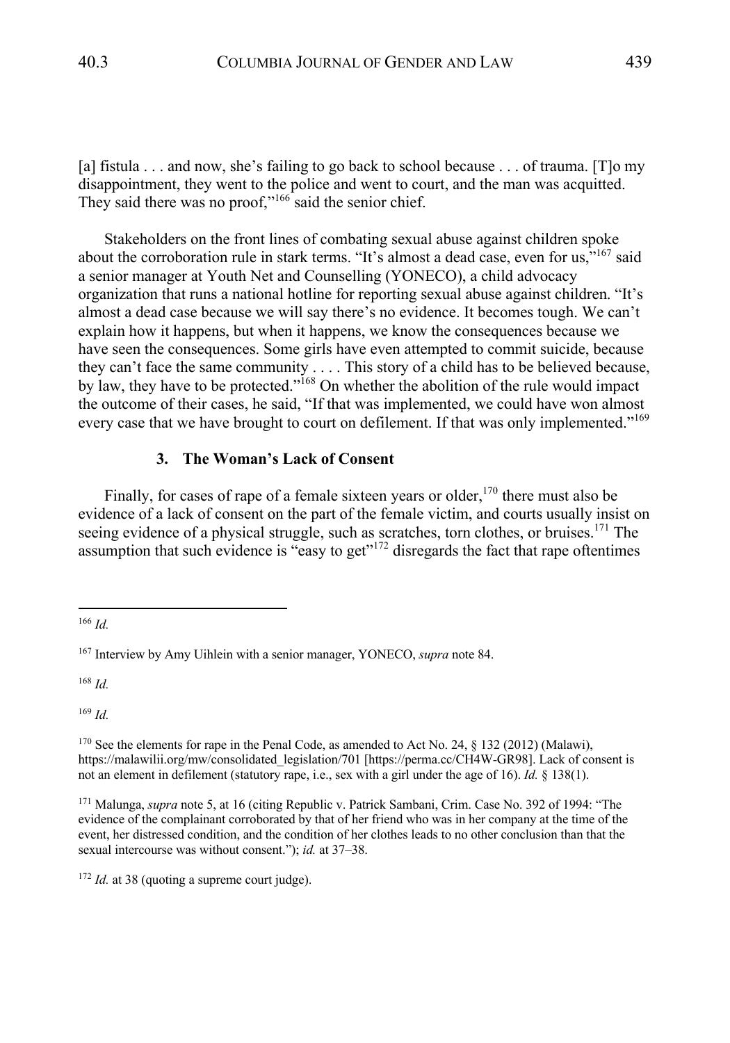[a] fistula . . . and now, she's failing to go back to school because . . . of trauma. [T]o my disappointment, they went to the police and went to court, and the man was acquitted. They said there was no proof,"[166] said the senior chief.

Stakeholders on the front lines of combating sexual abuse against children spoke about the corroboration rule in stark terms. "It's almost a dead case, even for us,"[167] said a senior manager at Youth Net and Counselling (YONECO), a child advocacy organization that runs a national hotline for reporting sexual abuse against children. "It's almost a dead case because we will say there's no evidence. It becomes tough. We can't explain how it happens, but when it happens, we know the consequences because we have seen the consequences. Some girls have even attempted to commit suicide, because they can't face the same community . . . . This story of a child has to be believed because, by law, they have to be protected."[168] On whether the abolition of the rule would impact the outcome of their cases, he said, "If that was implemented, we could have won almost every case that we have brought to court on defilement. If that was only implemented."[169]

### 3. The Woman's Lack of Consent

Finally, for cases of rape of a female sixteen years or older,[170] there must also be evidence of a lack of consent on the part of the female victim, and courts usually insist on seeing evidence of a physical struggle, such as scratches, torn clothes, or bruises.[171] The assumption that such evidence is "easy to get"[172] disregards the fact that rape oftentimes

---

[166] *Id.*

[167] Interview by Amy Uihlein with a senior manager, YONECO, *supra* note 84.

[168] *Id.*

[169] *Id.*

[170] See the elements for rape in the Penal Code, as amended to Act No. 24, § 132 (2012) (Malawi), https://malawilii.org/mw/consolidated_legislation/701 [https://perma.cc/CH4W-GR98]. Lack of consent is not an element in defilement (statutory rape, i.e., sex with a girl under the age of 16). *Id.* § 138(1).

[171] Malunga, *supra* note 5, at 16 (citing Republic v. Patrick Sambani, Crim. Case No. 392 of 1994: "The evidence of the complainant corroborated by that of her friend who was in her company at the time of the event, her distressed condition, and the condition of her clothes leads to no other conclusion than that the sexual intercourse was without consent."); *id.* at 37–38.

[172] *Id.* at 38 (quoting a supreme court judge).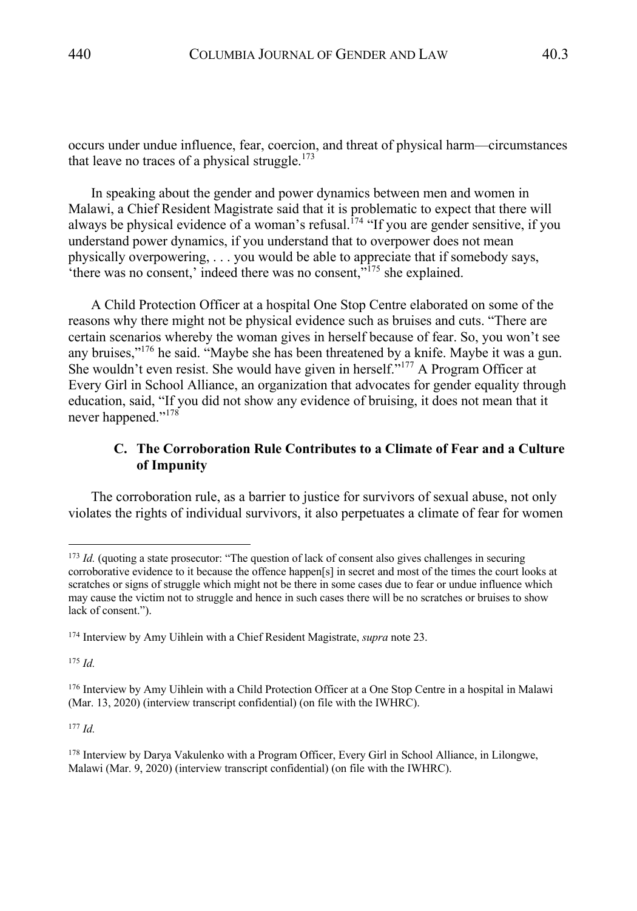occurs under undue influence, fear, coercion, and threat of physical harm—circumstances that leave no traces of a physical struggle.[173]

In speaking about the gender and power dynamics between men and women in Malawi, a Chief Resident Magistrate said that it is problematic to expect that there will always be physical evidence of a woman's refusal.[174] "If you are gender sensitive, if you understand power dynamics, if you understand that to overpower does not mean physically overpowering, . . . you would be able to appreciate that if somebody says, 'there was no consent,' indeed there was no consent,"[175] she explained.

A Child Protection Officer at a hospital One Stop Centre elaborated on some of the reasons why there might not be physical evidence such as bruises and cuts. "There are certain scenarios whereby the woman gives in herself because of fear. So, you won't see any bruises,"[176] he said. "Maybe she has been threatened by a knife. Maybe it was a gun. She wouldn't even resist. She would have given in herself."[177] A Program Officer at Every Girl in School Alliance, an organization that advocates for gender equality through education, said, "If you did not show any evidence of bruising, it does not mean that it never happened."[178]

### C. The Corroboration Rule Contributes to a Climate of Fear and a Culture of Impunity

The corroboration rule, as a barrier to justice for survivors of sexual abuse, not only violates the rights of individual survivors, it also perpetuates a climate of fear for women

---

[173] *Id.* (quoting a state prosecutor: "The question of lack of consent also gives challenges in securing corroborative evidence to it because the offence happen[s] in secret and most of the times the court looks at scratches or signs of struggle which might not be there in some cases due to fear or undue influence which may cause the victim not to struggle and hence in such cases there will be no scratches or bruises to show lack of consent.").

[174] Interview by Amy Uihlein with a Chief Resident Magistrate, *supra* note 23.

[175] *Id.*

[176] Interview by Amy Uihlein with a Child Protection Officer at a One Stop Centre in a hospital in Malawi (Mar. 13, 2020) (interview transcript confidential) (on file with the IWHRC).

[177] *Id.*

[178] Interview by Darya Vakulenko with a Program Officer, Every Girl in School Alliance, in Lilongwe, Malawi (Mar. 9, 2020) (interview transcript confidential) (on file with the IWHRC).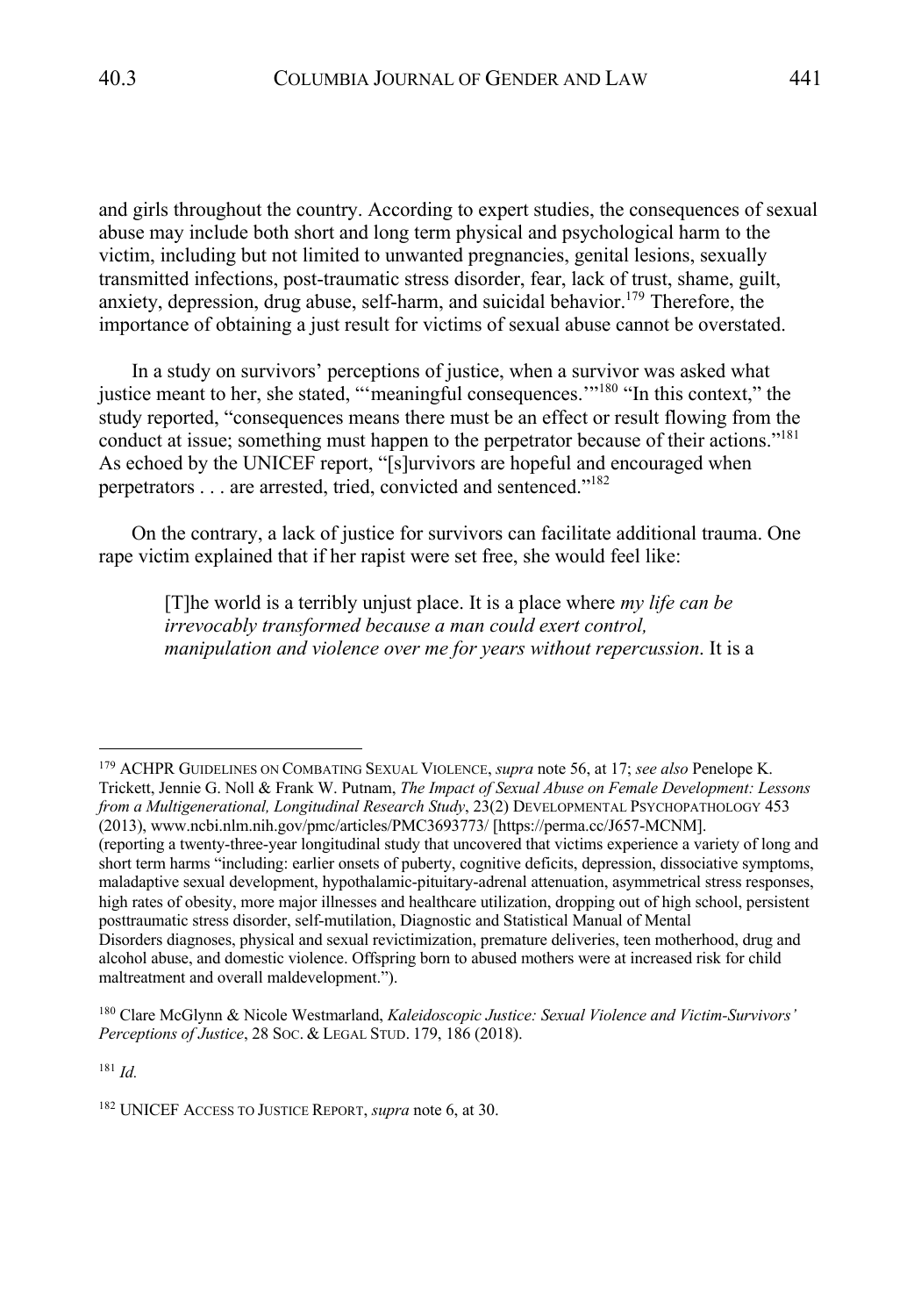and girls throughout the country. According to expert studies, the consequences of sexual abuse may include both short and long term physical and psychological harm to the victim, including but not limited to unwanted pregnancies, genital lesions, sexually transmitted infections, post-traumatic stress disorder, fear, lack of trust, shame, guilt, anxiety, depression, drug abuse, self-harm, and suicidal behavior.[179] Therefore, the importance of obtaining a just result for victims of sexual abuse cannot be overstated.

In a study on survivors' perceptions of justice, when a survivor was asked what justice meant to her, she stated, "'meaningful consequences.'"[180] "In this context," the study reported, "consequences means there must be an effect or result flowing from the conduct at issue; something must happen to the perpetrator because of their actions."[181] As echoed by the UNICEF report, "[s]urvivors are hopeful and encouraged when perpetrators . . . are arrested, tried, convicted and sentenced."[182]

On the contrary, a lack of justice for survivors can facilitate additional trauma. One rape victim explained that if her rapist were set free, she would feel like:

> [T]he world is a terribly unjust place. It is a place where *my life can be irrevocably transformed because a man could exert control, manipulation and violence over me for years without repercussion*. It is a

---

[179] ACHPR GUIDELINES ON COMBATING SEXUAL VIOLENCE, *supra* note 56, at 17; *see also* Penelope K. Trickett, Jennie G. Noll & Frank W. Putnam, *The Impact of Sexual Abuse on Female Development: Lessons from a Multigenerational, Longitudinal Research Study*, 23(2) DEVELOPMENTAL PSYCHOPATHOLOGY 453 (2013), www.ncbi.nlm.nih.gov/pmc/articles/PMC3693773/ [https://perma.cc/J657-MCNM]. (reporting a twenty-three-year longitudinal study that uncovered that victims experience a variety of long and short term harms "including: earlier onsets of puberty, cognitive deficits, depression, dissociative symptoms, maladaptive sexual development, hypothalamic-pituitary-adrenal attenuation, asymmetrical stress responses, high rates of obesity, more major illnesses and healthcare utilization, dropping out of high school, persistent posttraumatic stress disorder, self-mutilation, Diagnostic and Statistical Manual of Mental Disorders diagnoses, physical and sexual revictimization, premature deliveries, teen motherhood, drug and alcohol abuse, and domestic violence. Offspring born to abused mothers were at increased risk for child maltreatment and overall maldevelopment.").

[180] Clare McGlynn & Nicole Westmarland, *Kaleidoscopic Justice: Sexual Violence and Victim-Survivors' Perceptions of Justice*, 28 SOC. & LEGAL STUD. 179, 186 (2018).

[181] *Id.*

[182] UNICEF ACCESS TO JUSTICE REPORT, *supra* note 6, at 30.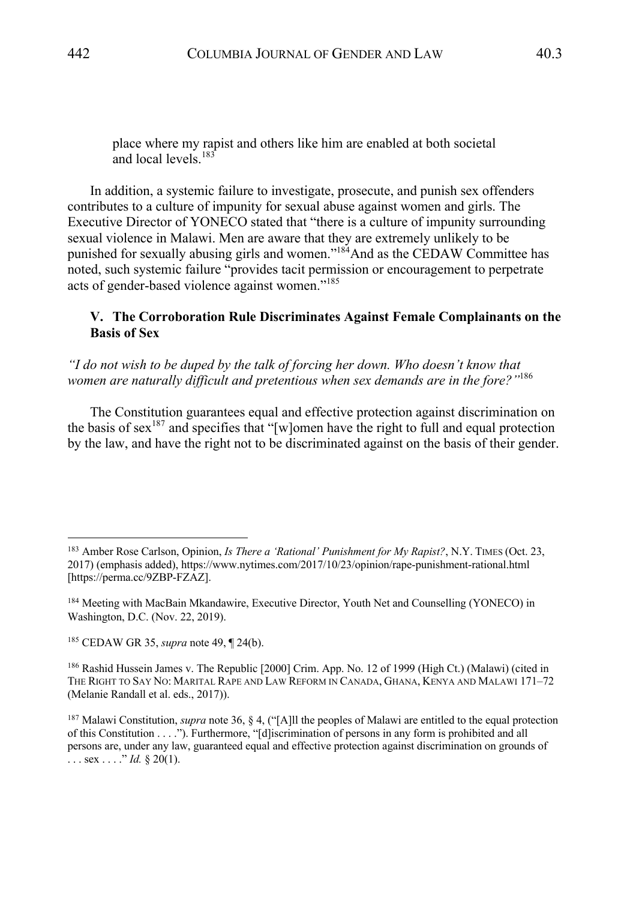> place where my rapist and others like him are enabled at both societal and local levels.[183]

In addition, a systemic failure to investigate, prosecute, and punish sex offenders contributes to a culture of impunity for sexual abuse against women and girls. The Executive Director of YONECO stated that "there is a culture of impunity surrounding sexual violence in Malawi. Men are aware that they are extremely unlikely to be punished for sexually abusing girls and women."[184] And as the CEDAW Committee has noted, such systemic failure "provides tacit permission or encouragement to perpetrate acts of gender-based violence against women."[185]

## V. The Corroboration Rule Discriminates Against Female Complainants on the Basis of Sex

*"I do not wish to be duped by the talk of forcing her down. Who doesn't know that women are naturally difficult and pretentious when sex demands are in the fore?"*[186]

The Constitution guarantees equal and effective protection against discrimination on the basis of sex[187] and specifies that "[w]omen have the right to full and equal protection by the law, and have the right not to be discriminated against on the basis of their gender.

---

[183] Amber Rose Carlson, Opinion, *Is There a 'Rational' Punishment for My Rapist?*, N.Y. TIMES (Oct. 23, 2017) (emphasis added), https://www.nytimes.com/2017/10/23/opinion/rape-punishment-rational.html [https://perma.cc/9ZBP-FZAZ].

[184] Meeting with MacBain Mkandawire, Executive Director, Youth Net and Counselling (YONECO) in Washington, D.C. (Nov. 22, 2019).

[185] CEDAW GR 35, *supra* note 49, ¶ 24(b).

[186] Rashid Hussein James v. The Republic [2000] Crim. App. No. 12 of 1999 (High Ct.) (Malawi) (cited in THE RIGHT TO SAY NO: MARITAL RAPE AND LAW REFORM IN CANADA, GHANA, KENYA AND MALAWI 171–72 (Melanie Randall et al. eds., 2017)).

[187] Malawi Constitution, *supra* note 36, § 4, ("[A]ll the peoples of Malawi are entitled to the equal protection of this Constitution . . . ."). Furthermore, "[d]iscrimination of persons in any form is prohibited and all persons are, under any law, guaranteed equal and effective protection against discrimination on grounds of . . . sex . . . ." *Id.* § 20(1).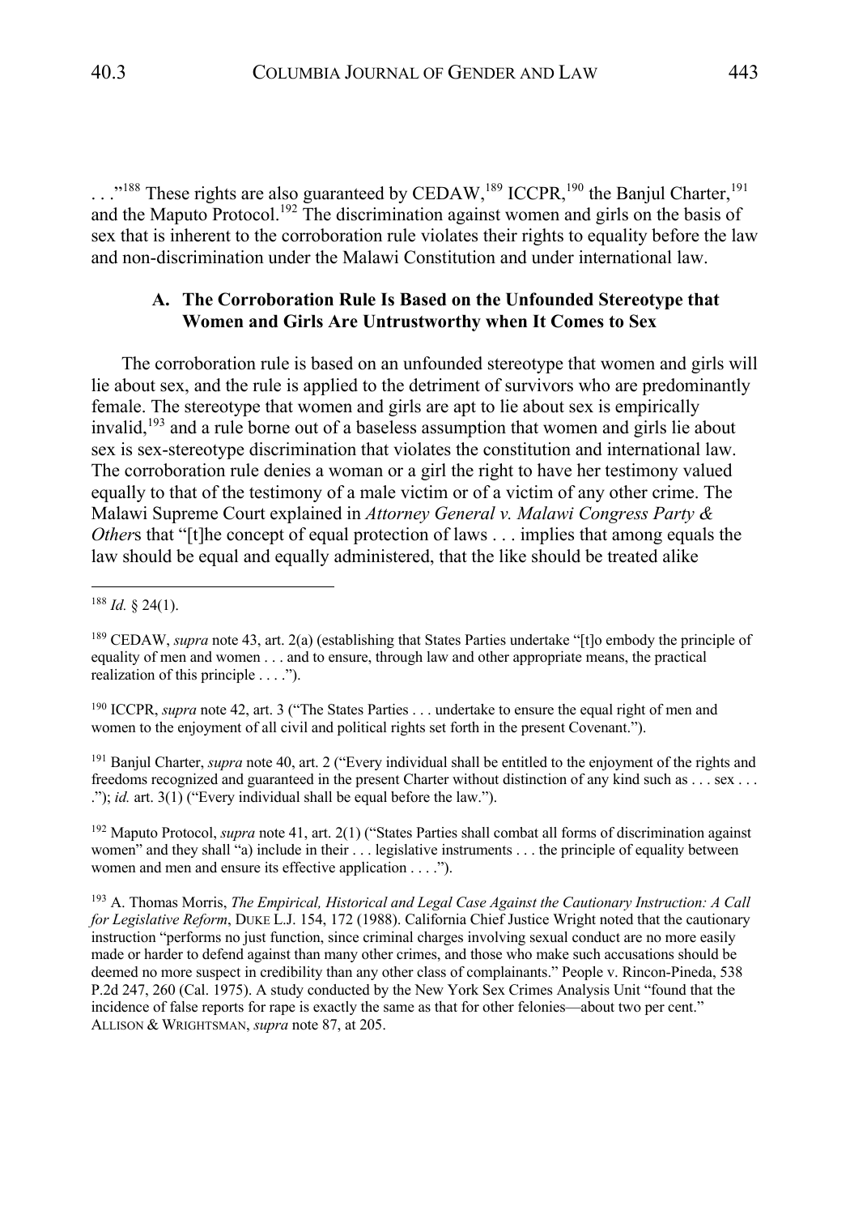. . ."[188] These rights are also guaranteed by CEDAW,[189] ICCPR,[190] the Banjul Charter,[191] and the Maputo Protocol.[192] The discrimination against women and girls on the basis of sex that is inherent to the corroboration rule violates their rights to equality before the law and non-discrimination under the Malawi Constitution and under international law.

### A. The Corroboration Rule Is Based on the Unfounded Stereotype that Women and Girls Are Untrustworthy when It Comes to Sex

The corroboration rule is based on an unfounded stereotype that women and girls will lie about sex, and the rule is applied to the detriment of survivors who are predominantly female. The stereotype that women and girls are apt to lie about sex is empirically invalid,[193] and a rule borne out of a baseless assumption that women and girls lie about sex is sex-stereotype discrimination that violates the constitution and international law. The corroboration rule denies a woman or a girl the right to have her testimony valued equally to that of the testimony of a male victim or of a victim of any other crime. The Malawi Supreme Court explained in *Attorney General v. Malawi Congress Party & Others* that "[t]he concept of equal protection of laws . . . implies that among equals the law should be equal and equally administered, that the like should be treated alike

---

[188] *Id.* § 24(1).

[189] CEDAW, *supra* note 43, art. 2(a) (establishing that States Parties undertake "[t]o embody the principle of equality of men and women . . . and to ensure, through law and other appropriate means, the practical realization of this principle . . . .").

[190] ICCPR, *supra* note 42, art. 3 ("The States Parties . . . undertake to ensure the equal right of men and women to the enjoyment of all civil and political rights set forth in the present Covenant.").

[191] Banjul Charter, *supra* note 40, art. 2 ("Every individual shall be entitled to the enjoyment of the rights and freedoms recognized and guaranteed in the present Charter without distinction of any kind such as . . . sex . . . ."); *id.* art. 3(1) ("Every individual shall be equal before the law.").

[192] Maputo Protocol, *supra* note 41, art. 2(1) ("States Parties shall combat all forms of discrimination against women" and they shall "a) include in their . . . legislative instruments . . . the principle of equality between women and men and ensure its effective application . . . .").

[193] A. Thomas Morris, *The Empirical, Historical and Legal Case Against the Cautionary Instruction: A Call for Legislative Reform*, DUKE L.J. 154, 172 (1988). California Chief Justice Wright noted that the cautionary instruction "performs no just function, since criminal charges involving sexual conduct are no more easily made or harder to defend against than many other crimes, and those who make such accusations should be deemed no more suspect in credibility than any other class of complainants." People v. Rincon-Pineda, 538 P.2d 247, 260 (Cal. 1975). A study conducted by the New York Sex Crimes Analysis Unit "found that the incidence of false reports for rape is exactly the same as that for other felonies—about two per cent." ALLISON & WRIGHTSMAN, *supra* note 87, at 205.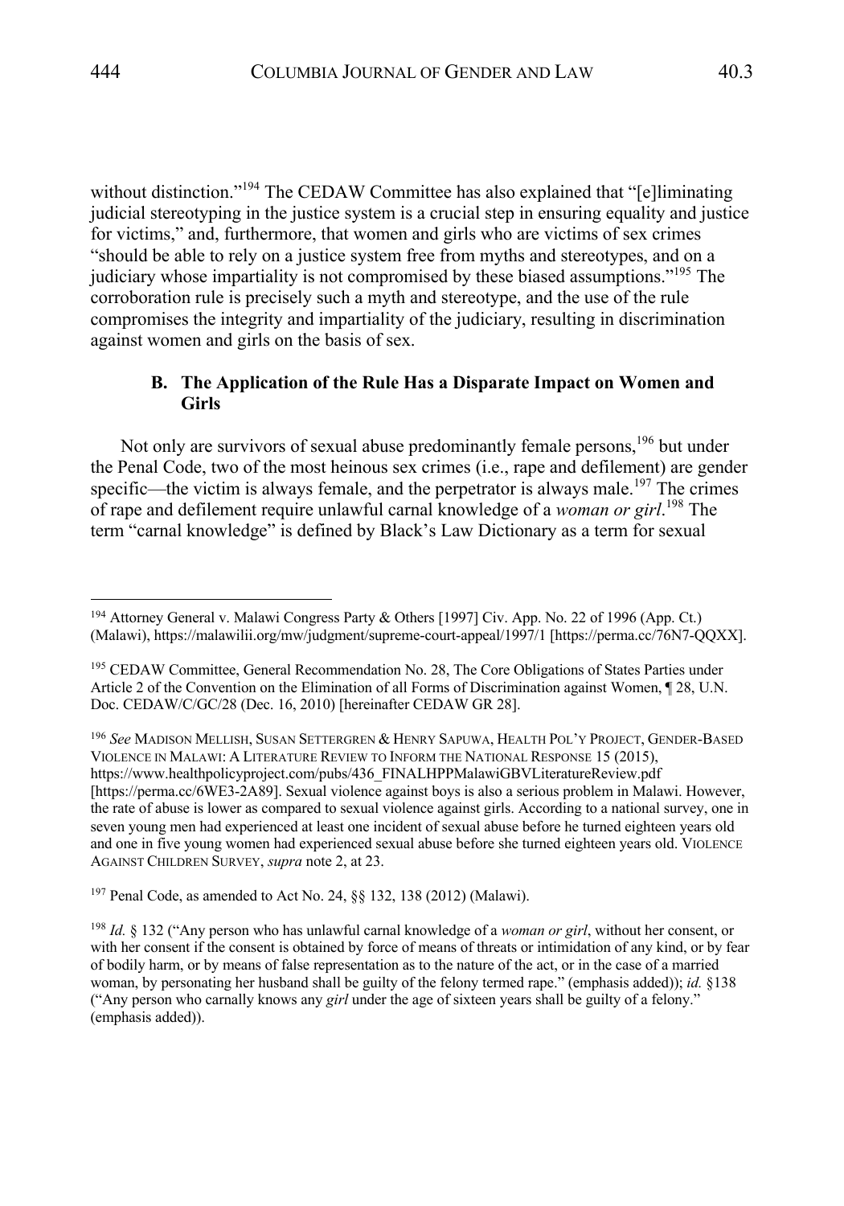without distinction."[194] The CEDAW Committee has also explained that "[e]liminating judicial stereotyping in the justice system is a crucial step in ensuring equality and justice for victims," and, furthermore, that women and girls who are victims of sex crimes "should be able to rely on a justice system free from myths and stereotypes, and on a judiciary whose impartiality is not compromised by these biased assumptions."[195] The corroboration rule is precisely such a myth and stereotype, and the use of the rule compromises the integrity and impartiality of the judiciary, resulting in discrimination against women and girls on the basis of sex.

### B. The Application of the Rule Has a Disparate Impact on Women and Girls

Not only are survivors of sexual abuse predominantly female persons,[196] but under the Penal Code, two of the most heinous sex crimes (i.e., rape and defilement) are gender specific—the victim is always female, and the perpetrator is always male.[197] The crimes of rape and defilement require unlawful carnal knowledge of a *woman or girl*.[198] The term "carnal knowledge" is defined by Black's Law Dictionary as a term for sexual

---

[194] Attorney General v. Malawi Congress Party & Others [1997] Civ. App. No. 22 of 1996 (App. Ct.) (Malawi), https://malawilii.org/mw/judgment/supreme-court-appeal/1997/1 [https://perma.cc/76N7-QQXX].

[195] CEDAW Committee, General Recommendation No. 28, The Core Obligations of States Parties under Article 2 of the Convention on the Elimination of all Forms of Discrimination against Women, ¶ 28, U.N. Doc. CEDAW/C/GC/28 (Dec. 16, 2010) [hereinafter CEDAW GR 28].

[196] *See* MADISON MELLISH, SUSAN SETTERGREN & HENRY SAPUWA, HEALTH POL'Y PROJECT, GENDER-BASED VIOLENCE IN MALAWI: A LITERATURE REVIEW TO INFORM THE NATIONAL RESPONSE 15 (2015), https://www.healthpolicyproject.com/pubs/436_FINALHPPMalawiGBVLiteratureReview.pdf [https://perma.cc/6WE3-2A89]. Sexual violence against boys is also a serious problem in Malawi. However, the rate of abuse is lower as compared to sexual violence against girls. According to a national survey, one in seven young men had experienced at least one incident of sexual abuse before he turned eighteen years old and one in five young women had experienced sexual abuse before she turned eighteen years old. VIOLENCE AGAINST CHILDREN SURVEY, *supra* note 2, at 23.

[197] Penal Code, as amended to Act No. 24, §§ 132, 138 (2012) (Malawi).

[198] *Id.* § 132 ("Any person who has unlawful carnal knowledge of a *woman or girl*, without her consent, or with her consent if the consent is obtained by force of means of threats or intimidation of any kind, or by fear of bodily harm, or by means of false representation as to the nature of the act, or in the case of a married woman, by personating her husband shall be guilty of the felony termed rape." (emphasis added)); *id.* §138 ("Any person who carnally knows any *girl* under the age of sixteen years shall be guilty of a felony." (emphasis added)).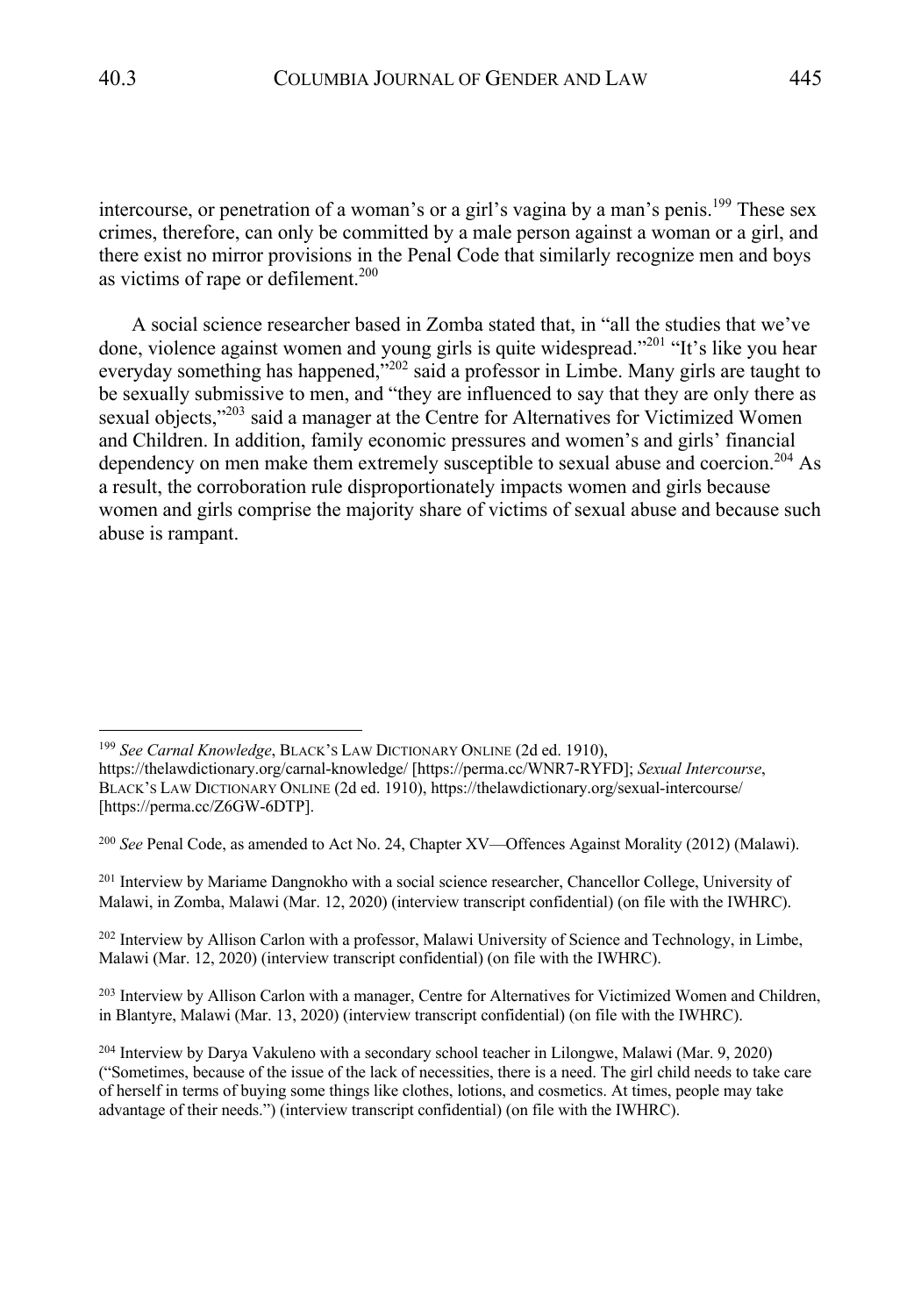intercourse, or penetration of a woman's or a girl's vagina by a man's penis.[199] These sex crimes, therefore, can only be committed by a male person against a woman or a girl, and there exist no mirror provisions in the Penal Code that similarly recognize men and boys as victims of rape or defilement.[200]

A social science researcher based in Zomba stated that, in "all the studies that we've done, violence against women and young girls is quite widespread."[201] "It's like you hear everyday something has happened,"[202] said a professor in Limbe. Many girls are taught to be sexually submissive to men, and "they are influenced to say that they are only there as sexual objects,"[203] said a manager at the Centre for Alternatives for Victimized Women and Children. In addition, family economic pressures and women's and girls' financial dependency on men make them extremely susceptible to sexual abuse and coercion.[204] As a result, the corroboration rule disproportionately impacts women and girls because women and girls comprise the majority share of victims of sexual abuse and because such abuse is rampant.

---

[199] *See Carnal Knowledge*, BLACK'S LAW DICTIONARY ONLINE (2d ed. 1910), https://thelawdictionary.org/carnal-knowledge/ [https://perma.cc/WNR7-RYFD]; *Sexual Intercourse*, BLACK'S LAW DICTIONARY ONLINE (2d ed. 1910), https://thelawdictionary.org/sexual-intercourse/ [https://perma.cc/Z6GW-6DTP].

[200] *See* Penal Code, as amended to Act No. 24, Chapter XV—Offences Against Morality (2012) (Malawi).

[201] Interview by Mariame Dangnokho with a social science researcher, Chancellor College, University of Malawi, in Zomba, Malawi (Mar. 12, 2020) (interview transcript confidential) (on file with the IWHRC).

[202] Interview by Allison Carlon with a professor, Malawi University of Science and Technology, in Limbe, Malawi (Mar. 12, 2020) (interview transcript confidential) (on file with the IWHRC).

[203] Interview by Allison Carlon with a manager, Centre for Alternatives for Victimized Women and Children, in Blantyre, Malawi (Mar. 13, 2020) (interview transcript confidential) (on file with the IWHRC).

[204] Interview by Darya Vakuleno with a secondary school teacher in Lilongwe, Malawi (Mar. 9, 2020) ("Sometimes, because of the issue of the lack of necessities, there is a need. The girl child needs to take care of herself in terms of buying some things like clothes, lotions, and cosmetics. At times, people may take advantage of their needs.") (interview transcript confidential) (on file with the IWHRC).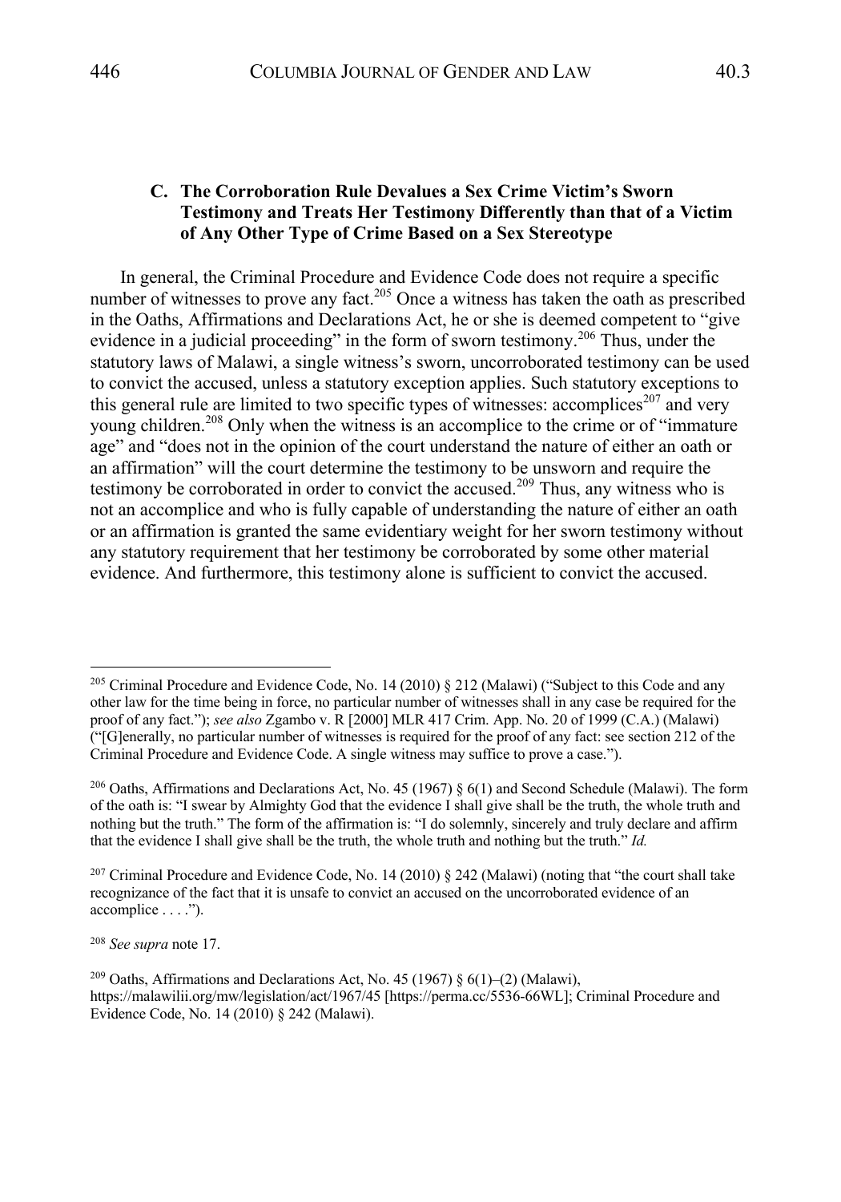### C. The Corroboration Rule Devalues a Sex Crime Victim's Sworn Testimony and Treats Her Testimony Differently than that of a Victim of Any Other Type of Crime Based on a Sex Stereotype

In general, the Criminal Procedure and Evidence Code does not require a specific number of witnesses to prove any fact.[205] Once a witness has taken the oath as prescribed in the Oaths, Affirmations and Declarations Act, he or she is deemed competent to "give evidence in a judicial proceeding" in the form of sworn testimony.[206] Thus, under the statutory laws of Malawi, a single witness's sworn, uncorroborated testimony can be used to convict the accused, unless a statutory exception applies. Such statutory exceptions to this general rule are limited to two specific types of witnesses: accomplices[207] and very young children.[208] Only when the witness is an accomplice to the crime or of "immature age" and "does not in the opinion of the court understand the nature of either an oath or an affirmation" will the court determine the testimony to be unsworn and require the testimony be corroborated in order to convict the accused.[209] Thus, any witness who is not an accomplice and who is fully capable of understanding the nature of either an oath or an affirmation is granted the same evidentiary weight for her sworn testimony without any statutory requirement that her testimony be corroborated by some other material evidence. And furthermore, this testimony alone is sufficient to convict the accused.

---

[205] Criminal Procedure and Evidence Code, No. 14 (2010) § 212 (Malawi) ("Subject to this Code and any other law for the time being in force, no particular number of witnesses shall in any case be required for the proof of any fact."); *see also* Zgambo v. R [2000] MLR 417 Crim. App. No. 20 of 1999 (C.A.) (Malawi) ("[G]enerally, no particular number of witnesses is required for the proof of any fact: see section 212 of the Criminal Procedure and Evidence Code. A single witness may suffice to prove a case.").

[206] Oaths, Affirmations and Declarations Act, No. 45 (1967) § 6(1) and Second Schedule (Malawi). The form of the oath is: "I swear by Almighty God that the evidence I shall give shall be the truth, the whole truth and nothing but the truth." The form of the affirmation is: "I do solemnly, sincerely and truly declare and affirm that the evidence I shall give shall be the truth, the whole truth and nothing but the truth." *Id.*

[207] Criminal Procedure and Evidence Code, No. 14 (2010) § 242 (Malawi) (noting that "the court shall take recognizance of the fact that it is unsafe to convict an accused on the uncorroborated evidence of an accomplice . . . .").

[208] *See supra* note 17.

[209] Oaths, Affirmations and Declarations Act, No. 45 (1967) § 6(1)–(2) (Malawi), https://malawilii.org/mw/legislation/act/1967/45 [https://perma.cc/5536-66WL]; Criminal Procedure and Evidence Code, No. 14 (2010) § 242 (Malawi).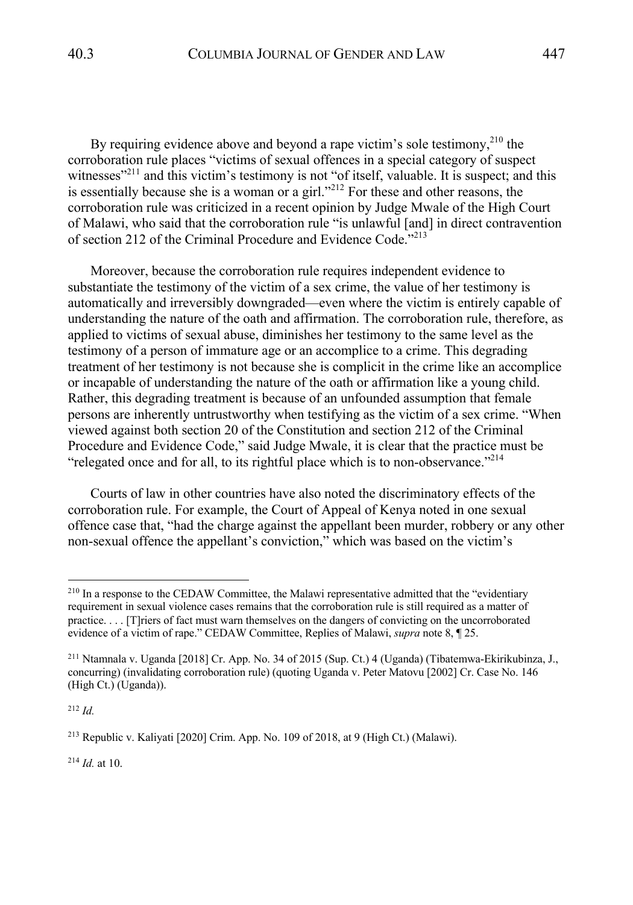By requiring evidence above and beyond a rape victim's sole testimony,[210] the corroboration rule places "victims of sexual offences in a special category of suspect witnesses"[211] and this victim's testimony is not "of itself, valuable. It is suspect; and this is essentially because she is a woman or a girl."[212] For these and other reasons, the corroboration rule was criticized in a recent opinion by Judge Mwale of the High Court of Malawi, who said that the corroboration rule "is unlawful [and] in direct contravention of section 212 of the Criminal Procedure and Evidence Code."[213]

Moreover, because the corroboration rule requires independent evidence to substantiate the testimony of the victim of a sex crime, the value of her testimony is automatically and irreversibly downgraded—even where the victim is entirely capable of understanding the nature of the oath and affirmation. The corroboration rule, therefore, as applied to victims of sexual abuse, diminishes her testimony to the same level as the testimony of a person of immature age or an accomplice to a crime. This degrading treatment of her testimony is not because she is complicit in the crime like an accomplice or incapable of understanding the nature of the oath or affirmation like a young child. Rather, this degrading treatment is because of an unfounded assumption that female persons are inherently untrustworthy when testifying as the victim of a sex crime. "When viewed against both section 20 of the Constitution and section 212 of the Criminal Procedure and Evidence Code," said Judge Mwale, it is clear that the practice must be "relegated once and for all, to its rightful place which is to non-observance."[214]

Courts of law in other countries have also noted the discriminatory effects of the corroboration rule. For example, the Court of Appeal of Kenya noted in one sexual offence case that, "had the charge against the appellant been murder, robbery or any other non-sexual offence the appellant's conviction," which was based on the victim's

---

[210] In a response to the CEDAW Committee, the Malawi representative admitted that the "evidentiary requirement in sexual violence cases remains that the corroboration rule is still required as a matter of practice. . . . [T]riers of fact must warn themselves on the dangers of convicting on the uncorroborated evidence of a victim of rape." CEDAW Committee, Replies of Malawi, *supra* note 8, ¶ 25.

[211] Ntamnala v. Uganda [2018] Cr. App. No. 34 of 2015 (Sup. Ct.) 4 (Uganda) (Tibatemwa-Ekirikubinza, J., concurring) (invalidating corroboration rule) (quoting Uganda v. Peter Matovu [2002] Cr. Case No. 146 (High Ct.) (Uganda)).

[212] *Id.*

[213] Republic v. Kaliyati [2020] Crim. App. No. 109 of 2018, at 9 (High Ct.) (Malawi).

[214] *Id.* at 10.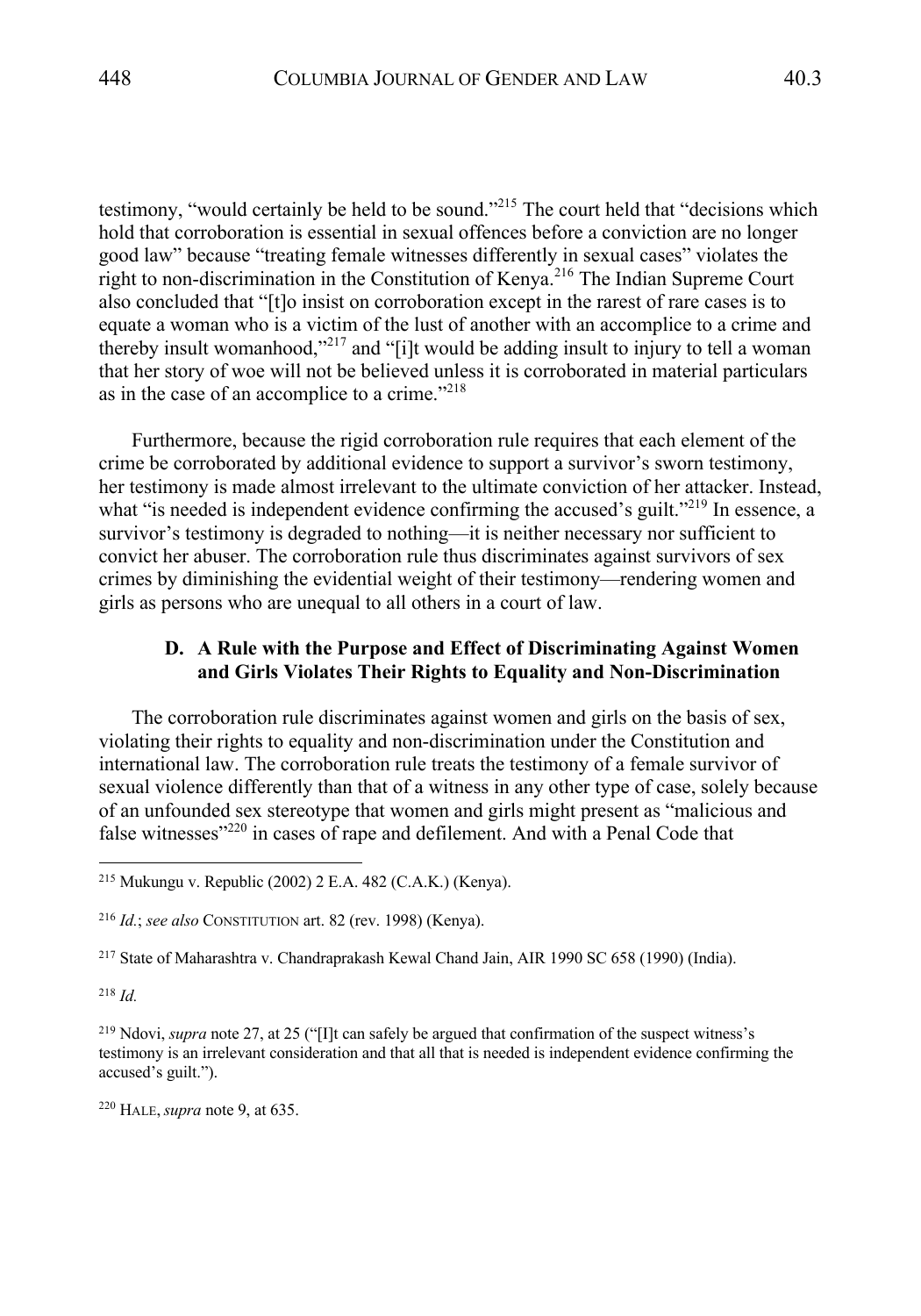testimony, "would certainly be held to be sound."[215] The court held that "decisions which hold that corroboration is essential in sexual offences before a conviction are no longer good law" because "treating female witnesses differently in sexual cases" violates the right to non-discrimination in the Constitution of Kenya.[216] The Indian Supreme Court also concluded that "[t]o insist on corroboration except in the rarest of rare cases is to equate a woman who is a victim of the lust of another with an accomplice to a crime and thereby insult womanhood,"[217] and "[i]t would be adding insult to injury to tell a woman that her story of woe will not be believed unless it is corroborated in material particulars as in the case of an accomplice to a crime."[218]

Furthermore, because the rigid corroboration rule requires that each element of the crime be corroborated by additional evidence to support a survivor's sworn testimony, her testimony is made almost irrelevant to the ultimate conviction of her attacker. Instead, what "is needed is independent evidence confirming the accused's guilt."[219] In essence, a survivor's testimony is degraded to nothing—it is neither necessary nor sufficient to convict her abuser. The corroboration rule thus discriminates against survivors of sex crimes by diminishing the evidential weight of their testimony—rendering women and girls as persons who are unequal to all others in a court of law.

### D. A Rule with the Purpose and Effect of Discriminating Against Women and Girls Violates Their Rights to Equality and Non-Discrimination

The corroboration rule discriminates against women and girls on the basis of sex, violating their rights to equality and non-discrimination under the Constitution and international law. The corroboration rule treats the testimony of a female survivor of sexual violence differently than that of a witness in any other type of case, solely because of an unfounded sex stereotype that women and girls might present as "malicious and false witnesses"[220] in cases of rape and defilement. And with a Penal Code that

---

[215] Mukungu v. Republic (2002) 2 E.A. 482 (C.A.K.) (Kenya).

[216] *Id.*; *see also* CONSTITUTION art. 82 (rev. 1998) (Kenya).

[217] State of Maharashtra v. Chandraprakash Kewal Chand Jain, AIR 1990 SC 658 (1990) (India).

[218] *Id.*

[219] Ndovi, *supra* note 27, at 25 ("[I]t can safely be argued that confirmation of the suspect witness's testimony is an irrelevant consideration and that all that is needed is independent evidence confirming the accused's guilt.").

[220] HALE, *supra* note 9, at 635.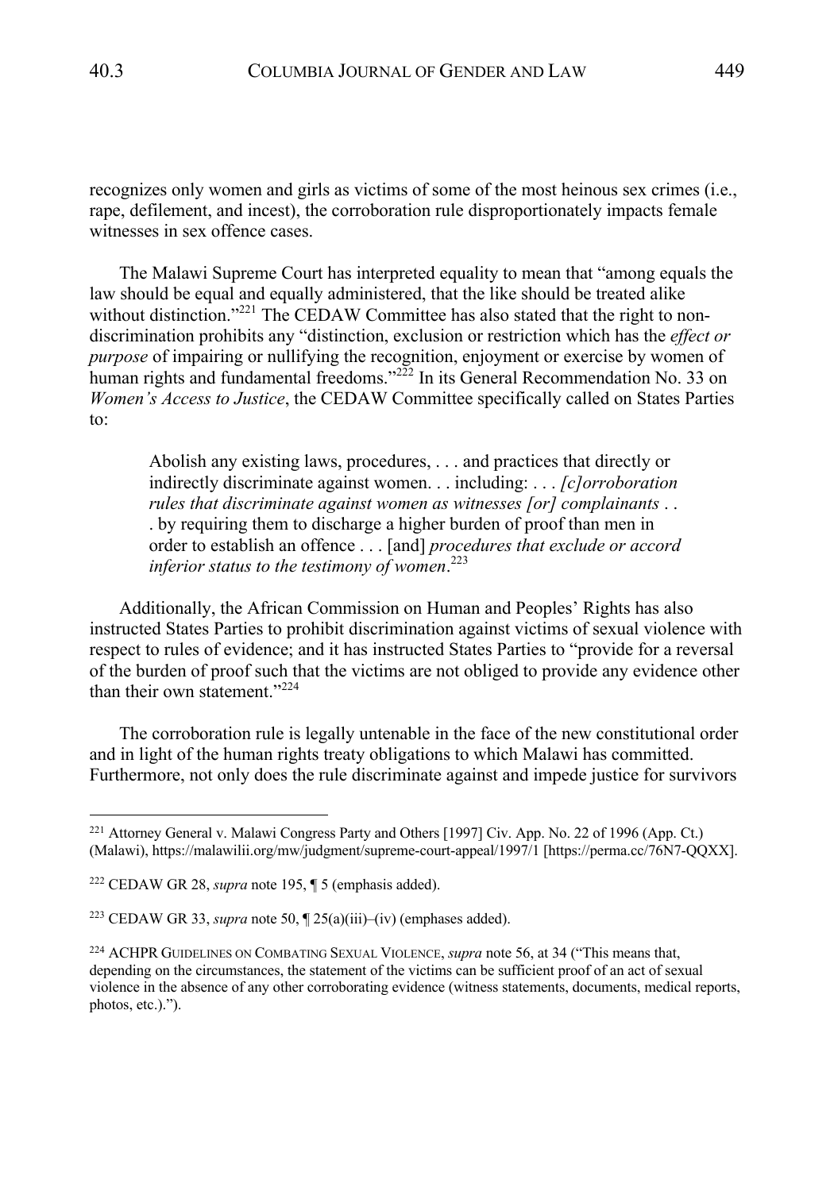recognizes only women and girls as victims of some of the most heinous sex crimes (i.e., rape, defilement, and incest), the corroboration rule disproportionately impacts female witnesses in sex offence cases.

The Malawi Supreme Court has interpreted equality to mean that "among equals the law should be equal and equally administered, that the like should be treated alike without distinction."[221] The CEDAW Committee has also stated that the right to non-discrimination prohibits any "distinction, exclusion or restriction which has the *effect or purpose* of impairing or nullifying the recognition, enjoyment or exercise by women of human rights and fundamental freedoms."[222] In its General Recommendation No. 33 on *Women's Access to Justice*, the CEDAW Committee specifically called on States Parties to:

> Abolish any existing laws, procedures, . . . and practices that directly or indirectly discriminate against women. . . including: . . . *[c]orroboration rules that discriminate against women as witnesses [or] complainants . . .* by requiring them to discharge a higher burden of proof than men in order to establish an offence . . . [and] *procedures that exclude or accord inferior status to the testimony of women*.[223]

Additionally, the African Commission on Human and Peoples' Rights has also instructed States Parties to prohibit discrimination against victims of sexual violence with respect to rules of evidence; and it has instructed States Parties to "provide for a reversal of the burden of proof such that the victims are not obliged to provide any evidence other than their own statement."[224]

The corroboration rule is legally untenable in the face of the new constitutional order and in light of the human rights treaty obligations to which Malawi has committed. Furthermore, not only does the rule discriminate against and impede justice for survivors

---

[221] Attorney General v. Malawi Congress Party and Others [1997] Civ. App. No. 22 of 1996 (App. Ct.) (Malawi), https://malawilii.org/mw/judgment/supreme-court-appeal/1997/1 [https://perma.cc/76N7-QQXX].

[222] CEDAW GR 28, *supra* note 195, ¶ 5 (emphasis added).

[223] CEDAW GR 33, *supra* note 50, ¶ 25(a)(iii)–(iv) (emphases added).

[224] ACHPR GUIDELINES ON COMBATING SEXUAL VIOLENCE, *supra* note 56, at 34 ("This means that, depending on the circumstances, the statement of the victims can be sufficient proof of an act of sexual violence in the absence of any other corroborating evidence (witness statements, documents, medical reports, photos, etc.).").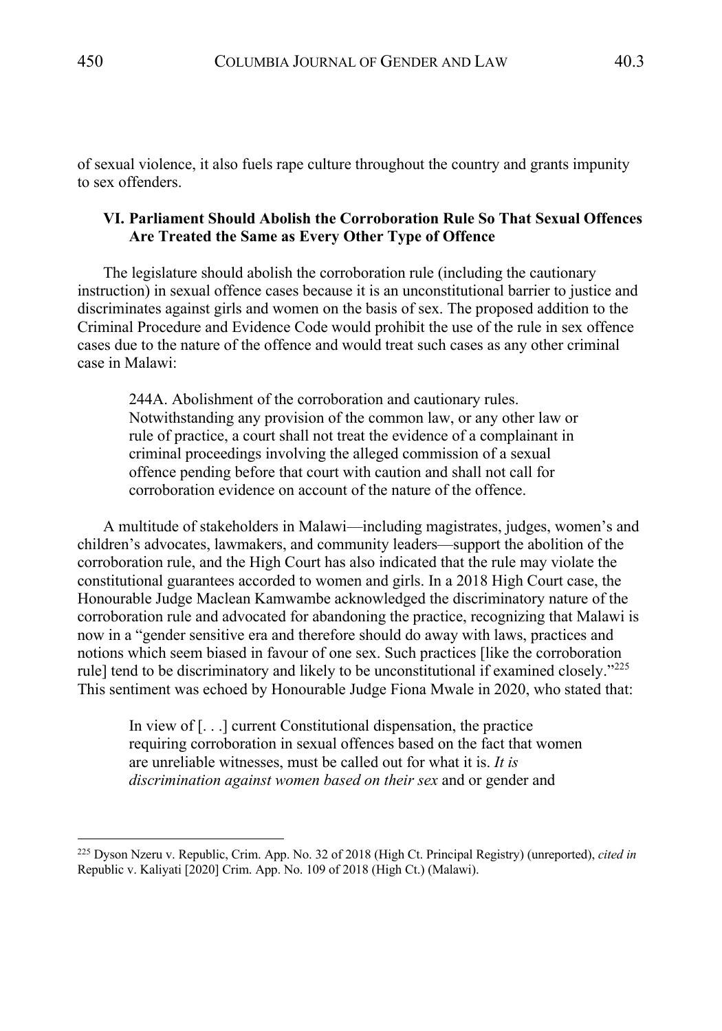of sexual violence, it also fuels rape culture throughout the country and grants impunity to sex offenders.

## VI. Parliament Should Abolish the Corroboration Rule So That Sexual Offences Are Treated the Same as Every Other Type of Offence

The legislature should abolish the corroboration rule (including the cautionary instruction) in sexual offence cases because it is an unconstitutional barrier to justice and discriminates against girls and women on the basis of sex. The proposed addition to the Criminal Procedure and Evidence Code would prohibit the use of the rule in sex offence cases due to the nature of the offence and would treat such cases as any other criminal case in Malawi:

> 244A. Abolishment of the corroboration and cautionary rules. Notwithstanding any provision of the common law, or any other law or rule of practice, a court shall not treat the evidence of a complainant in criminal proceedings involving the alleged commission of a sexual offence pending before that court with caution and shall not call for corroboration evidence on account of the nature of the offence.

A multitude of stakeholders in Malawi—including magistrates, judges, women's and children's advocates, lawmakers, and community leaders—support the abolition of the corroboration rule, and the High Court has also indicated that the rule may violate the constitutional guarantees accorded to women and girls. In a 2018 High Court case, the Honourable Judge Maclean Kamwambe acknowledged the discriminatory nature of the corroboration rule and advocated for abandoning the practice, recognizing that Malawi is now in a "gender sensitive era and therefore should do away with laws, practices and notions which seem biased in favour of one sex. Such practices [like the corroboration rule] tend to be discriminatory and likely to be unconstitutional if examined closely."[225] This sentiment was echoed by Honourable Judge Fiona Mwale in 2020, who stated that:

> In view of [. . .] current Constitutional dispensation, the practice requiring corroboration in sexual offences based on the fact that women are unreliable witnesses, must be called out for what it is. *It is discrimination against women based on their sex* and or gender and

[225] Dyson Nzeru v. Republic, Crim. App. No. 32 of 2018 (High Ct. Principal Registry) (unreported), *cited in* Republic v. Kaliyati [2020] Crim. App. No. 109 of 2018 (High Ct.) (Malawi).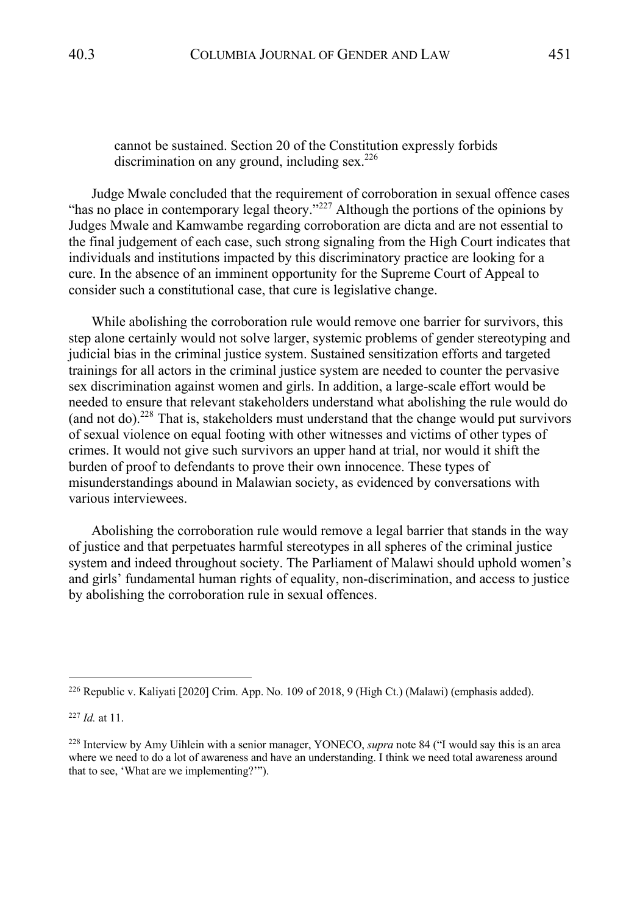> cannot be sustained. Section 20 of the Constitution expressly forbids discrimination on any ground, including sex.[226]

Judge Mwale concluded that the requirement of corroboration in sexual offence cases "has no place in contemporary legal theory."[227] Although the portions of the opinions by Judges Mwale and Kamwambe regarding corroboration are dicta and are not essential to the final judgement of each case, such strong signaling from the High Court indicates that individuals and institutions impacted by this discriminatory practice are looking for a cure. In the absence of an imminent opportunity for the Supreme Court of Appeal to consider such a constitutional case, that cure is legislative change.

While abolishing the corroboration rule would remove one barrier for survivors, this step alone certainly would not solve larger, systemic problems of gender stereotyping and judicial bias in the criminal justice system. Sustained sensitization efforts and targeted trainings for all actors in the criminal justice system are needed to counter the pervasive sex discrimination against women and girls. In addition, a large-scale effort would be needed to ensure that relevant stakeholders understand what abolishing the rule would do (and not do).[228] That is, stakeholders must understand that the change would put survivors of sexual violence on equal footing with other witnesses and victims of other types of crimes. It would not give such survivors an upper hand at trial, nor would it shift the burden of proof to defendants to prove their own innocence. These types of misunderstandings abound in Malawian society, as evidenced by conversations with various interviewees.

Abolishing the corroboration rule would remove a legal barrier that stands in the way of justice and that perpetuates harmful stereotypes in all spheres of the criminal justice system and indeed throughout society. The Parliament of Malawi should uphold women's and girls' fundamental human rights of equality, non-discrimination, and access to justice by abolishing the corroboration rule in sexual offences.

---

[226] Republic v. Kaliyati [2020] Crim. App. No. 109 of 2018, 9 (High Ct.) (Malawi) (emphasis added).

[227] *Id.* at 11.

[228] Interview by Amy Uihlein with a senior manager, YONECO, *supra* note 84 ("I would say this is an area where we need to do a lot of awareness and have an understanding. I think we need total awareness around that to see, 'What are we implementing?'").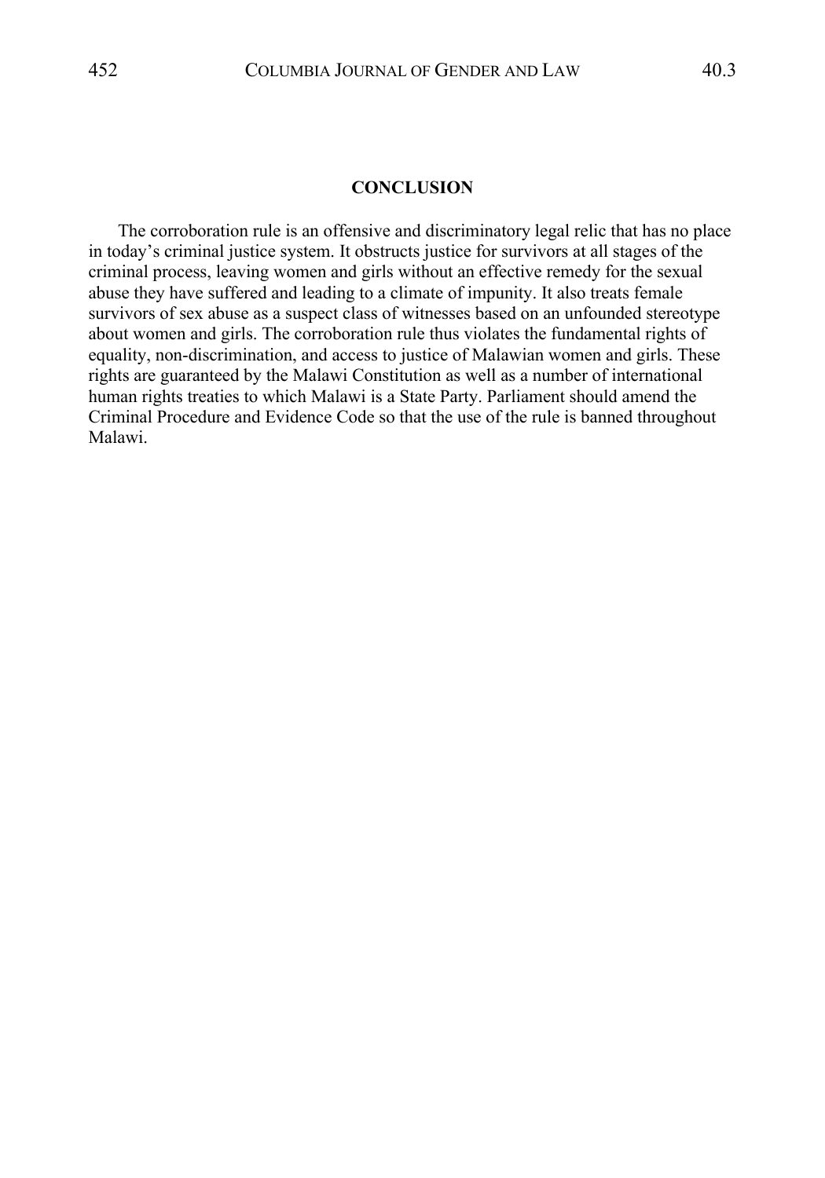## CONCLUSION

The corroboration rule is an offensive and discriminatory legal relic that has no place in today's criminal justice system. It obstructs justice for survivors at all stages of the criminal process, leaving women and girls without an effective remedy for the sexual abuse they have suffered and leading to a climate of impunity. It also treats female survivors of sex abuse as a suspect class of witnesses based on an unfounded stereotype about women and girls. The corroboration rule thus violates the fundamental rights of equality, non-discrimination, and access to justice of Malawian women and girls. These rights are guaranteed by the Malawi Constitution as well as a number of international human rights treaties to which Malawi is a State Party. Parliament should amend the Criminal Procedure and Evidence Code so that the use of the rule is banned throughout Malawi.